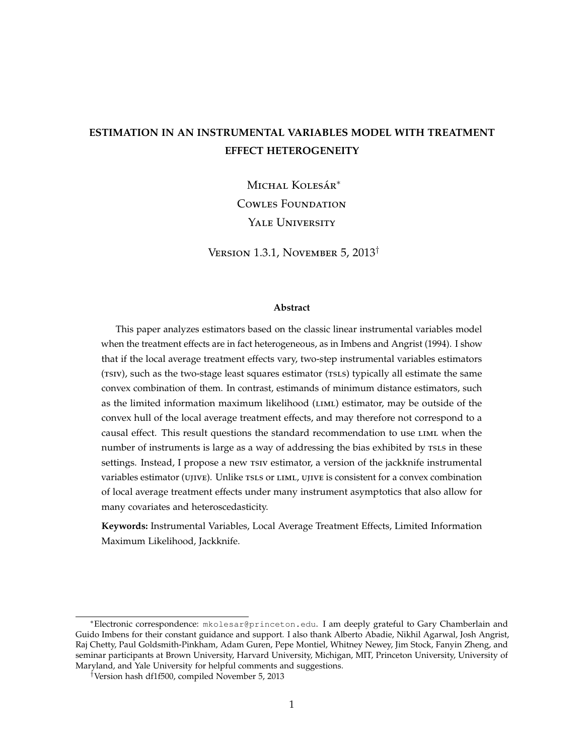# ESTIMATION IN AN INSTRUMENTAL VARIABLES MODEL WITH TREATMENT EFFECT HETEROGENEITY

Michal Kolesár*

Cowles Foundation

Yale University

Version 1.3.1, November 5, 2013†

### Abstract

This paper analyzes estimators based on the classic linear instrumental variables model when the treatment effects are in fact heterogeneous, as in Imbens and Angrist (1994). I show that if the local average treatment effects vary, two-step instrumental variables estimators (tsiv), such as the two-stage least squares estimator (tsls) typically all estimate the same convex combination of them. In contrast, estimands of minimum distance estimators, such as the limited information maximum likelihood (liml) estimator, may be outside of the convex hull of the local average treatment effects, and may therefore not correspond to a causal effect. This result questions the standard recommendation to use liml when the number of instruments is large as a way of addressing the bias exhibited by tsls in these settings. Instead, I propose a new tsiv estimator, a version of the jackknife instrumental variables estimator (ujive). Unlike tsls or liml, ujive is consistent for a convex combination of local average treatment effects under many instrument asymptotics that also allow for many covariates and heteroscedasticity.

**Keywords:** Instrumental Variables, Local Average Treatment Effects, Limited Information Maximum Likelihood, Jackknife.

---

*Electronic correspondence: mkolesar@princeton.edu. I am deeply grateful to Gary Chamberlain and Guido Imbens for their constant guidance and support. I also thank Alberto Abadie, Nikhil Agarwal, Josh Angrist, Raj Chetty, Paul Goldsmith-Pinkham, Adam Guren, Pepe Montiel, Whitney Newey, Jim Stock, Fanyin Zheng, and seminar participants at Brown University, Harvard University, Michigan, MIT, Princeton University, University of Maryland, and Yale University for helpful comments and suggestions.

†Version hash df1f500, compiled November 5, 2013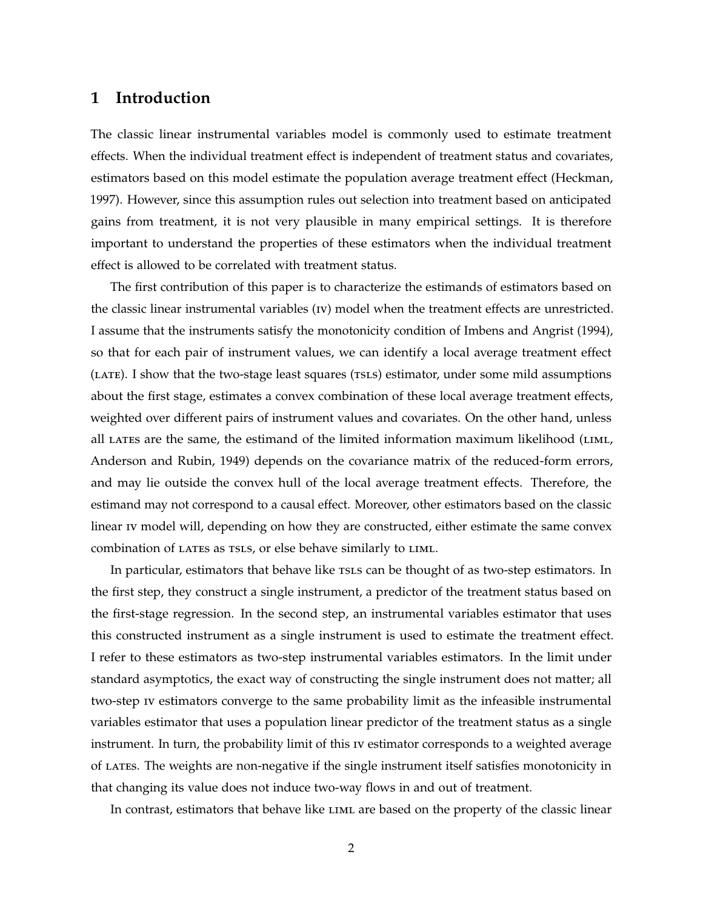## 1 Introduction

The classic linear instrumental variables model is commonly used to estimate treatment effects. When the individual treatment effect is independent of treatment status and covariates, estimators based on this model estimate the population average treatment effect (Heckman, 1997). However, since this assumption rules out selection into treatment based on anticipated gains from treatment, it is not very plausible in many empirical settings. It is therefore important to understand the properties of these estimators when the individual treatment effect is allowed to be correlated with treatment status.

The first contribution of this paper is to characterize the estimands of estimators based on the classic linear instrumental variables (IV) model when the treatment effects are unrestricted. I assume that the instruments satisfy the monotonicity condition of Imbens and Angrist (1994), so that for each pair of instrument values, we can identify a local average treatment effect (LATE). I show that the two-stage least squares (TSLS) estimator, under some mild assumptions about the first stage, estimates a convex combination of these local average treatment effects, weighted over different pairs of instrument values and covariates. On the other hand, unless all LATEs are the same, the estimand of the limited information maximum likelihood (LIML, Anderson and Rubin, 1949) depends on the covariance matrix of the reduced-form errors, and may lie outside the convex hull of the local average treatment effects. Therefore, the estimand may not correspond to a causal effect. Moreover, other estimators based on the classic linear IV model will, depending on how they are constructed, either estimate the same convex combination of LATEs as TSLS, or else behave similarly to LIML.

In particular, estimators that behave like TSLS can be thought of as two-step estimators. In the first step, they construct a single instrument, a predictor of the treatment status based on the first-stage regression. In the second step, an instrumental variables estimator that uses this constructed instrument as a single instrument is used to estimate the treatment effect. I refer to these estimators as two-step instrumental variables estimators. In the limit under standard asymptotics, the exact way of constructing the single instrument does not matter; all two-step IV estimators converge to the same probability limit as the infeasible instrumental variables estimator that uses a population linear predictor of the treatment status as a single instrument. In turn, the probability limit of this IV estimator corresponds to a weighted average of LATEs. The weights are non-negative if the single instrument itself satisfies monotonicity in that changing its value does not induce two-way flows in and out of treatment.

In contrast, estimators that behave like LIML are based on the property of the classic linear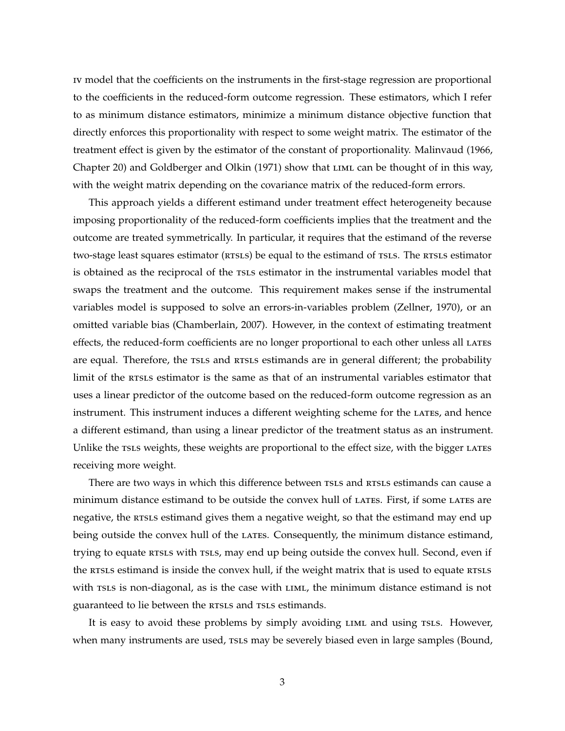IV model that the coefficients on the instruments in the first-stage regression are proportional to the coefficients in the reduced-form outcome regression. These estimators, which I refer to as minimum distance estimators, minimize a minimum distance objective function that directly enforces this proportionality with respect to some weight matrix. The estimator of the treatment effect is given by the estimator of the constant of proportionality. Malinvaud (1966, Chapter 20) and Goldberger and Olkin (1971) show that LIML can be thought of in this way, with the weight matrix depending on the covariance matrix of the reduced-form errors.

This approach yields a different estimand under treatment effect heterogeneity because imposing proportionality of the reduced-form coefficients implies that the treatment and the outcome are treated symmetrically. In particular, it requires that the estimand of the reverse two-stage least squares estimator (RTSLS) be equal to the estimand of TSLS. The RTSLS estimator is obtained as the reciprocal of the TSLS estimator in the instrumental variables model that swaps the treatment and the outcome. This requirement makes sense if the instrumental variables model is supposed to solve an errors-in-variables problem (Zellner, 1970), or an omitted variable bias (Chamberlain, 2007). However, in the context of estimating treatment effects, the reduced-form coefficients are no longer proportional to each other unless all LATES are equal. Therefore, the TSLS and RTSLS estimands are in general different; the probability limit of the RTSLS estimator is the same as that of an instrumental variables estimator that uses a linear predictor of the outcome based on the reduced-form outcome regression as an instrument. This instrument induces a different weighting scheme for the LATES, and hence a different estimand, than using a linear predictor of the treatment status as an instrument. Unlike the TSLS weights, these weights are proportional to the effect size, with the bigger LATES receiving more weight.

There are two ways in which this difference between TSLS and RTSLS estimands can cause a minimum distance estimand to be outside the convex hull of LATES. First, if some LATES are negative, the RTSLS estimand gives them a negative weight, so that the estimand may end up being outside the convex hull of the LATES. Consequently, the minimum distance estimand, trying to equate RTSLS with TSLS, may end up being outside the convex hull. Second, even if the RTSLS estimand is inside the convex hull, if the weight matrix that is used to equate RTSLS with TSLS is non-diagonal, as is the case with LIML, the minimum distance estimand is not guaranteed to lie between the RTSLS and TSLS estimands.

It is easy to avoid these problems by simply avoiding LIML and using TSLS. However, when many instruments are used, TSLS may be severely biased even in large samples (Bound,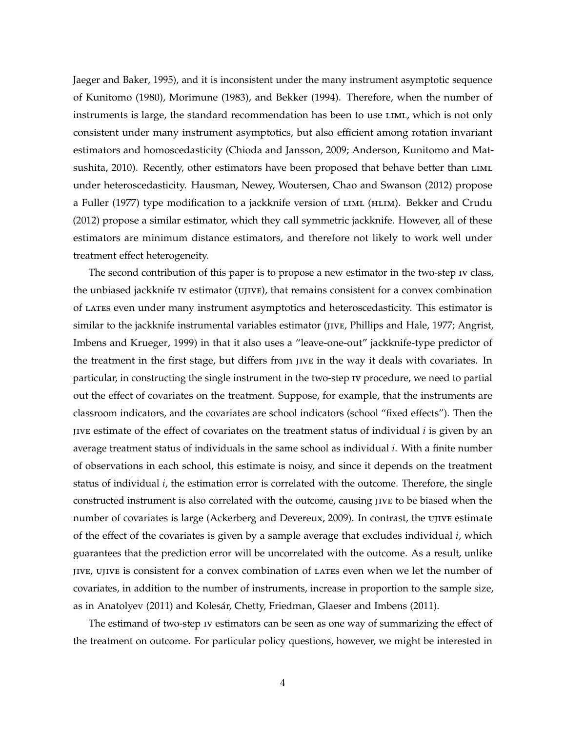Jaeger and Baker, 1995), and it is inconsistent under the many instrument asymptotic sequence of Kunitomo (1980), Morimune (1983), and Bekker (1994). Therefore, when the number of instruments is large, the standard recommendation has been to use LIML, which is not only consistent under many instrument asymptotics, but also efficient among rotation invariant estimators and homoscedasticity (Chioda and Jansson, 2009; Anderson, Kunitomo and Matsushita, 2010). Recently, other estimators have been proposed that behave better than LIML under heteroscedasticity. Hausman, Newey, Woutersen, Chao and Swanson (2012) propose a Fuller (1977) type modification to a jackknife version of LIML (HLIM). Bekker and Crudu (2012) propose a similar estimator, which they call symmetric jackknife. However, all of these estimators are minimum distance estimators, and therefore not likely to work well under treatment effect heterogeneity.

The second contribution of this paper is to propose a new estimator in the two-step IV class, the unbiased jackknife IV estimator (UJIVE), that remains consistent for a convex combination of LATEs even under many instrument asymptotics and heteroscedasticity. This estimator is similar to the jackknife instrumental variables estimator (JIVE, Phillips and Hale, 1977; Angrist, Imbens and Krueger, 1999) in that it also uses a "leave-one-out" jackknife-type predictor of the treatment in the first stage, but differs from JIVE in the way it deals with covariates. In particular, in constructing the single instrument in the two-step IV procedure, we need to partial out the effect of covariates on the treatment. Suppose, for example, that the instruments are classroom indicators, and the covariates are school indicators (school "fixed effects"). Then the JIVE estimate of the effect of covariates on the treatment status of individual $i$ is given by an average treatment status of individuals in the same school as individual $i$. With a finite number of observations in each school, this estimate is noisy, and since it depends on the treatment status of individual $i$, the estimation error is correlated with the outcome. Therefore, the single constructed instrument is also correlated with the outcome, causing JIVE to be biased when the number of covariates is large (Ackerberg and Devereux, 2009). In contrast, the UJIVE estimate of the effect of the covariates is given by a sample average that excludes individual $i$, which guarantees that the prediction error will be uncorrelated with the outcome. As a result, unlike JIVE, UJIVE is consistent for a convex combination of LATEs even when we let the number of covariates, in addition to the number of instruments, increase in proportion to the sample size, as in Anatolyev (2011) and Kolesár, Chetty, Friedman, Glaeser and Imbens (2011).

The estimand of two-step IV estimators can be seen as one way of summarizing the effect of the treatment on outcome. For particular policy questions, however, we might be interested in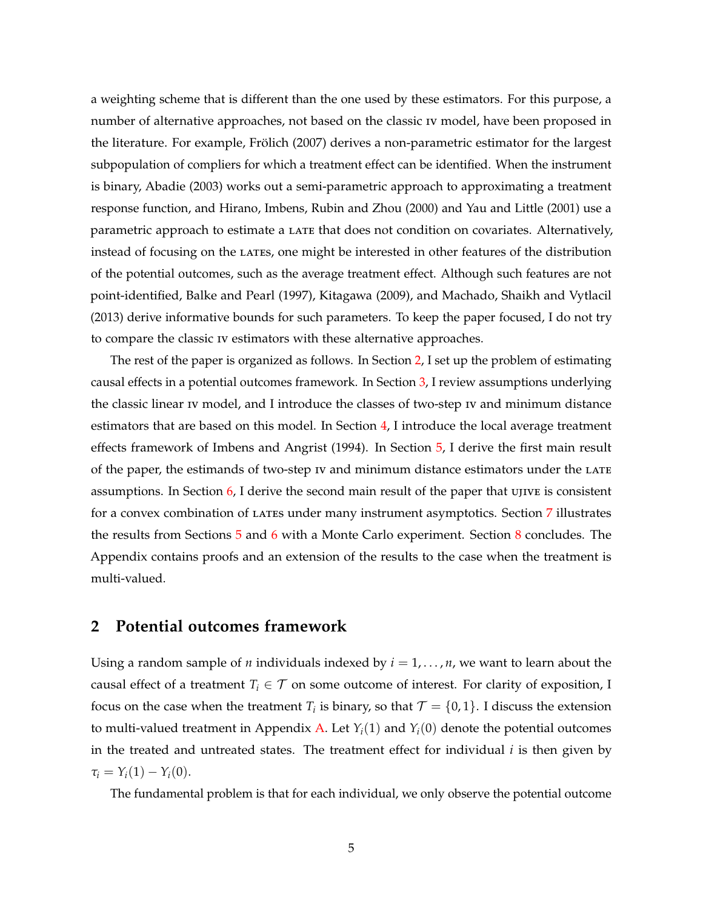a weighting scheme that is different than the one used by these estimators. For this purpose, a number of alternative approaches, not based on the classic IV model, have been proposed in the literature. For example, Frölich (2007) derives a non-parametric estimator for the largest subpopulation of compliers for which a treatment effect can be identified. When the instrument is binary, Abadie (2003) works out a semi-parametric approach to approximating a treatment response function, and Hirano, Imbens, Rubin and Zhou (2000) and Yau and Little (2001) use a parametric approach to estimate a LATE that does not condition on covariates. Alternatively, instead of focusing on the LATEs, one might be interested in other features of the distribution of the potential outcomes, such as the average treatment effect. Although such features are not point-identified, Balke and Pearl (1997), Kitagawa (2009), and Machado, Shaikh and Vytlacil (2013) derive informative bounds for such parameters. To keep the paper focused, I do not try to compare the classic IV estimators with these alternative approaches.

The rest of the paper is organized as follows. In Section 2, I set up the problem of estimating causal effects in a potential outcomes framework. In Section 3, I review assumptions underlying the classic linear IV model, and I introduce the classes of two-step IV and minimum distance estimators that are based on this model. In Section 4, I introduce the local average treatment effects framework of Imbens and Angrist (1994). In Section 5, I derive the first main result of the paper, the estimands of two-step IV and minimum distance estimators under the LATE assumptions. In Section 6, I derive the second main result of the paper that UJIVE is consistent for a convex combination of LATEs under many instrument asymptotics. Section 7 illustrates the results from Sections 5 and 6 with a Monte Carlo experiment. Section 8 concludes. The Appendix contains proofs and an extension of the results to the case when the treatment is multi-valued.

## 2 Potential outcomes framework

Using a random sample of $n$ individuals indexed by $i = 1, \dots, n$, we want to learn about the causal effect of a treatment $T_i \in \mathcal{T}$ on some outcome of interest. For clarity of exposition, I focus on the case when the treatment $T_i$ is binary, so that $\mathcal{T} = \{0, 1\}$. I discuss the extension to multi-valued treatment in Appendix A. Let $Y_i(1)$ and $Y_i(0)$ denote the potential outcomes in the treated and untreated states. The treatment effect for individual $i$ is then given by $\tau_i = Y_i(1) - Y_i(0)$.

The fundamental problem is that for each individual, we only observe the potential outcome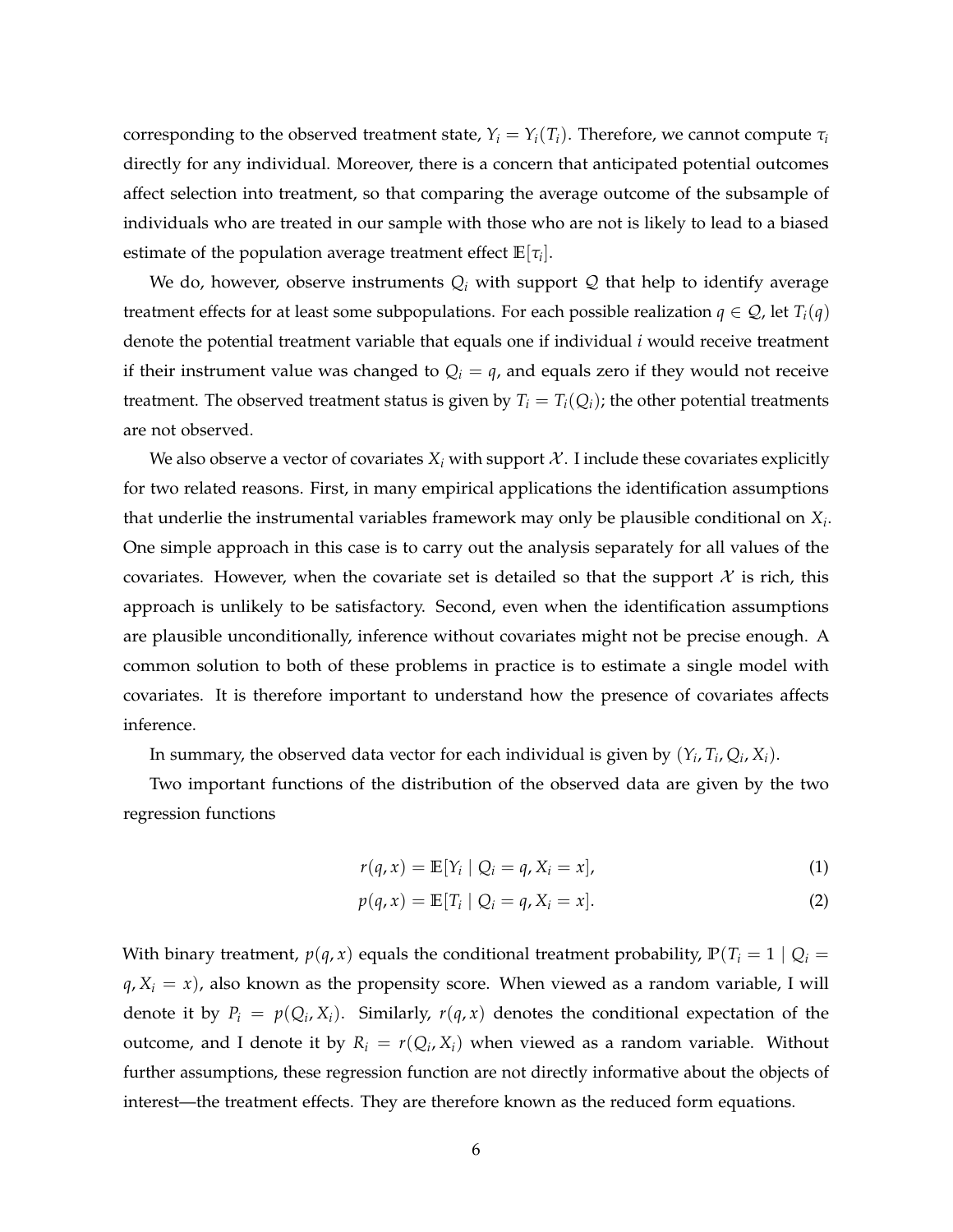corresponding to the observed treatment state, $Y_i = Y_i(T_i)$. Therefore, we cannot compute $\tau_i$ directly for any individual. Moreover, there is a concern that anticipated potential outcomes affect selection into treatment, so that comparing the average outcome of the subsample of individuals who are treated in our sample with those who are not is likely to lead to a biased estimate of the population average treatment effect $\mathbb{E}[\tau_i]$.

We do, however, observe instruments $Q_i$ with support $\mathcal{Q}$ that help to identify average treatment effects for at least some subpopulations. For each possible realization $q \in \mathcal{Q}$, let $T_i(q)$ denote the potential treatment variable that equals one if individual $i$ would receive treatment if their instrument value was changed to $Q_i = q$, and equals zero if they would not receive treatment. The observed treatment status is given by $T_i = T_i(Q_i)$; the other potential treatments are not observed.

We also observe a vector of covariates $X_i$ with support $\mathcal{X}$. I include these covariates explicitly for two related reasons. First, in many empirical applications the identification assumptions that underlie the instrumental variables framework may only be plausible conditional on $X_i$. One simple approach in this case is to carry out the analysis separately for all values of the covariates. However, when the covariate set is detailed so that the support $\mathcal{X}$ is rich, this approach is unlikely to be satisfactory. Second, even when the identification assumptions are plausible unconditionally, inference without covariates might not be precise enough. A common solution to both of these problems in practice is to estimate a single model with covariates. It is therefore important to understand how the presence of covariates affects inference.

In summary, the observed data vector for each individual is given by $(Y_i, T_i, Q_i, X_i)$.

Two important functions of the distribution of the observed data are given by the two regression functions

$$r(q, x) = \mathbb{E}[Y_i \mid Q_i = q, X_i = x], \tag{1}$$

$$p(q, x) = \mathbb{E}[T_i \mid Q_i = q, X_i = x]. \tag{2}$$

With binary treatment, $p(q, x)$ equals the conditional treatment probability, $\mathbb{P}(T_i = 1 \mid Q_i = q, X_i = x)$, also known as the propensity score. When viewed as a random variable, I will denote it by $P_i = p(Q_i, X_i)$. Similarly, $r(q, x)$ denotes the conditional expectation of the outcome, and I denote it by $R_i = r(Q_i, X_i)$ when viewed as a random variable. Without further assumptions, these regression function are not directly informative about the objects of interest—the treatment effects. They are therefore known as the reduced form equations.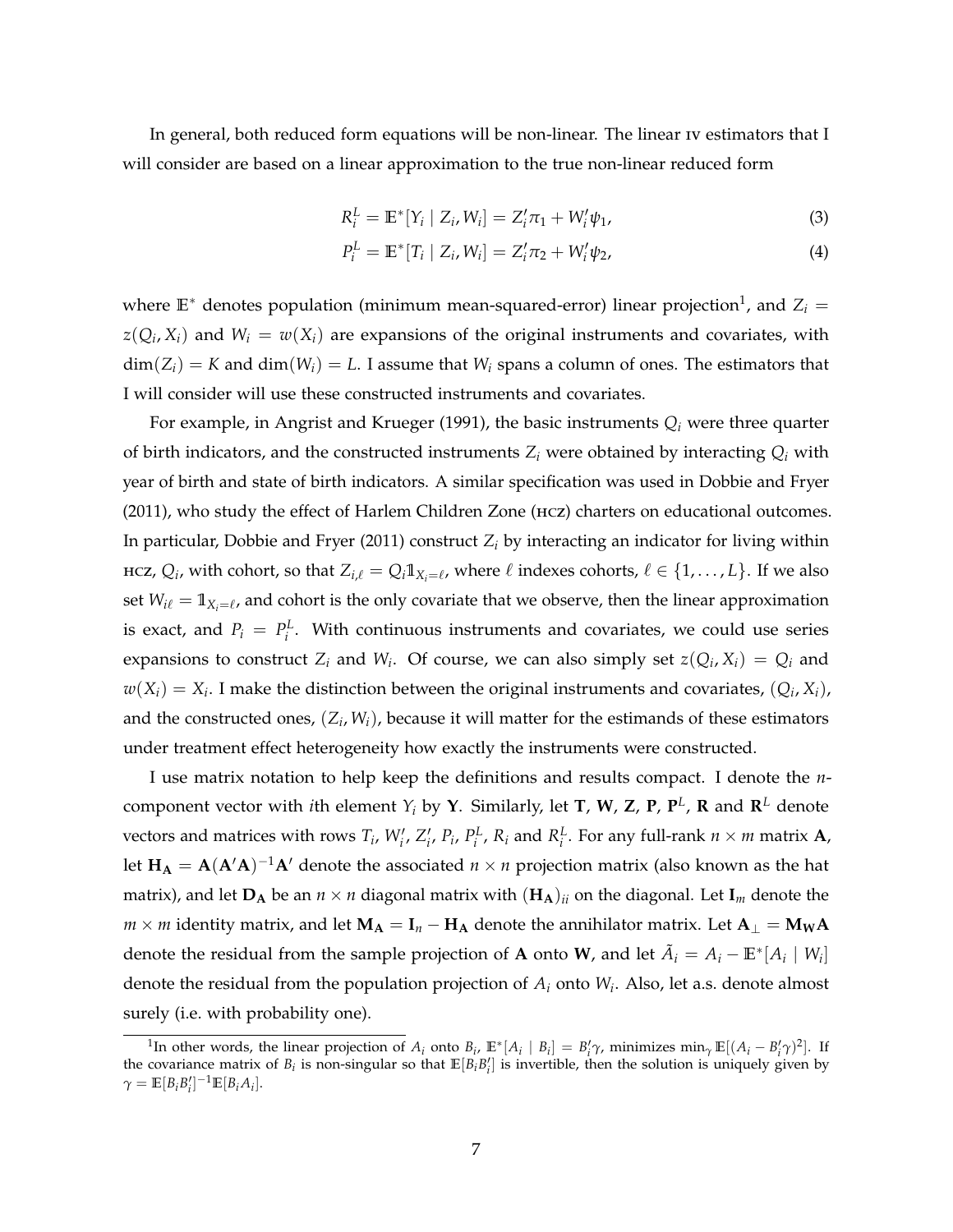In general, both reduced form equations will be non-linear. The linear IV estimators that I will consider are based on a linear approximation to the true non-linear reduced form

$$R_i^L = \mathbb{E}^*[Y_i \mid Z_i, W_i] = Z_i'\pi_1 + W_i'\psi_1, \tag{3}$$

$$P_i^L = \mathbb{E}^*[T_i \mid Z_i, W_i] = Z_i'\pi_2 + W_i'\psi_2, \tag{4}$$

where $\mathbb{E}^*$ denotes population (minimum mean-squared-error) linear projection[1], and $Z_i = z(Q_i, X_i)$ and $W_i = w(X_i)$ are expansions of the original instruments and covariates, with $\dim(Z_i) = K$ and $\dim(W_i) = L$. I assume that $W_i$ spans a column of ones. The estimators that I will consider will use these constructed instruments and covariates.

For example, in Angrist and Krueger (1991), the basic instruments $Q_i$ were three quarter of birth indicators, and the constructed instruments $Z_i$ were obtained by interacting $Q_i$ with year of birth and state of birth indicators. A similar specification was used in Dobbie and Fryer (2011), who study the effect of Harlem Children Zone (HCZ) charters on educational outcomes. In particular, Dobbie and Fryer (2011) construct $Z_i$ by interacting an indicator for living within HCZ, $Q_i$, with cohort, so that $Z_{i,\ell} = Q_i \mathbb{1}_{X_i=\ell}$, where $\ell$ indexes cohorts, $\ell \in \{1, \dots, L\}$. If we also set $W_{i\ell} = \mathbb{1}_{X_i=\ell}$, and cohort is the only covariate that we observe, then the linear approximation is exact, and $P_i = P_i^L$. With continuous instruments and covariates, we could use series expansions to construct $Z_i$ and $W_i$. Of course, we can also simply set $z(Q_i, X_i) = Q_i$ and $w(X_i) = X_i$. I make the distinction between the original instruments and covariates, $(Q_i, X_i)$, and the constructed ones, $(Z_i, W_i)$, because it will matter for the estimands of these estimators under treatment effect heterogeneity how exactly the instruments were constructed.

I use matrix notation to help keep the definitions and results compact. I denote the $n$-component vector with $i$th element $Y_i$ by $\mathbf{Y}$. Similarly, let $\mathbf{T}$, $\mathbf{W}$, $\mathbf{Z}$, $\mathbf{P}$, $\mathbf{P}^L$, $\mathbf{R}$ and $\mathbf{R}^L$ denote vectors and matrices with rows $T_i$, $W_i'$, $Z_i'$, $P_i$, $P_i^L$, $R_i$ and $R_i^L$. For any full-rank $n \times m$ matrix $\mathbf{A}$, let $\mathbf{H_A} = \mathbf{A}(\mathbf{A}'\mathbf{A})^{-1}\mathbf{A}'$ denote the associated $n \times n$ projection matrix (also known as the hat matrix), and let $\mathbf{D_A}$ be an $n \times n$ diagonal matrix with $(\mathbf{H_A})_{ii}$ on the diagonal. Let $\mathbf{I}_m$ denote the $m \times m$ identity matrix, and let $\mathbf{M_A} = \mathbf{I}_n - \mathbf{H_A}$ denote the annihilator matrix. Let $\mathbf{A}_\perp = \mathbf{M_W}\mathbf{A}$ denote the residual from the sample projection of $\mathbf{A}$ onto $\mathbf{W}$, and let $\tilde{A}_i = A_i - \mathbb{E}^*[A_i \mid W_i]$ denote the residual from the population projection of $A_i$ onto $W_i$. Also, let a.s. denote almost surely (i.e. with probability one).

[1] In other words, the linear projection of $A_i$ onto $B_i$, $\mathbb{E}^*[A_i \mid B_i] = B_i'\gamma$, minimizes $\min_\gamma \mathbb{E}[(A_i - B_i'\gamma)^2]$. If the covariance matrix of $B_i$ is non-singular so that $\mathbb{E}[B_iB_i']$ is invertible, then the solution is uniquely given by $\gamma = \mathbb{E}[B_iB_i']^{-1}\mathbb{E}[B_iA_i]$.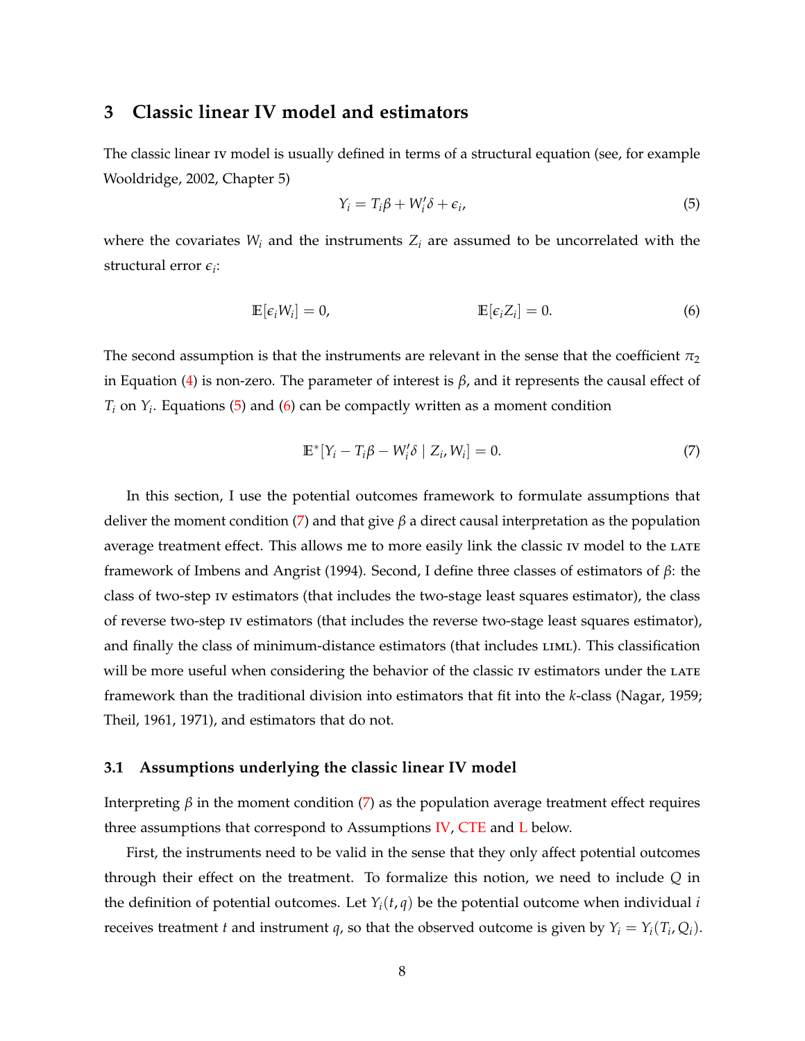## 3 Classic linear IV model and estimators

The classic linear IV model is usually defined in terms of a structural equation (see, for example Wooldridge, 2002, Chapter 5)

$$Y_i = T_i\beta + W_i'\delta + \epsilon_i, \tag{5}$$

where the covariates $W_i$ and the instruments $Z_i$ are assumed to be uncorrelated with the structural error $\epsilon_i$:

$$\mathbb{E}[\epsilon_i W_i] = 0, \qquad\qquad \mathbb{E}[\epsilon_i Z_i] = 0. \tag{6}$$

The second assumption is that the instruments are relevant in the sense that the coefficient $\pi_2$ in Equation (4) is non-zero. The parameter of interest is $\beta$, and it represents the causal effect of $T_i$ on $Y_i$. Equations (5) and (6) can be compactly written as a moment condition

$$\mathbb{E}^*[Y_i - T_i\beta - W_i'\delta \mid Z_i, W_i] = 0. \tag{7}$$

In this section, I use the potential outcomes framework to formulate assumptions that deliver the moment condition (7) and that give $\beta$ a direct causal interpretation as the population average treatment effect. This allows me to more easily link the classic IV model to the LATE framework of Imbens and Angrist (1994). Second, I define three classes of estimators of $\beta$: the class of two-step IV estimators (that includes the two-stage least squares estimator), the class of reverse two-step IV estimators (that includes the reverse two-stage least squares estimator), and finally the class of minimum-distance estimators (that includes LIML). This classification will be more useful when considering the behavior of the classic IV estimators under the LATE framework than the traditional division into estimators that fit into the $k$-class (Nagar, 1959; Theil, 1961, 1971), and estimators that do not.

### 3.1 Assumptions underlying the classic linear IV model

Interpreting $\beta$ in the moment condition (7) as the population average treatment effect requires three assumptions that correspond to Assumptions IV, CTE and L below.

First, the instruments need to be valid in the sense that they only affect potential outcomes through their effect on the treatment. To formalize this notion, we need to include $Q$ in the definition of potential outcomes. Let $Y_i(t, q)$ be the potential outcome when individual $i$ receives treatment $t$ and instrument $q$, so that the observed outcome is given by $Y_i = Y_i(T_i, Q_i)$.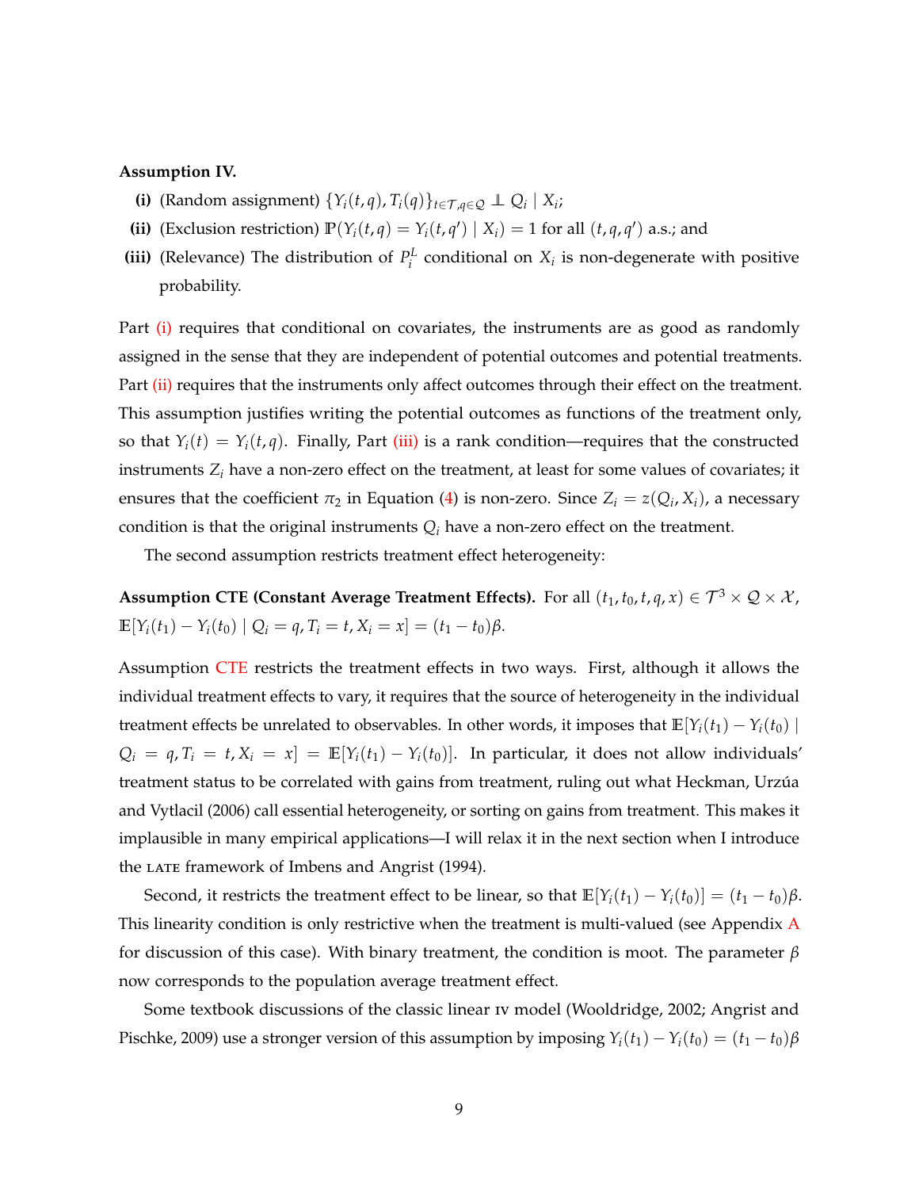**Assumption IV.**

**(i)** (Random assignment) $\{Y_i(t,q), T_i(q)\}_{t\in\mathcal{T},q\in\mathcal{Q}} \perp\!\!\!\perp Q_i \mid X_i$;

**(ii)** (Exclusion restriction) $\mathbb{P}(Y_i(t,q) = Y_i(t,q') \mid X_i) = 1$ for all $(t,q,q')$ a.s.; and

**(iii)** (Relevance) The distribution of $P_i^L$ conditional on $X_i$ is non-degenerate with positive probability.

Part (i) requires that conditional on covariates, the instruments are as good as randomly assigned in the sense that they are independent of potential outcomes and potential treatments. Part (ii) requires that the instruments only affect outcomes through their effect on the treatment. This assumption justifies writing the potential outcomes as functions of the treatment only, so that $Y_i(t) = Y_i(t,q)$. Finally, Part (iii) is a rank condition—requires that the constructed instruments $Z_i$ have a non-zero effect on the treatment, at least for some values of covariates; it ensures that the coefficient $\pi_2$ in Equation (4) is non-zero. Since $Z_i = z(Q_i, X_i)$, a necessary condition is that the original instruments $Q_i$ have a non-zero effect on the treatment.

The second assumption restricts treatment effect heterogeneity:

**Assumption CTE (Constant Average Treatment Effects).** For all $(t_1,t_0,t,q,x) \in \mathcal{T}^3 \times \mathcal{Q} \times \mathcal{X}$, $\mathbb{E}[Y_i(t_1) - Y_i(t_0) \mid Q_i = q, T_i = t, X_i = x] = (t_1 - t_0)\beta$.

Assumption CTE restricts the treatment effects in two ways. First, although it allows the individual treatment effects to vary, it requires that the source of heterogeneity in the individual treatment effects be unrelated to observables. In other words, it imposes that $\mathbb{E}[Y_i(t_1) - Y_i(t_0) \mid Q_i = q, T_i = t, X_i = x] = \mathbb{E}[Y_i(t_1) - Y_i(t_0)]$. In particular, it does not allow individuals' treatment status to be correlated with gains from treatment, ruling out what Heckman, Urzúa and Vytlacil (2006) call essential heterogeneity, or sorting on gains from treatment. This makes it implausible in many empirical applications—I will relax it in the next section when I introduce the LATE framework of Imbens and Angrist (1994).

Second, it restricts the treatment effect to be linear, so that $\mathbb{E}[Y_i(t_1) - Y_i(t_0)] = (t_1 - t_0)\beta$. This linearity condition is only restrictive when the treatment is multi-valued (see Appendix A for discussion of this case). With binary treatment, the condition is moot. The parameter $\beta$ now corresponds to the population average treatment effect.

Some textbook discussions of the classic linear IV model (Wooldridge, 2002; Angrist and Pischke, 2009) use a stronger version of this assumption by imposing $Y_i(t_1) - Y_i(t_0) = (t_1 - t_0)\beta$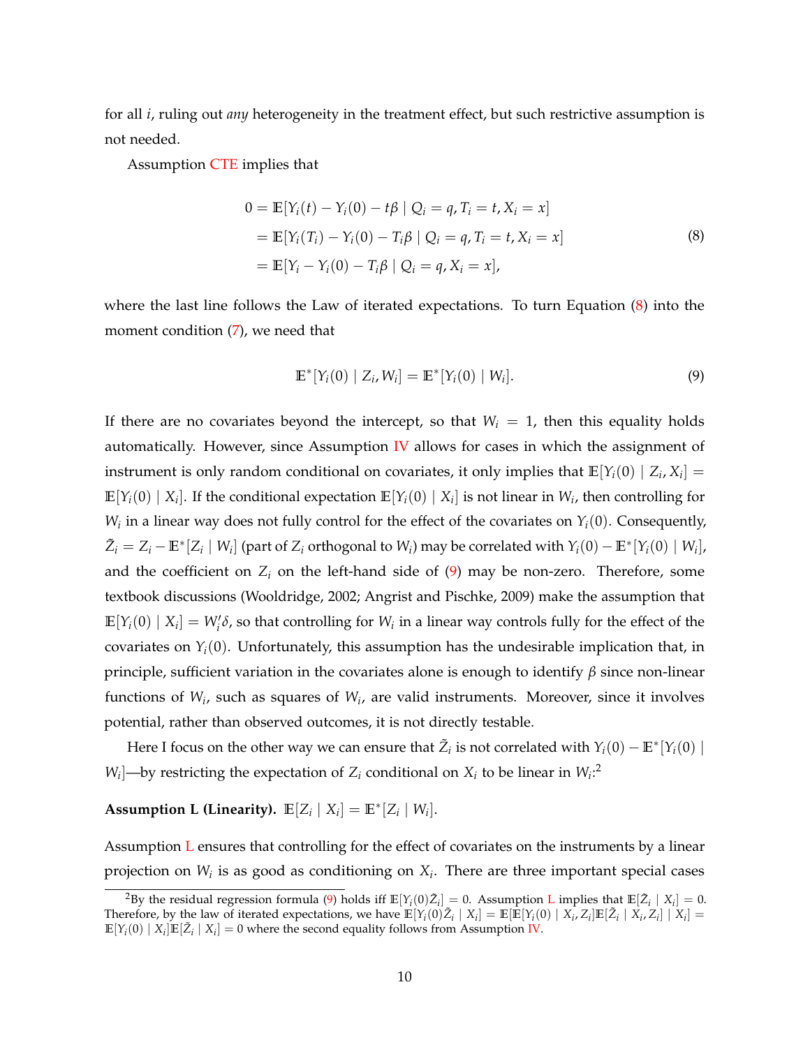for all $i$, ruling out *any* heterogeneity in the treatment effect, but such restrictive assumption is not needed.

Assumption CTE implies that

$$
\begin{aligned}
0 &= \mathbb{E}[Y_i(t) - Y_i(0) - t\beta \mid Q_i = q, T_i = t, X_i = x] \\
&= \mathbb{E}[Y_i(T_i) - Y_i(0) - T_i\beta \mid Q_i = q, T_i = t, X_i = x] \\
&= \mathbb{E}[Y_i - Y_i(0) - T_i\beta \mid Q_i = q, X_i = x],
\end{aligned} \tag{8}
$$

where the last line follows the Law of iterated expectations. To turn Equation (8) into the moment condition (7), we need that

$$
\mathbb{E}^*[Y_i(0) \mid Z_i, W_i] = \mathbb{E}^*[Y_i(0) \mid W_i]. \tag{9}
$$

If there are no covariates beyond the intercept, so that $W_i = 1$, then this equality holds automatically. However, since Assumption IV allows for cases in which the assignment of instrument is only random conditional on covariates, it only implies that $\mathbb{E}[Y_i(0) \mid Z_i, X_i] = \mathbb{E}[Y_i(0) \mid X_i]$. If the conditional expectation $\mathbb{E}[Y_i(0) \mid X_i]$ is not linear in $W_i$, then controlling for $W_i$ in a linear way does not fully control for the effect of the covariates on $Y_i(0)$. Consequently, $\tilde{Z}_i = Z_i - \mathbb{E}^*[Z_i \mid W_i]$ (part of $Z_i$ orthogonal to $W_i$) may be correlated with $Y_i(0) - \mathbb{E}^*[Y_i(0) \mid W_i]$, and the coefficient on $Z_i$ on the left-hand side of (9) may be non-zero. Therefore, some textbook discussions (Wooldridge, 2002; Angrist and Pischke, 2009) make the assumption that $\mathbb{E}[Y_i(0) \mid X_i] = W_i'\delta$, so that controlling for $W_i$ in a linear way controls fully for the effect of the covariates on $Y_i(0)$. Unfortunately, this assumption has the undesirable implication that, in principle, sufficient variation in the covariates alone is enough to identify $\beta$ since non-linear functions of $W_i$, such as squares of $W_i$, are valid instruments. Moreover, since it involves potential, rather than observed outcomes, it is not directly testable.

Here I focus on the other way we can ensure that $\tilde{Z}_i$ is not correlated with $Y_i(0) - \mathbb{E}^*[Y_i(0) \mid W_i]$—by restricting the expectation of $Z_i$ conditional on $X_i$ to be linear in $W_i$:[2]

**Assumption L (Linearity).** $\mathbb{E}[Z_i \mid X_i] = \mathbb{E}^*[Z_i \mid W_i]$.

Assumption L ensures that controlling for the effect of covariates on the instruments by a linear projection on $W_i$ is as good as conditioning on $X_i$. There are three important special cases

[2] By the residual regression formula (9) holds iff $\mathbb{E}[Y_i(0)\tilde{Z}_i] = 0$. Assumption L implies that $\mathbb{E}[\tilde{Z}_i \mid X_i] = 0$. Therefore, by the law of iterated expectations, we have $\mathbb{E}[Y_i(0)\tilde{Z}_i \mid X_i] = \mathbb{E}[\mathbb{E}[Y_i(0) \mid X_i, Z_i]\mathbb{E}[\tilde{Z}_i \mid X_i, Z_i] \mid X_i] = \mathbb{E}[Y_i(0) \mid X_i]\mathbb{E}[\tilde{Z}_i \mid X_i] = 0$ where the second equality follows from Assumption IV.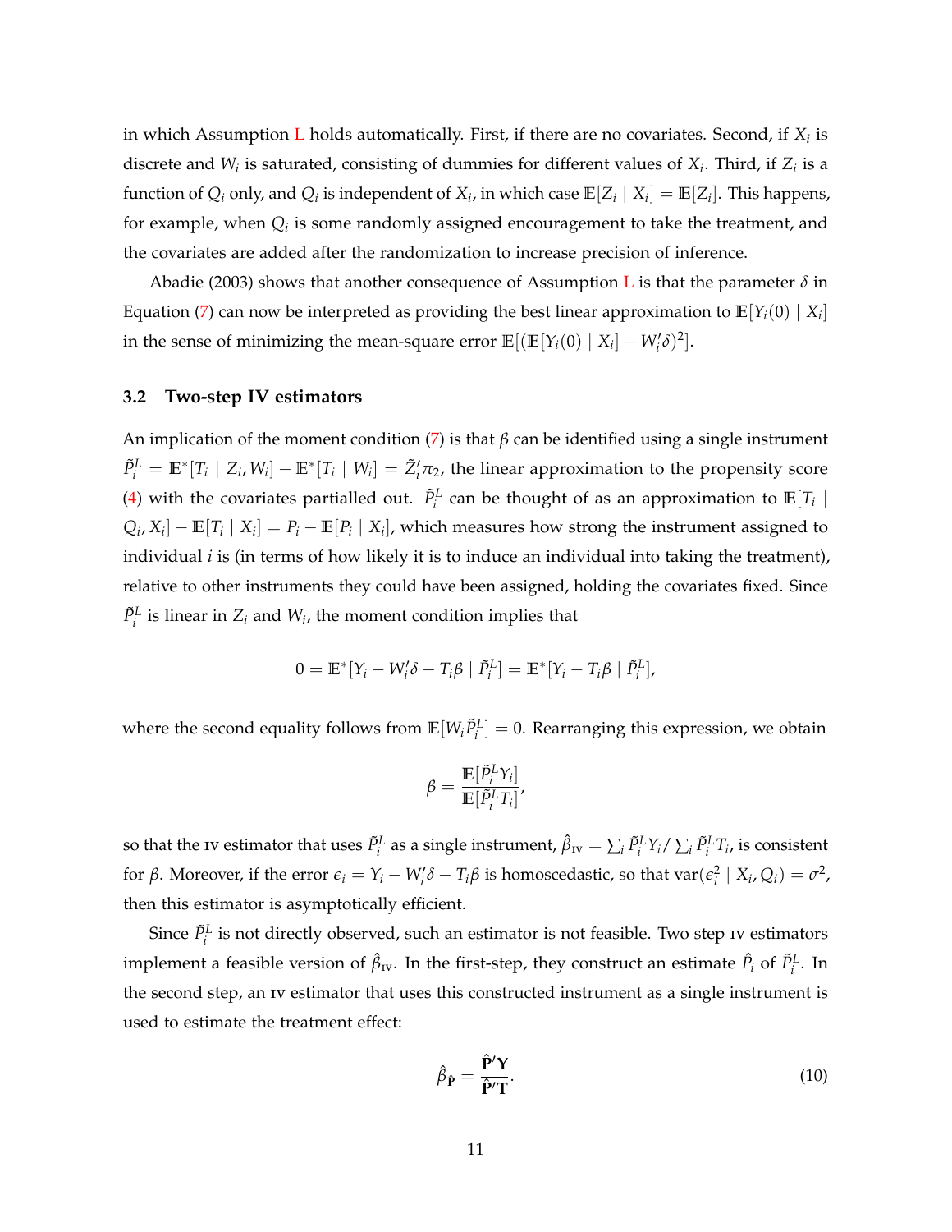in which Assumption L holds automatically. First, if there are no covariates. Second, if $X_i$ is discrete and $W_i$ is saturated, consisting of dummies for different values of $X_i$. Third, if $Z_i$ is a function of $Q_i$ only, and $Q_i$ is independent of $X_i$, in which case $\mathbb{E}[Z_i \mid X_i] = \mathbb{E}[Z_i]$. This happens, for example, when $Q_i$ is some randomly assigned encouragement to take the treatment, and the covariates are added after the randomization to increase precision of inference.

Abadie (2003) shows that another consequence of Assumption L is that the parameter $\delta$ in Equation (7) can now be interpreted as providing the best linear approximation to $\mathbb{E}[Y_i(0) \mid X_i]$ in the sense of minimizing the mean-square error $\mathbb{E}[(\mathbb{E}[Y_i(0) \mid X_i] - W_i'\delta)^2]$.

### 3.2 Two-step IV estimators

An implication of the moment condition (7) is that $\beta$ can be identified using a single instrument $\tilde{P}_i^L = \mathbb{E}^*[T_i \mid Z_i, W_i] - \mathbb{E}^*[T_i \mid W_i] = \tilde{Z}_i'\pi_2$, the linear approximation to the propensity score (4) with the covariates partialled out. $\tilde{P}_i^L$ can be thought of as an approximation to $\mathbb{E}[T_i \mid Q_i, X_i] - \mathbb{E}[T_i \mid X_i] = P_i - \mathbb{E}[P_i \mid X_i]$, which measures how strong the instrument assigned to individual $i$ is (in terms of how likely it is to induce an individual into taking the treatment), relative to other instruments they could have been assigned, holding the covariates fixed. Since $\tilde{P}_i^L$ is linear in $Z_i$ and $W_i$, the moment condition implies that

$$0 = \mathbb{E}^*[Y_i - W_i'\delta - T_i\beta \mid \tilde{P}_i^L] = \mathbb{E}^*[Y_i - T_i\beta \mid \tilde{P}_i^L],$$

where the second equality follows from $\mathbb{E}[W_i\tilde{P}_i^L] = 0$. Rearranging this expression, we obtain

$$\beta = \frac{\mathbb{E}[\tilde{P}_i^L Y_i]}{\mathbb{E}[\tilde{P}_i^L T_i]},$$

so that the IV estimator that uses $\tilde{P}_i^L$ as a single instrument, $\hat{\beta}_{\text{IV}} = \sum_i \tilde{P}_i^L Y_i / \sum_i \tilde{P}_i^L T_i$, is consistent for $\beta$. Moreover, if the error $\epsilon_i = Y_i - W_i'\delta - T_i\beta$ is homoscedastic, so that $\text{var}(\epsilon_i^2 \mid X_i, Q_i) = \sigma^2$, then this estimator is asymptotically efficient.

Since $\tilde{P}_i^L$ is not directly observed, such an estimator is not feasible. Two step IV estimators implement a feasible version of $\hat{\beta}_{\text{IV}}$. In the first-step, they construct an estimate $\hat{P}_i$ of $\tilde{P}_i^L$. In the second step, an IV estimator that uses this constructed instrument as a single instrument is used to estimate the treatment effect:

$$\hat{\beta}_{\hat{\mathbf{P}}} = \frac{\hat{\mathbf{P}}'\mathbf{Y}}{\hat{\mathbf{P}}'\mathbf{T}}. \tag{10}$$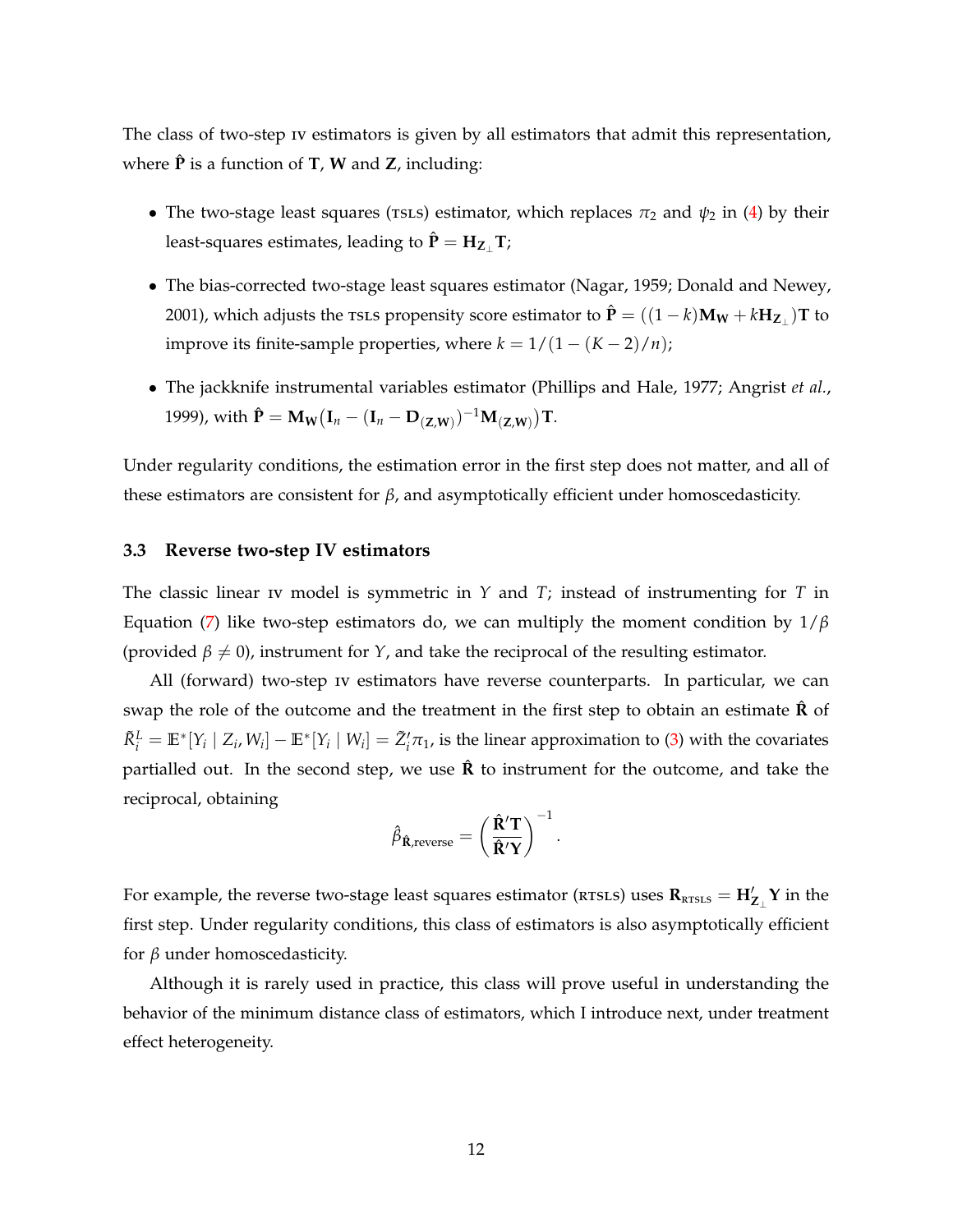The class of two-step IV estimators is given by all estimators that admit this representation, where $\hat{\mathbf{P}}$ is a function of $\mathbf{T}$, $\mathbf{W}$ and $\mathbf{Z}$, including:

- The two-stage least squares (TSLS) estimator, which replaces $\pi_2$ and $\psi_2$ in (4) by their least-squares estimates, leading to $\hat{\mathbf{P}} = \mathbf{H}_{\mathbf{Z}_\perp}\mathbf{T}$;
- The bias-corrected two-stage least squares estimator (Nagar, 1959; Donald and Newey, 2001), which adjusts the TSLS propensity score estimator to $\hat{\mathbf{P}} = ((1-k)\mathbf{M}_\mathbf{W} + k\mathbf{H}_{\mathbf{Z}_\perp})\mathbf{T}$ to improve its finite-sample properties, where $k = 1/(1-(K-2)/n)$;
- The jackknife instrumental variables estimator (Phillips and Hale, 1977; Angrist *et al.*, 1999), with $\hat{\mathbf{P}} = \mathbf{M}_\mathbf{W}\big(\mathbf{I}_n - (\mathbf{I}_n - \mathbf{D}_{(\mathbf{Z},\mathbf{W})})^{-1}\mathbf{M}_{(\mathbf{Z},\mathbf{W})}\big)\mathbf{T}$.

Under regularity conditions, the estimation error in the first step does not matter, and all of these estimators are consistent for $\beta$, and asymptotically efficient under homoscedasticity.

### 3.3 Reverse two-step IV estimators

The classic linear IV model is symmetric in $Y$ and $T$; instead of instrumenting for $T$ in Equation (7) like two-step estimators do, we can multiply the moment condition by $1/\beta$ (provided $\beta \neq 0$), instrument for $Y$, and take the reciprocal of the resulting estimator.

All (forward) two-step IV estimators have reverse counterparts. In particular, we can swap the role of the outcome and the treatment in the first step to obtain an estimate $\hat{\mathbf{R}}$ of $\tilde{R}_i^L = \mathbb{E}^*[Y_i \mid Z_i, W_i] - \mathbb{E}^*[Y_i \mid W_i] = \tilde{Z}_i'\pi_1$, is the linear approximation to (3) with the covariates partialled out. In the second step, we use $\hat{\mathbf{R}}$ to instrument for the outcome, and take the reciprocal, obtaining

$$\hat{\beta}_{\hat{\mathbf{R}},\text{reverse}} = \left(\frac{\hat{\mathbf{R}}'\mathbf{T}}{\hat{\mathbf{R}}'\mathbf{Y}}\right)^{-1}.$$

For example, the reverse two-stage least squares estimator (RTSLS) uses $\mathbf{R}_{\text{RTSLS}} = \mathbf{H}_{\mathbf{Z}_\perp}'\mathbf{Y}$ in the first step. Under regularity conditions, this class of estimators is also asymptotically efficient for $\beta$ under homoscedasticity.

Although it is rarely used in practice, this class will prove useful in understanding the behavior of the minimum distance class of estimators, which I introduce next, under treatment effect heterogeneity.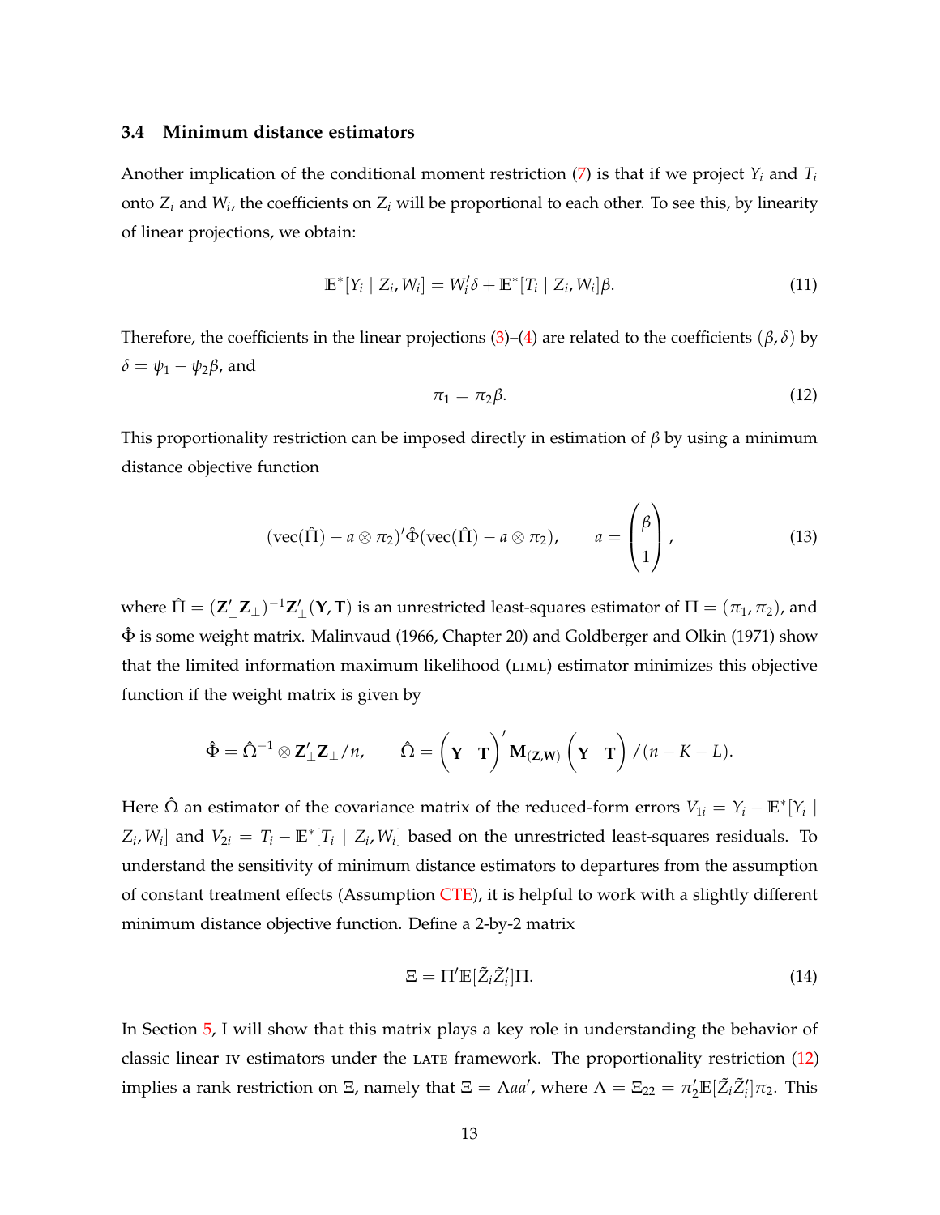### 3.4 Minimum distance estimators

Another implication of the conditional moment restriction (7) is that if we project $Y_i$ and $T_i$ onto $Z_i$ and $W_i$, the coefficients on $Z_i$ will be proportional to each other. To see this, by linearity of linear projections, we obtain:

$$\mathbb{E}^*[Y_i \mid Z_i, W_i] = W_i'\delta + \mathbb{E}^*[T_i \mid Z_i, W_i]\beta. \tag{11}$$

Therefore, the coefficients in the linear projections (3)–(4) are related to the coefficients $(\beta, \delta)$ by $\delta = \psi_1 - \psi_2\beta$, and

$$\pi_1 = \pi_2\beta. \tag{12}$$

This proportionality restriction can be imposed directly in estimation of $\beta$ by using a minimum distance objective function

$$(\operatorname{vec}(\hat{\Pi}) - a \otimes \pi_2)'\hat{\Phi}(\operatorname{vec}(\hat{\Pi}) - a \otimes \pi_2), \qquad a = \begin{pmatrix} \beta \\ 1 \end{pmatrix}, \tag{13}$$

where $\hat{\Pi} = (\mathbf{Z}_\perp'\mathbf{Z}_\perp)^{-1}\mathbf{Z}_\perp'(\mathbf{Y}, \mathbf{T})$ is an unrestricted least-squares estimator of $\Pi = (\pi_1, \pi_2)$, and $\hat{\Phi}$ is some weight matrix. Malinvaud (1966, Chapter 20) and Goldberger and Olkin (1971) show that the limited information maximum likelihood (LIML) estimator minimizes this objective function if the weight matrix is given by

$$\hat{\Phi} = \hat{\Omega}^{-1} \otimes \mathbf{Z}_\perp'\mathbf{Z}_\perp/n, \qquad \hat{\Omega} = \begin{pmatrix} \mathbf{Y} & \mathbf{T} \end{pmatrix}' \mathbf{M}_{(\mathbf{Z},\mathbf{W})} \begin{pmatrix} \mathbf{Y} & \mathbf{T} \end{pmatrix} / (n - K - L).$$

Here $\hat{\Omega}$ an estimator of the covariance matrix of the reduced-form errors $V_{1i} = Y_i - \mathbb{E}^*[Y_i \mid Z_i, W_i]$ and $V_{2i} = T_i - \mathbb{E}^*[T_i \mid Z_i, W_i]$ based on the unrestricted least-squares residuals. To understand the sensitivity of minimum distance estimators to departures from the assumption of constant treatment effects (Assumption CTE), it is helpful to work with a slightly different minimum distance objective function. Define a 2-by-2 matrix

$$\Xi = \Pi'\mathbb{E}[\tilde{Z}_i\tilde{Z}_i']\Pi. \tag{14}$$

In Section 5, I will show that this matrix plays a key role in understanding the behavior of classic linear IV estimators under the LATE framework. The proportionality restriction (12) implies a rank restriction on $\Xi$, namely that $\Xi = \Lambda aa'$, where $\Lambda = \Xi_{22} = \pi_2'\mathbb{E}[\tilde{Z}_i\tilde{Z}_i']\pi_2$. This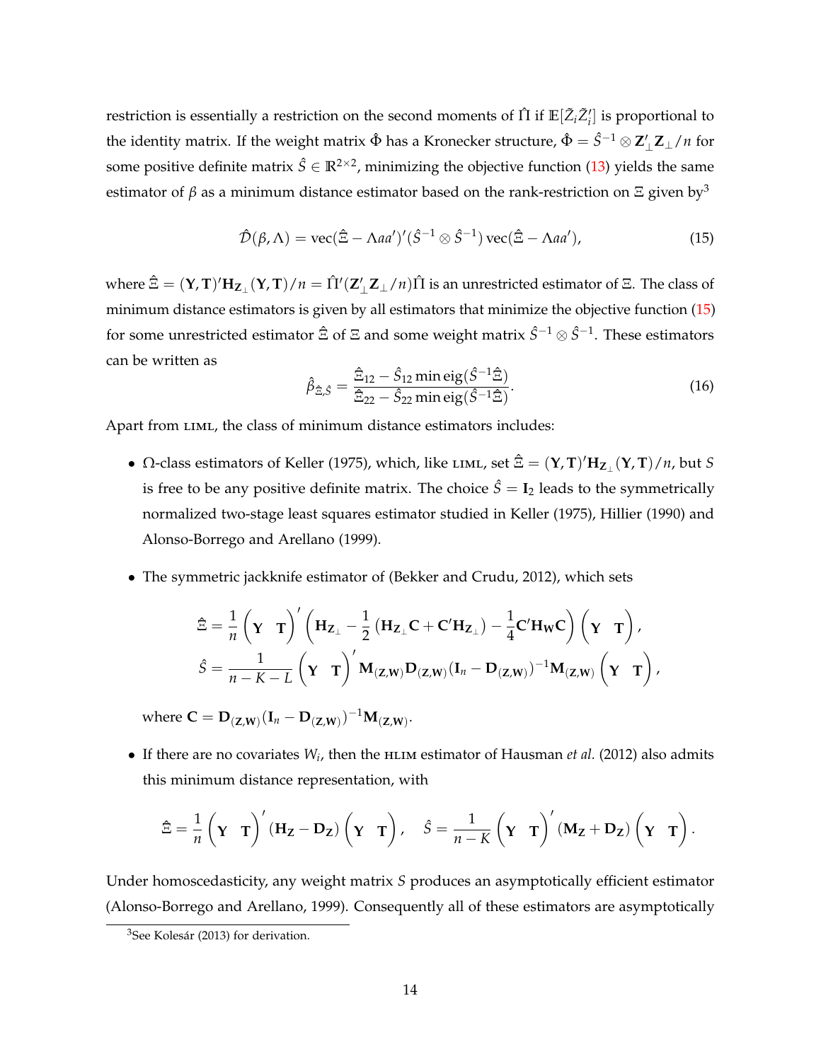restriction is essentially a restriction on the second moments of $\hat{\Pi}$ if $\mathbb{E}[\tilde{Z}_i\tilde{Z}_i']$ is proportional to the identity matrix. If the weight matrix $\hat{\Phi}$ has a Kronecker structure, $\hat{\Phi} = \hat{S}^{-1} \otimes \mathbf{Z}_\perp'\mathbf{Z}_\perp/n$ for some positive definite matrix $\hat{S} \in \mathbb{R}^{2\times 2}$, minimizing the objective function (13) yields the same estimator of $\beta$ as a minimum distance estimator based on the rank-restriction on $\Xi$ given by[3]

$$\hat{\mathcal{D}}(\beta, \Lambda) = \operatorname{vec}(\hat{\Xi} - \Lambda a a')'(\hat{S}^{-1} \otimes \hat{S}^{-1}) \operatorname{vec}(\hat{\Xi} - \Lambda a a'), \tag{15}$$

where $\hat{\Xi} = (\mathbf{Y}, \mathbf{T})'\mathbf{H}_{\mathbf{Z}_\perp}(\mathbf{Y}, \mathbf{T})/n = \hat{\Pi}'(\mathbf{Z}_\perp'\mathbf{Z}_\perp/n)\hat{\Pi}$ is an unrestricted estimator of $\Xi$. The class of minimum distance estimators is given by all estimators that minimize the objective function (15) for some unrestricted estimator $\hat{\Xi}$ of $\Xi$ and some weight matrix $\hat{S}^{-1} \otimes \hat{S}^{-1}$. These estimators can be written as

$$\hat{\beta}_{\hat{\Xi},\hat{S}} = \frac{\hat{\Xi}_{12} - \hat{S}_{12} \min \operatorname{eig}(\hat{S}^{-1}\hat{\Xi})}{\hat{\Xi}_{22} - \hat{S}_{22} \min \operatorname{eig}(\hat{S}^{-1}\hat{\Xi})}. \tag{16}$$

Apart from LIML, the class of minimum distance estimators includes:

- $\Omega$-class estimators of Keller (1975), which, like LIML, set $\hat{\Xi} = (\mathbf{Y}, \mathbf{T})'\mathbf{H}_{\mathbf{Z}_\perp}(\mathbf{Y}, \mathbf{T})/n$, but $S$ is free to be any positive definite matrix. The choice $\hat{S} = \mathbf{I}_2$ leads to the symmetrically normalized two-stage least squares estimator studied in Keller (1975), Hillier (1990) and Alonso-Borrego and Arellano (1999).

- The symmetric jackknife estimator of (Bekker and Crudu, 2012), which sets

$$\hat{\Xi} = \frac{1}{n}\begin{pmatrix}\mathbf{Y} & \mathbf{T}\end{pmatrix}'\left(\mathbf{H}_{\mathbf{Z}_\perp} - \frac{1}{2}\left(\mathbf{H}_{\mathbf{Z}_\perp}\mathbf{C} + \mathbf{C}'\mathbf{H}_{\mathbf{Z}_\perp}\right) - \frac{1}{4}\mathbf{C}'\mathbf{H}_{\mathbf{W}}\mathbf{C}\right)\begin{pmatrix}\mathbf{Y} & \mathbf{T}\end{pmatrix},$$
$$\hat{S} = \frac{1}{n-K-L}\begin{pmatrix}\mathbf{Y} & \mathbf{T}\end{pmatrix}'\mathbf{M}_{(\mathbf{Z},\mathbf{W})}\mathbf{D}_{(\mathbf{Z},\mathbf{W})}(\mathbf{I}_n - \mathbf{D}_{(\mathbf{Z},\mathbf{W})})^{-1}\mathbf{M}_{(\mathbf{Z},\mathbf{W})}\begin{pmatrix}\mathbf{Y} & \mathbf{T}\end{pmatrix},$$

  where $\mathbf{C} = \mathbf{D}_{(\mathbf{Z},\mathbf{W})}(\mathbf{I}_n - \mathbf{D}_{(\mathbf{Z},\mathbf{W})})^{-1}\mathbf{M}_{(\mathbf{Z},\mathbf{W})}$.

- If there are no covariates $W_i$, then the HLIM estimator of Hausman *et al.* (2012) also admits this minimum distance representation, with

$$\hat{\Xi} = \frac{1}{n}\begin{pmatrix}\mathbf{Y} & \mathbf{T}\end{pmatrix}'(\mathbf{H}_{\mathbf{Z}} - \mathbf{D}_{\mathbf{Z}})\begin{pmatrix}\mathbf{Y} & \mathbf{T}\end{pmatrix}, \quad \hat{S} = \frac{1}{n-K}\begin{pmatrix}\mathbf{Y} & \mathbf{T}\end{pmatrix}'(\mathbf{M}_{\mathbf{Z}} + \mathbf{D}_{\mathbf{Z}})\begin{pmatrix}\mathbf{Y} & \mathbf{T}\end{pmatrix}.$$

Under homoscedasticity, any weight matrix $S$ produces an asymptotically efficient estimator (Alonso-Borrego and Arellano, 1999). Consequently all of these estimators are asymptotically

[3] See Kolesár (2013) for derivation.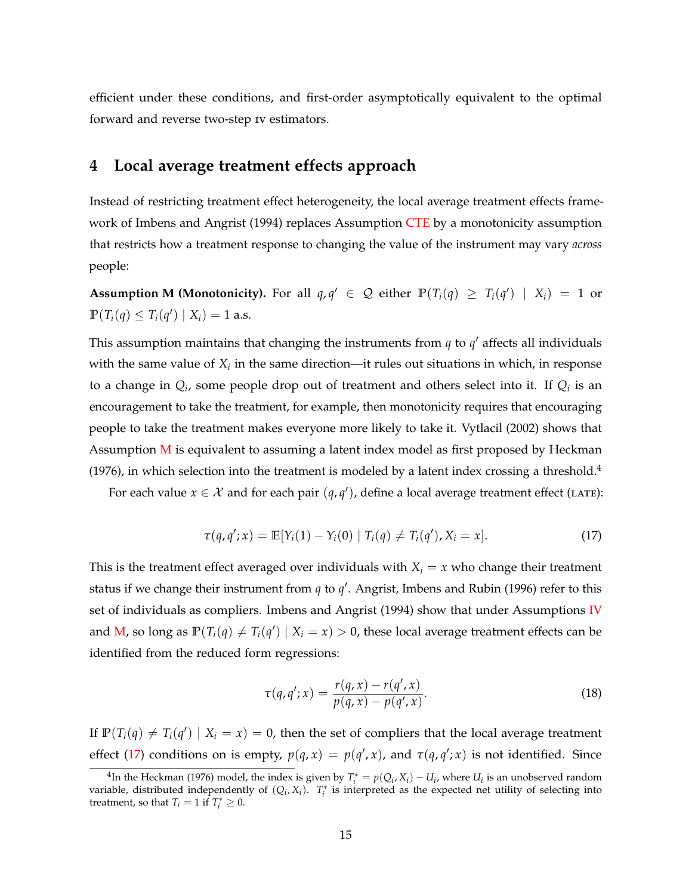efficient under these conditions, and first-order asymptotically equivalent to the optimal forward and reverse two-step IV estimators.

## 4 Local average treatment effects approach

Instead of restricting treatment effect heterogeneity, the local average treatment effects framework of Imbens and Angrist (1994) replaces Assumption CTE by a monotonicity assumption that restricts how a treatment response to changing the value of the instrument may vary *across* people:

**Assumption M (Monotonicity).** For all $q, q' \in \mathcal{Q}$ either $\mathbb{P}(T_i(q) \geq T_i(q') \mid X_i) = 1$ or $\mathbb{P}(T_i(q) \leq T_i(q') \mid X_i) = 1$ a.s.

This assumption maintains that changing the instruments from $q$ to $q'$ affects all individuals with the same value of $X_i$ in the same direction—it rules out situations in which, in response to a change in $Q_i$, some people drop out of treatment and others select into it. If $Q_i$ is an encouragement to take the treatment, for example, then monotonicity requires that encouraging people to take the treatment makes everyone more likely to take it. Vytlacil (2002) shows that Assumption M is equivalent to assuming a latent index model as first proposed by Heckman (1976), in which selection into the treatment is modeled by a latent index crossing a threshold.[4]

For each value $x \in \mathcal{X}$ and for each pair $(q, q')$, define a local average treatment effect (LATE):

$$\tau(q, q'; x) = \mathbb{E}[Y_i(1) - Y_i(0) \mid T_i(q) \neq T_i(q'), X_i = x]. \tag{17}$$

This is the treatment effect averaged over individuals with $X_i = x$ who change their treatment status if we change their instrument from $q$ to $q'$. Angrist, Imbens and Rubin (1996) refer to this set of individuals as compliers. Imbens and Angrist (1994) show that under Assumptions IV and M, so long as $\mathbb{P}(T_i(q) \neq T_i(q') \mid X_i = x) > 0$, these local average treatment effects can be identified from the reduced form regressions:

$$\tau(q, q'; x) = \frac{r(q, x) - r(q', x)}{p(q, x) - p(q', x)}. \tag{18}$$

If $\mathbb{P}(T_i(q) \neq T_i(q') \mid X_i = x) = 0$, then the set of compliers that the local average treatment effect (17) conditions on is empty, $p(q, x) = p(q', x)$, and $\tau(q, q'; x)$ is not identified. Since

[4] In the Heckman (1976) model, the index is given by $T_i^* = p(Q_i, X_i) - U_i$, where $U_i$ is an unobserved random variable, distributed independently of $(Q_i, X_i)$. $T_i^*$ is interpreted as the expected net utility of selecting into treatment, so that $T_i = 1$ if $T_i^* \geq 0$.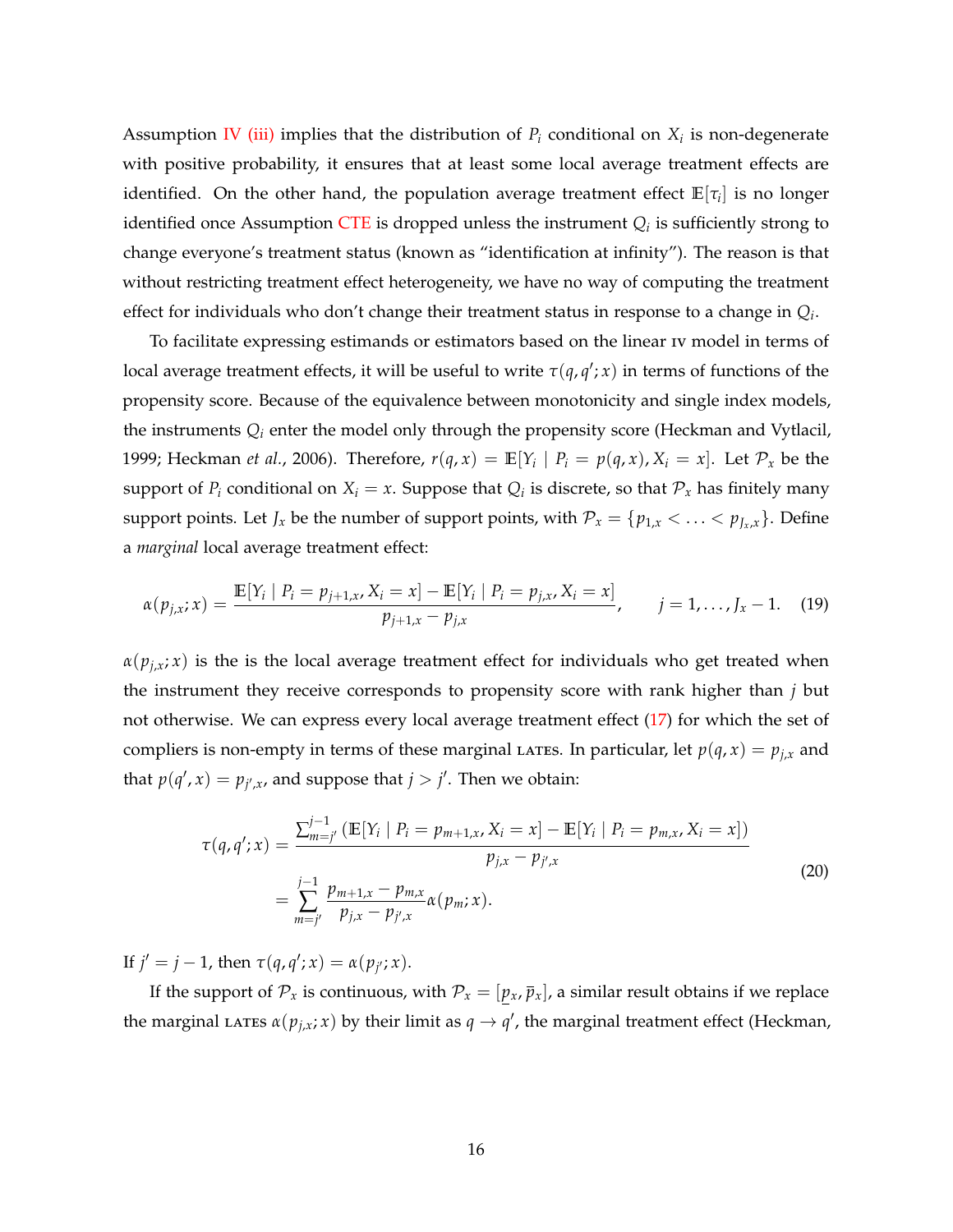Assumption IV (iii) implies that the distribution of $P_i$ conditional on $X_i$ is non-degenerate with positive probability, it ensures that at least some local average treatment effects are identified. On the other hand, the population average treatment effect $\mathbb{E}[\tau_i]$ is no longer identified once Assumption CTE is dropped unless the instrument $Q_i$ is sufficiently strong to change everyone's treatment status (known as "identification at infinity"). The reason is that without restricting treatment effect heterogeneity, we have no way of computing the treatment effect for individuals who don't change their treatment status in response to a change in $Q_i$.

To facilitate expressing estimands or estimators based on the linear IV model in terms of local average treatment effects, it will be useful to write $\tau(q, q'; x)$ in terms of functions of the propensity score. Because of the equivalence between monotonicity and single index models, the instruments $Q_i$ enter the model only through the propensity score (Heckman and Vytlacil, 1999; Heckman *et al.*, 2006). Therefore, $r(q, x) = \mathbb{E}[Y_i \mid P_i = p(q, x), X_i = x]$. Let $\mathcal{P}_x$ be the support of $P_i$ conditional on $X_i = x$. Suppose that $Q_i$ is discrete, so that $\mathcal{P}_x$ has finitely many support points. Let $J_x$ be the number of support points, with $\mathcal{P}_x = \{p_{1,x} < \ldots < p_{J_x,x}\}$. Define a *marginal* local average treatment effect:

$$\alpha(p_{j,x}; x) = \frac{\mathbb{E}[Y_i \mid P_i = p_{j+1,x}, X_i = x] - \mathbb{E}[Y_i \mid P_i = p_{j,x}, X_i = x]}{p_{j+1,x} - p_{j,x}}, \qquad j = 1, \ldots, J_x - 1. \quad (19)$$

$\alpha(p_{j,x}; x)$ is the is the local average treatment effect for individuals who get treated when the instrument they receive corresponds to propensity score with rank higher than $j$ but not otherwise. We can express every local average treatment effect (17) for which the set of compliers is non-empty in terms of these marginal LATEs. In particular, let $p(q, x) = p_{j,x}$ and that $p(q', x) = p_{j',x}$, and suppose that $j > j'$. Then we obtain:

$$\begin{aligned} \tau(q, q'; x) &= \frac{\sum_{m=j'}^{j-1} \left(\mathbb{E}[Y_i \mid P_i = p_{m+1,x}, X_i = x] - \mathbb{E}[Y_i \mid P_i = p_{m,x}, X_i = x]\right)}{p_{j,x} - p_{j',x}} \\ &= \sum_{m=j'}^{j-1} \frac{p_{m+1,x} - p_{m,x}}{p_{j,x} - p_{j',x}} \alpha(p_m; x). \end{aligned} \quad (20)$$

If $j' = j - 1$, then $\tau(q, q'; x) = \alpha(p_{j'}; x)$.

If the support of $\mathcal{P}_x$ is continuous, with $\mathcal{P}_x = [\underline{p}_x, \overline{p}_x]$, a similar result obtains if we replace the marginal LATEs $\alpha(p_{j,x}; x)$ by their limit as $q \to q'$, the marginal treatment effect (Heckman,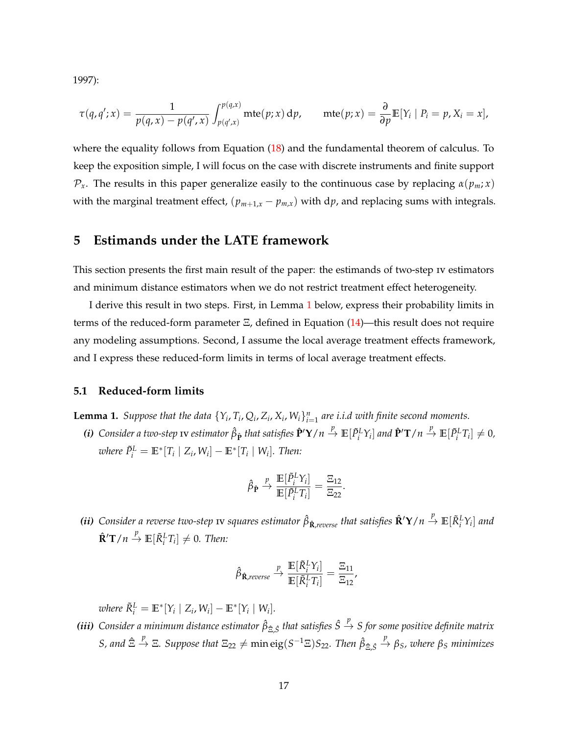1997):

$$\tau(q, q'; x) = \frac{1}{p(q,x) - p(q',x)} \int_{p(q',x)}^{p(q,x)} \text{mte}(p; x)\, \text{d}p, \qquad \text{mte}(p; x) = \frac{\partial}{\partial p} \mathbb{E}[Y_i \mid P_i = p, X_i = x],$$

where the equality follows from Equation (18) and the fundamental theorem of calculus. To keep the exposition simple, I will focus on the case with discrete instruments and finite support $\mathcal{P}_x$. The results in this paper generalize easily to the continuous case by replacing $\alpha(p_m; x)$ with the marginal treatment effect, $(p_{m+1,x} - p_{m,x})$ with $\text{d}p$, and replacing sums with integrals.

# 5 Estimands under the LATE framework

This section presents the first main result of the paper: the estimands of two-step IV estimators and minimum distance estimators when we do not restrict treatment effect heterogeneity.

I derive this result in two steps. First, in Lemma 1 below, express their probability limits in terms of the reduced-form parameter $\Xi$, defined in Equation (14)—this result does not require any modeling assumptions. Second, I assume the local average treatment effects framework, and I express these reduced-form limits in terms of local average treatment effects.

## 5.1 Reduced-form limits

**Lemma 1.** *Suppose that the data $\{Y_i, T_i, Q_i, Z_i, X_i, W_i\}_{i=1}^n$ are i.i.d with finite second moments.*

***(i)*** *Consider a two-step IV estimator $\hat{\beta}_{\hat{\mathbf{P}}}$ that satisfies $\hat{\mathbf{P}}'\mathbf{Y}/n \xrightarrow{p} \mathbb{E}[\tilde{P}_i^L Y_i]$ and $\hat{\mathbf{P}}'\mathbf{T}/n \xrightarrow{p} \mathbb{E}[\tilde{P}_i^L T_i] \neq 0$, where $\tilde{P}_i^L = \mathbb{E}^*[T_i \mid Z_i, W_i] - \mathbb{E}^*[T_i \mid W_i]$. Then:*

$$\hat{\beta}_{\hat{\mathbf{P}}} \xrightarrow{p} \frac{\mathbb{E}[\tilde{P}_i^L Y_i]}{\mathbb{E}[\tilde{P}_i^L T_i]} = \frac{\Xi_{12}}{\Xi_{22}}.$$

***(ii)*** *Consider a reverse two-step IV squares estimator $\hat{\beta}_{\hat{\mathbf{R}},reverse}$ that satisfies $\hat{\mathbf{R}}'\mathbf{Y}/n \xrightarrow{p} \mathbb{E}[\tilde{R}_i^L Y_i]$ and $\hat{\mathbf{R}}'\mathbf{T}/n \xrightarrow{p} \mathbb{E}[\tilde{R}_i^L T_i] \neq 0$. Then:*

$$\hat{\beta}_{\hat{\mathbf{R}},reverse} \xrightarrow{p} \frac{\mathbb{E}[\tilde{R}_i^L Y_i]}{\mathbb{E}[\tilde{R}_i^L T_i]} = \frac{\Xi_{11}}{\Xi_{12}},$$

*where $\tilde{R}_i^L = \mathbb{E}^*[Y_i \mid Z_i, W_i] - \mathbb{E}^*[Y_i \mid W_i]$.*

***(iii)*** *Consider a minimum distance estimator $\hat{\beta}_{\hat{\Xi},\hat{S}}$ that satisfies $\hat{S} \xrightarrow{p} S$ for some positive definite matrix $S$, and $\hat{\Xi} \xrightarrow{p} \Xi$. Suppose that $\Xi_{22} \neq \min \text{eig}(S^{-1}\Xi) S_{22}$. Then $\hat{\beta}_{\hat{\Xi},\hat{S}} \xrightarrow{p} \beta_S$, where $\beta_S$ minimizes*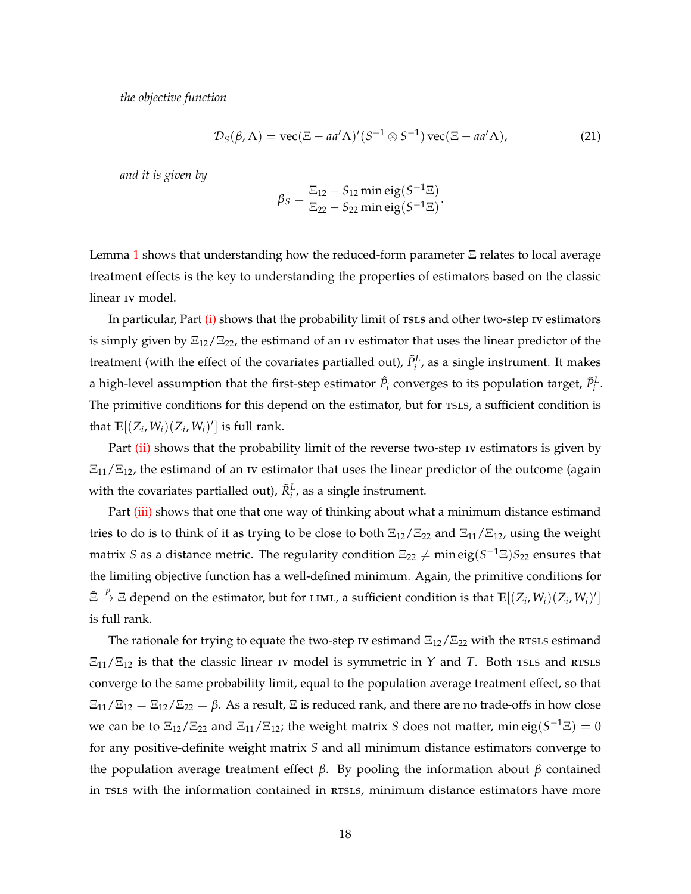*the objective function*

$$\mathcal{D}_S(\beta, \Lambda) = \operatorname{vec}(\Xi - aa'\Lambda)'(S^{-1} \otimes S^{-1}) \operatorname{vec}(\Xi - aa'\Lambda), \tag{21}$$

*and it is given by*

$$\beta_S = \frac{\Xi_{12} - S_{12} \min \operatorname{eig}(S^{-1}\Xi)}{\Xi_{22} - S_{22} \min \operatorname{eig}(S^{-1}\Xi)}.$$

Lemma 1 shows that understanding how the reduced-form parameter $\Xi$ relates to local average treatment effects is the key to understanding the properties of estimators based on the classic linear IV model.

In particular, Part (i) shows that the probability limit of TSLS and other two-step IV estimators is simply given by $\Xi_{12}/\Xi_{22}$, the estimand of an IV estimator that uses the linear predictor of the treatment (with the effect of the covariates partialled out), $\tilde{P}_i^L$, as a single instrument. It makes a high-level assumption that the first-step estimator $\hat{P}_i$ converges to its population target, $\tilde{P}_i^L$. The primitive conditions for this depend on the estimator, but for TSLS, a sufficient condition is that $\mathbb{E}[(Z_i, W_i)(Z_i, W_i)']$ is full rank.

Part (ii) shows that the probability limit of the reverse two-step IV estimators is given by $\Xi_{11}/\Xi_{12}$, the estimand of an IV estimator that uses the linear predictor of the outcome (again with the covariates partialled out), $\tilde{R}_i^L$, as a single instrument.

Part (iii) shows that one that one way of thinking about what a minimum distance estimand tries to do is to think of it as trying to be close to both $\Xi_{12}/\Xi_{22}$ and $\Xi_{11}/\Xi_{12}$, using the weight matrix $S$ as a distance metric. The regularity condition $\Xi_{22} \neq \min \operatorname{eig}(S^{-1}\Xi)S_{22}$ ensures that the limiting objective function has a well-defined minimum. Again, the primitive conditions for $\hat{\Xi} \xrightarrow{p} \Xi$ depend on the estimator, but for LIML, a sufficient condition is that $\mathbb{E}[(Z_i, W_i)(Z_i, W_i)']$ is full rank.

The rationale for trying to equate the two-step IV estimand $\Xi_{12}/\Xi_{22}$ with the RTSLS estimand $\Xi_{11}/\Xi_{12}$ is that the classic linear IV model is symmetric in $Y$ and $T$. Both TSLS and RTSLS converge to the same probability limit, equal to the population average treatment effect, so that $\Xi_{11}/\Xi_{12} = \Xi_{12}/\Xi_{22} = \beta$. As a result, $\Xi$ is reduced rank, and there are no trade-offs in how close we can be to $\Xi_{12}/\Xi_{22}$ and $\Xi_{11}/\Xi_{12}$; the weight matrix $S$ does not matter, $\min \operatorname{eig}(S^{-1}\Xi) = 0$ for any positive-definite weight matrix $S$ and all minimum distance estimators converge to the population average treatment effect $\beta$. By pooling the information about $\beta$ contained in TSLS with the information contained in RTSLS, minimum distance estimators have more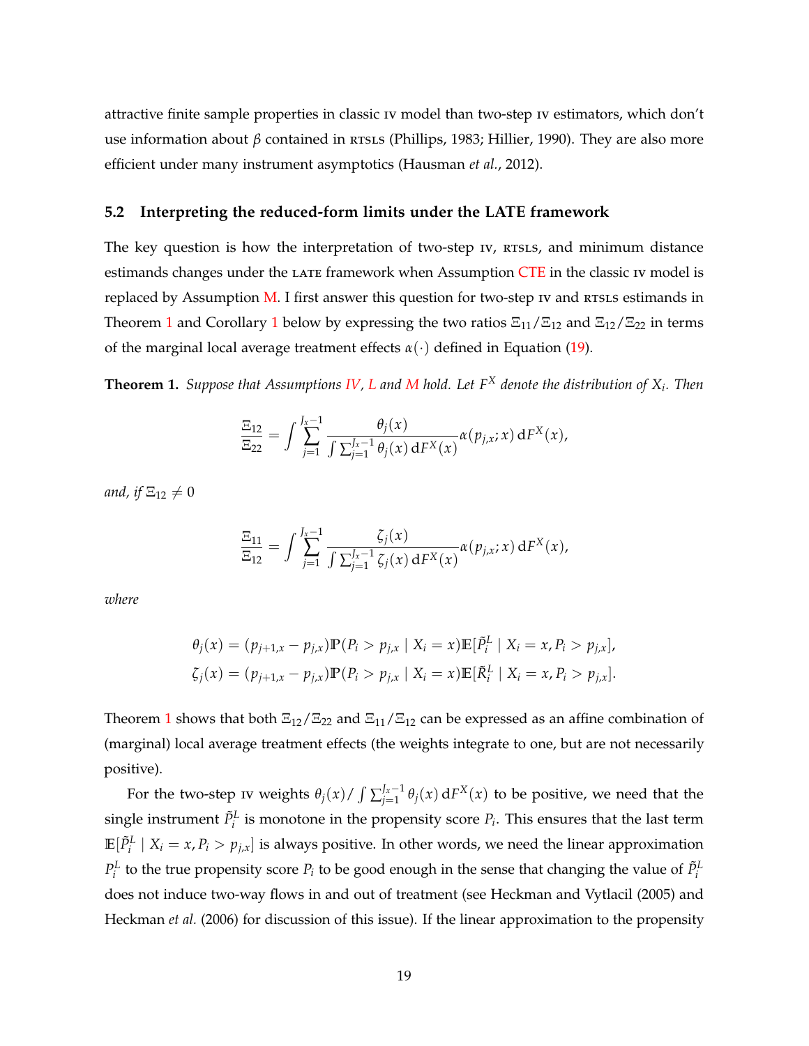attractive finite sample properties in classic IV model than two-step IV estimators, which don't use information about $\beta$ contained in RTSLS (Phillips, 1983; Hillier, 1990). They are also more efficient under many instrument asymptotics (Hausman *et al.*, 2012).

### 5.2 Interpreting the reduced-form limits under the LATE framework

The key question is how the interpretation of two-step IV, RTSLS, and minimum distance estimands changes under the LATE framework when Assumption CTE in the classic IV model is replaced by Assumption M. I first answer this question for two-step IV and RTSLS estimands in Theorem 1 and Corollary 1 below by expressing the two ratios $\Xi_{11}/\Xi_{12}$ and $\Xi_{12}/\Xi_{22}$ in terms of the marginal local average treatment effects $\alpha(\cdot)$ defined in Equation (19).

**Theorem 1.** *Suppose that Assumptions IV, L and M hold. Let $F^X$ denote the distribution of $X_i$. Then*

$$\frac{\Xi_{12}}{\Xi_{22}} = \int \sum_{j=1}^{J_x-1} \frac{\theta_j(x)}{\int \sum_{j=1}^{J_x-1} \theta_j(x)\,\mathrm{d}F^X(x)} \alpha(p_{j,x}; x)\,\mathrm{d}F^X(x),$$

*and, if $\Xi_{12} \neq 0$*

$$\frac{\Xi_{11}}{\Xi_{12}} = \int \sum_{j=1}^{J_x-1} \frac{\zeta_j(x)}{\int \sum_{j=1}^{J_x-1} \zeta_j(x)\,\mathrm{d}F^X(x)} \alpha(p_{j,x}; x)\,\mathrm{d}F^X(x),$$

*where*

$$\theta_j(x) = (p_{j+1,x} - p_{j,x})\mathbb{P}(P_i > p_{j,x} \mid X_i = x)\mathbb{E}[\tilde{P}_i^L \mid X_i = x, P_i > p_{j,x}],$$
$$\zeta_j(x) = (p_{j+1,x} - p_{j,x})\mathbb{P}(P_i > p_{j,x} \mid X_i = x)\mathbb{E}[\tilde{R}_i^L \mid X_i = x, P_i > p_{j,x}].$$

Theorem 1 shows that both $\Xi_{12}/\Xi_{22}$ and $\Xi_{11}/\Xi_{12}$ can be expressed as an affine combination of (marginal) local average treatment effects (the weights integrate to one, but are not necessarily positive).

For the two-step IV weights $\theta_j(x)/\int \sum_{j=1}^{J_x-1} \theta_j(x)\,\mathrm{d}F^X(x)$ to be positive, we need that the single instrument $\tilde{P}_i^L$ is monotone in the propensity score $P_i$. This ensures that the last term $\mathbb{E}[\tilde{P}_i^L \mid X_i = x, P_i > p_{j,x}]$ is always positive. In other words, we need the linear approximation $P_i^L$ to the true propensity score $P_i$ to be good enough in the sense that changing the value of $\tilde{P}_i^L$ does not induce two-way flows in and out of treatment (see Heckman and Vytlacil (2005) and Heckman *et al.* (2006) for discussion of this issue). If the linear approximation to the propensity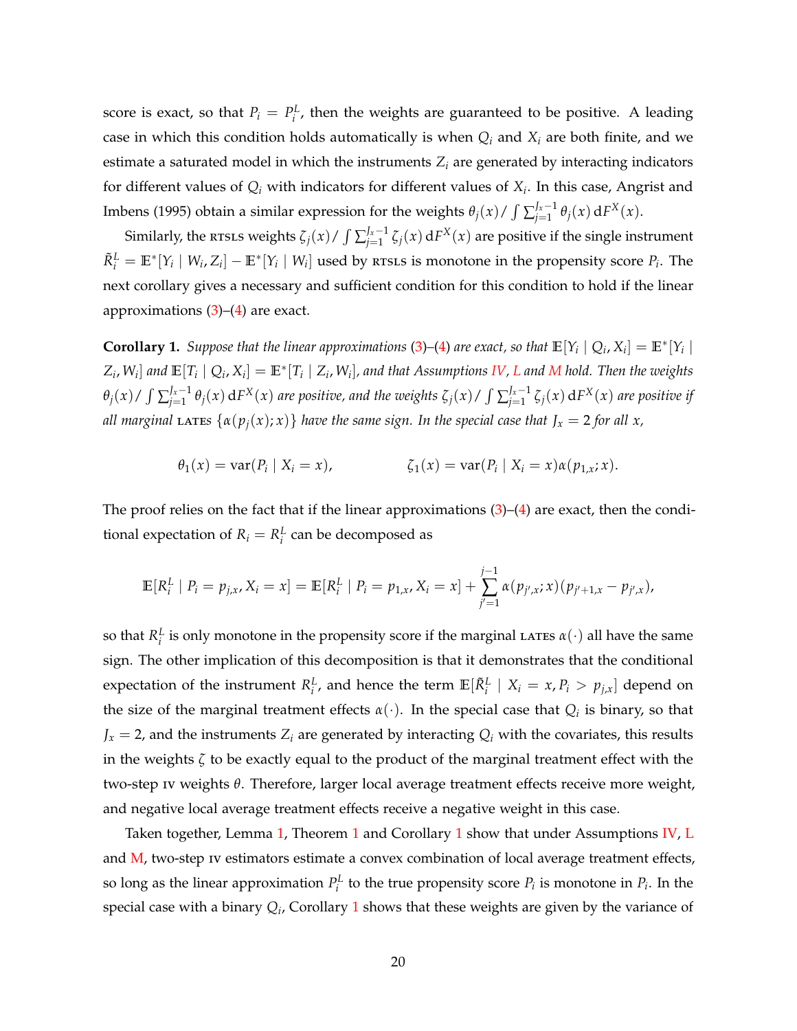score is exact, so that $P_i = P_i^L$, then the weights are guaranteed to be positive. A leading case in which this condition holds automatically is when $Q_i$ and $X_i$ are both finite, and we estimate a saturated model in which the instruments $Z_i$ are generated by interacting indicators for different values of $Q_i$ with indicators for different values of $X_i$. In this case, Angrist and Imbens (1995) obtain a similar expression for the weights $\theta_j(x)/\int \sum_{j=1}^{J_x-1} \theta_j(x)\,\mathrm{d}F^X(x)$.

Similarly, the RTSLS weights $\zeta_j(x)/\int \sum_{j=1}^{J_x-1} \zeta_j(x)\,\mathrm{d}F^X(x)$ are positive if the single instrument $\tilde{R}_i^L = \mathbb{E}^*[Y_i \mid W_i, Z_i] - \mathbb{E}^*[Y_i \mid W_i]$ used by RTSLS is monotone in the propensity score $P_i$. The next corollary gives a necessary and sufficient condition for this condition to hold if the linear approximations (3)–(4) are exact.

**Corollary 1.** *Suppose that the linear approximations (3)–(4) are exact, so that $\mathbb{E}[Y_i \mid Q_i, X_i] = \mathbb{E}^*[Y_i \mid Z_i, W_i]$ and $\mathbb{E}[T_i \mid Q_i, X_i] = \mathbb{E}^*[T_i \mid Z_i, W_i]$, and that Assumptions IV, L and M hold. Then the weights $\theta_j(x)/\int \sum_{j=1}^{J_x-1} \theta_j(x)\,\mathrm{d}F^X(x)$ are positive, and the weights $\zeta_j(x)/\int \sum_{j=1}^{J_x-1} \zeta_j(x)\,\mathrm{d}F^X(x)$ are positive if all marginal LATEs $\{\alpha(p_j(x); x)\}$ have the same sign. In the special case that $J_x = 2$ for all $x$,*

$$\theta_1(x) = \operatorname{var}(P_i \mid X_i = x), \qquad\qquad \zeta_1(x) = \operatorname{var}(P_i \mid X_i = x)\alpha(p_{1,x}; x).$$

The proof relies on the fact that if the linear approximations (3)–(4) are exact, then the conditional expectation of $R_i = R_i^L$ can be decomposed as

$$\mathbb{E}[R_i^L \mid P_i = p_{j,x}, X_i = x] = \mathbb{E}[R_i^L \mid P_i = p_{1,x}, X_i = x] + \sum_{j'=1}^{j-1} \alpha(p_{j',x}; x)(p_{j'+1,x} - p_{j',x}),$$

so that $R_i^L$ is only monotone in the propensity score if the marginal LATEs $\alpha(\cdot)$ all have the same sign. The other implication of this decomposition is that it demonstrates that the conditional expectation of the instrument $R_i^L$, and hence the term $\mathbb{E}[\tilde{R}_i^L \mid X_i = x, P_i > p_{j,x}]$ depend on the size of the marginal treatment effects $\alpha(\cdot)$. In the special case that $Q_i$ is binary, so that $J_x = 2$, and the instruments $Z_i$ are generated by interacting $Q_i$ with the covariates, this results in the weights $\zeta$ to be exactly equal to the product of the marginal treatment effect with the two-step IV weights $\theta$. Therefore, larger local average treatment effects receive more weight, and negative local average treatment effects receive a negative weight in this case.

Taken together, Lemma 1, Theorem 1 and Corollary 1 show that under Assumptions IV, L and M, two-step IV estimators estimate a convex combination of local average treatment effects, so long as the linear approximation $P_i^L$ to the true propensity score $P_i$ is monotone in $P_i$. In the special case with a binary $Q_i$, Corollary 1 shows that these weights are given by the variance of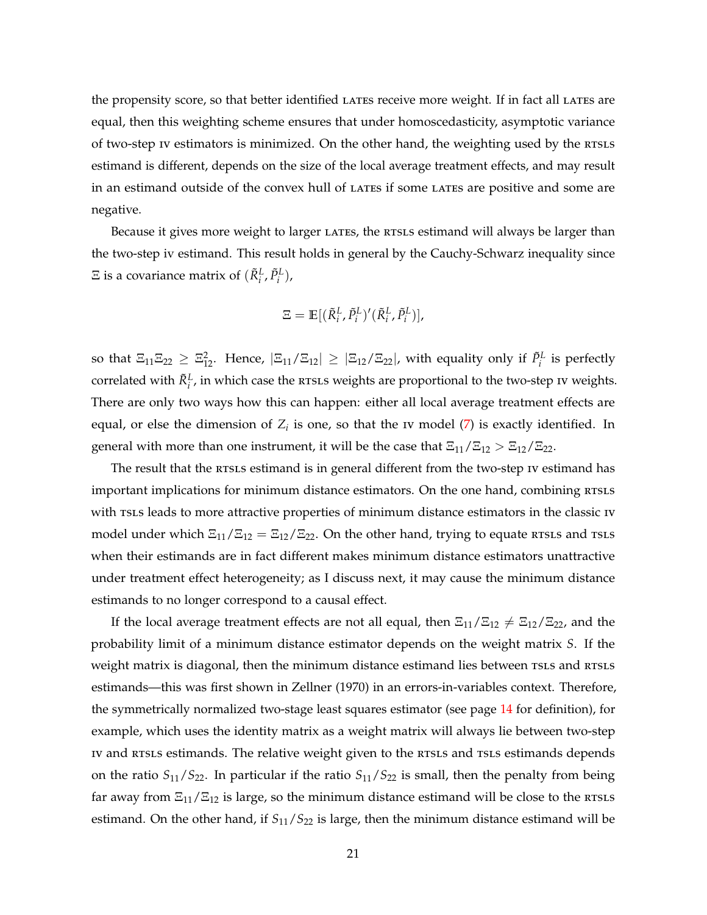the propensity score, so that better identified LATEs receive more weight. If in fact all LATEs are equal, then this weighting scheme ensures that under homoscedasticity, asymptotic variance of two-step IV estimators is minimized. On the other hand, the weighting used by the RTSLS estimand is different, depends on the size of the local average treatment effects, and may result in an estimand outside of the convex hull of LATEs if some LATEs are positive and some are negative.

Because it gives more weight to larger LATEs, the RTSLS estimand will always be larger than the two-step iv estimand. This result holds in general by the Cauchy-Schwarz inequality since $\Xi$ is a covariance matrix of $(\tilde{R}_i^L, \tilde{P}_i^L)$,

$$\Xi = \mathbb{E}[(\tilde{R}_i^L, \tilde{P}_i^L)'(\tilde{R}_i^L, \tilde{P}_i^L)],$$

so that $\Xi_{11}\Xi_{22} \geq \Xi_{12}^2$. Hence, $|\Xi_{11}/\Xi_{12}| \geq |\Xi_{12}/\Xi_{22}|$, with equality only if $\tilde{P}_i^L$ is perfectly correlated with $\tilde{R}_i^L$, in which case the RTSLS weights are proportional to the two-step IV weights. There are only two ways how this can happen: either all local average treatment effects are equal, or else the dimension of $Z_i$ is one, so that the IV model (7) is exactly identified. In general with more than one instrument, it will be the case that $\Xi_{11}/\Xi_{12} > \Xi_{12}/\Xi_{22}$.

The result that the RTSLS estimand is in general different from the two-step IV estimand has important implications for minimum distance estimators. On the one hand, combining RTSLS with TSLS leads to more attractive properties of minimum distance estimators in the classic IV model under which $\Xi_{11}/\Xi_{12} = \Xi_{12}/\Xi_{22}$. On the other hand, trying to equate RTSLS and TSLS when their estimands are in fact different makes minimum distance estimators unattractive under treatment effect heterogeneity; as I discuss next, it may cause the minimum distance estimands to no longer correspond to a causal effect.

If the local average treatment effects are not all equal, then $\Xi_{11}/\Xi_{12} \neq \Xi_{12}/\Xi_{22}$, and the probability limit of a minimum distance estimator depends on the weight matrix $S$. If the weight matrix is diagonal, then the minimum distance estimand lies between TSLS and RTSLS estimands—this was first shown in Zellner (1970) in an errors-in-variables context. Therefore, the symmetrically normalized two-stage least squares estimator (see page 14 for definition), for example, which uses the identity matrix as a weight matrix will always lie between two-step IV and RTSLS estimands. The relative weight given to the RTSLS and TSLS estimands depends on the ratio $S_{11}/S_{22}$. In particular if the ratio $S_{11}/S_{22}$ is small, then the penalty from being far away from $\Xi_{11}/\Xi_{12}$ is large, so the minimum distance estimand will be close to the RTSLS estimand. On the other hand, if $S_{11}/S_{22}$ is large, then the minimum distance estimand will be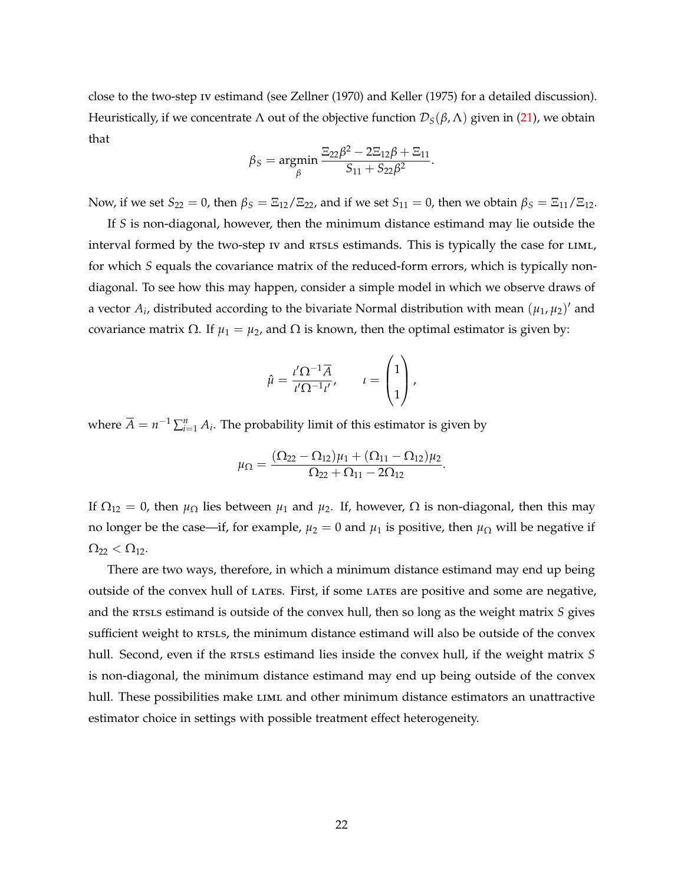close to the two-step IV estimand (see Zellner (1970) and Keller (1975) for a detailed discussion). Heuristically, if we concentrate $\Lambda$ out of the objective function $\mathcal{D}_S(\beta, \Lambda)$ given in (21), we obtain that

$$\beta_S = \operatorname*{argmin}_{\beta} \frac{\Xi_{22}\beta^2 - 2\Xi_{12}\beta + \Xi_{11}}{S_{11} + S_{22}\beta^2}.$$

Now, if we set $S_{22} = 0$, then $\beta_S = \Xi_{12}/\Xi_{22}$, and if we set $S_{11} = 0$, then we obtain $\beta_S = \Xi_{11}/\Xi_{12}$.

If $S$ is non-diagonal, however, then the minimum distance estimand may lie outside the interval formed by the two-step IV and RTSLS estimands. This is typically the case for LIML, for which $S$ equals the covariance matrix of the reduced-form errors, which is typically non-diagonal. To see how this may happen, consider a simple model in which we observe draws of a vector $A_i$, distributed according to the bivariate Normal distribution with mean $(\mu_1, \mu_2)'$ and covariance matrix $\Omega$. If $\mu_1 = \mu_2$, and $\Omega$ is known, then the optimal estimator is given by:

$$\hat{\mu} = \frac{\iota'\Omega^{-1}\overline{A}}{\iota'\Omega^{-1}\iota'}, \qquad \iota = \begin{pmatrix} 1 \\ 1 \end{pmatrix},$$

where $\overline{A} = n^{-1}\sum_{i=1}^{n} A_i$. The probability limit of this estimator is given by

$$\mu_\Omega = \frac{(\Omega_{22} - \Omega_{12})\mu_1 + (\Omega_{11} - \Omega_{12})\mu_2}{\Omega_{22} + \Omega_{11} - 2\Omega_{12}}.$$

If $\Omega_{12} = 0$, then $\mu_\Omega$ lies between $\mu_1$ and $\mu_2$. If, however, $\Omega$ is non-diagonal, then this may no longer be the case—if, for example, $\mu_2 = 0$ and $\mu_1$ is positive, then $\mu_\Omega$ will be negative if $\Omega_{22} < \Omega_{12}$.

There are two ways, therefore, in which a minimum distance estimand may end up being outside of the convex hull of LATEs. First, if some LATEs are positive and some are negative, and the RTSLS estimand is outside of the convex hull, then so long as the weight matrix $S$ gives sufficient weight to RTSLS, the minimum distance estimand will also be outside of the convex hull. Second, even if the RTSLS estimand lies inside the convex hull, if the weight matrix $S$ is non-diagonal, the minimum distance estimand may end up being outside of the convex hull. These possibilities make LIML and other minimum distance estimators an unattractive estimator choice in settings with possible treatment effect heterogeneity.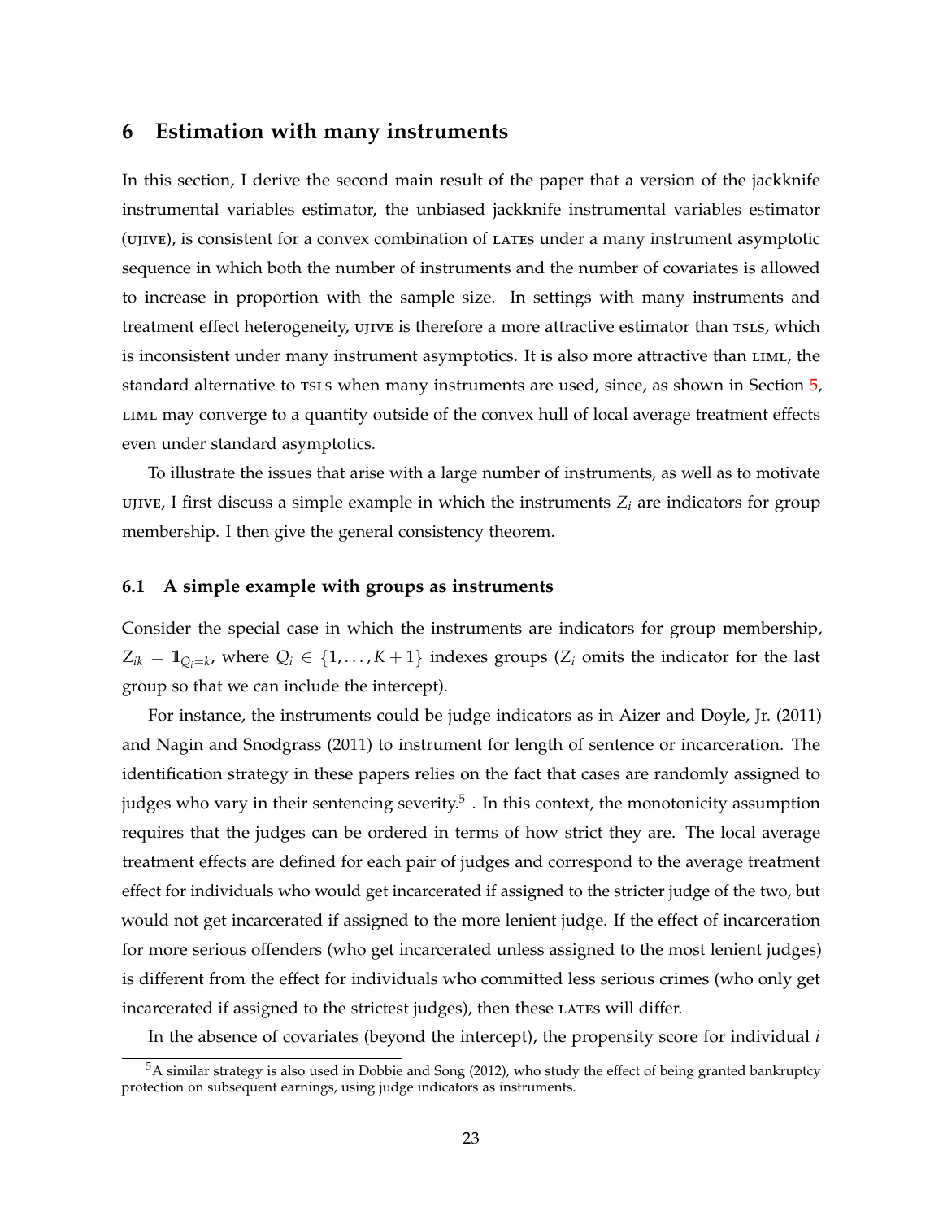## 6 Estimation with many instruments

In this section, I derive the second main result of the paper that a version of the jackknife instrumental variables estimator, the unbiased jackknife instrumental variables estimator (UJIVE), is consistent for a convex combination of LATEs under a many instrument asymptotic sequence in which both the number of instruments and the number of covariates is allowed to increase in proportion with the sample size. In settings with many instruments and treatment effect heterogeneity, UJIVE is therefore a more attractive estimator than TSLS, which is inconsistent under many instrument asymptotics. It is also more attractive than LIML, the standard alternative to TSLS when many instruments are used, since, as shown in Section 5, LIML may converge to a quantity outside of the convex hull of local average treatment effects even under standard asymptotics.

To illustrate the issues that arise with a large number of instruments, as well as to motivate UJIVE, I first discuss a simple example in which the instruments $Z_i$ are indicators for group membership. I then give the general consistency theorem.

### 6.1 A simple example with groups as instruments

Consider the special case in which the instruments are indicators for group membership, $Z_{ik} = \mathbb{1}_{Q_i=k}$, where $Q_i \in \{1, \dots, K+1\}$ indexes groups ($Z_i$ omits the indicator for the last group so that we can include the intercept).

For instance, the instruments could be judge indicators as in Aizer and Doyle, Jr. (2011) and Nagin and Snodgrass (2011) to instrument for length of sentence or incarceration. The identification strategy in these papers relies on the fact that cases are randomly assigned to judges who vary in their sentencing severity.[5] . In this context, the monotonicity assumption requires that the judges can be ordered in terms of how strict they are. The local average treatment effects are defined for each pair of judges and correspond to the average treatment effect for individuals who would get incarcerated if assigned to the stricter judge of the two, but would not get incarcerated if assigned to the more lenient judge. If the effect of incarceration for more serious offenders (who get incarcerated unless assigned to the most lenient judges) is different from the effect for individuals who committed less serious crimes (who only get incarcerated if assigned to the strictest judges), then these LATEs will differ.

In the absence of covariates (beyond the intercept), the propensity score for individual $i$

[5] A similar strategy is also used in Dobbie and Song (2012), who study the effect of being granted bankruptcy protection on subsequent earnings, using judge indicators as instruments.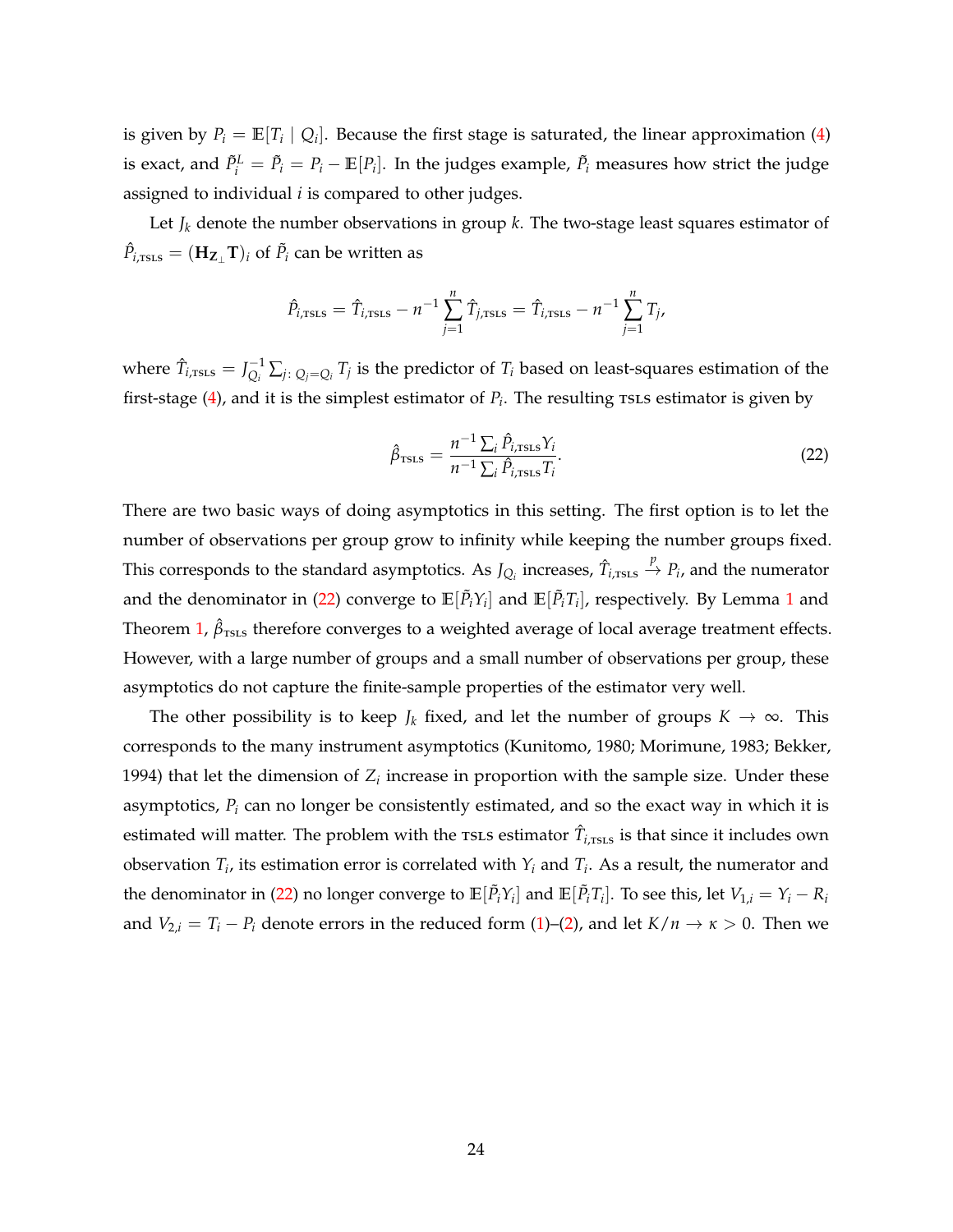is given by $P_i = \mathbb{E}[T_i \mid Q_i]$. Because the first stage is saturated, the linear approximation (4) is exact, and $\tilde{P}_i^L = \tilde{P}_i = P_i - \mathbb{E}[P_i]$. In the judges example, $\tilde{P}_i$ measures how strict the judge assigned to individual $i$ is compared to other judges.

Let $J_k$ denote the number observations in group $k$. The two-stage least squares estimator of $\hat{P}_{i,\text{TSLS}} = (\mathbf{H}_{\mathbf{Z}_\perp}\mathbf{T})_i$ of $\tilde{P}_i$ can be written as

$$\hat{P}_{i,\text{TSLS}} = \hat{T}_{i,\text{TSLS}} - n^{-1}\sum_{j=1}^{n} \hat{T}_{j,\text{TSLS}} = \hat{T}_{i,\text{TSLS}} - n^{-1}\sum_{j=1}^{n} T_j,$$

where $\hat{T}_{i,\text{TSLS}} = J_{Q_i}^{-1} \sum_{j\colon Q_j = Q_i} T_j$ is the predictor of $T_i$ based on least-squares estimation of the first-stage (4), and it is the simplest estimator of $P_i$. The resulting TSLS estimator is given by

$$\hat{\beta}_{\text{TSLS}} = \frac{n^{-1}\sum_i \hat{P}_{i,\text{TSLS}} Y_i}{n^{-1}\sum_i \hat{P}_{i,\text{TSLS}} T_i}. \tag{22}$$

There are two basic ways of doing asymptotics in this setting. The first option is to let the number of observations per group grow to infinity while keeping the number groups fixed. This corresponds to the standard asymptotics. As $J_{Q_i}$ increases, $\hat{T}_{i,\text{TSLS}} \xrightarrow{p} P_i$, and the numerator and the denominator in (22) converge to $\mathbb{E}[\tilde{P}_i Y_i]$ and $\mathbb{E}[\tilde{P}_i T_i]$, respectively. By Lemma 1 and Theorem 1, $\hat{\beta}_{\text{TSLS}}$ therefore converges to a weighted average of local average treatment effects. However, with a large number of groups and a small number of observations per group, these asymptotics do not capture the finite-sample properties of the estimator very well.

The other possibility is to keep $J_k$ fixed, and let the number of groups $K \to \infty$. This corresponds to the many instrument asymptotics (Kunitomo, 1980; Morimune, 1983; Bekker, 1994) that let the dimension of $Z_i$ increase in proportion with the sample size. Under these asymptotics, $P_i$ can no longer be consistently estimated, and so the exact way in which it is estimated will matter. The problem with the TSLS estimator $\hat{T}_{i,\text{TSLS}}$ is that since it includes own observation $T_i$, its estimation error is correlated with $Y_i$ and $T_i$. As a result, the numerator and the denominator in (22) no longer converge to $\mathbb{E}[\tilde{P}_i Y_i]$ and $\mathbb{E}[\tilde{P}_i T_i]$. To see this, let $V_{1,i} = Y_i - R_i$ and $V_{2,i} = T_i - P_i$ denote errors in the reduced form (1)–(2), and let $K/n \to \kappa > 0$. Then we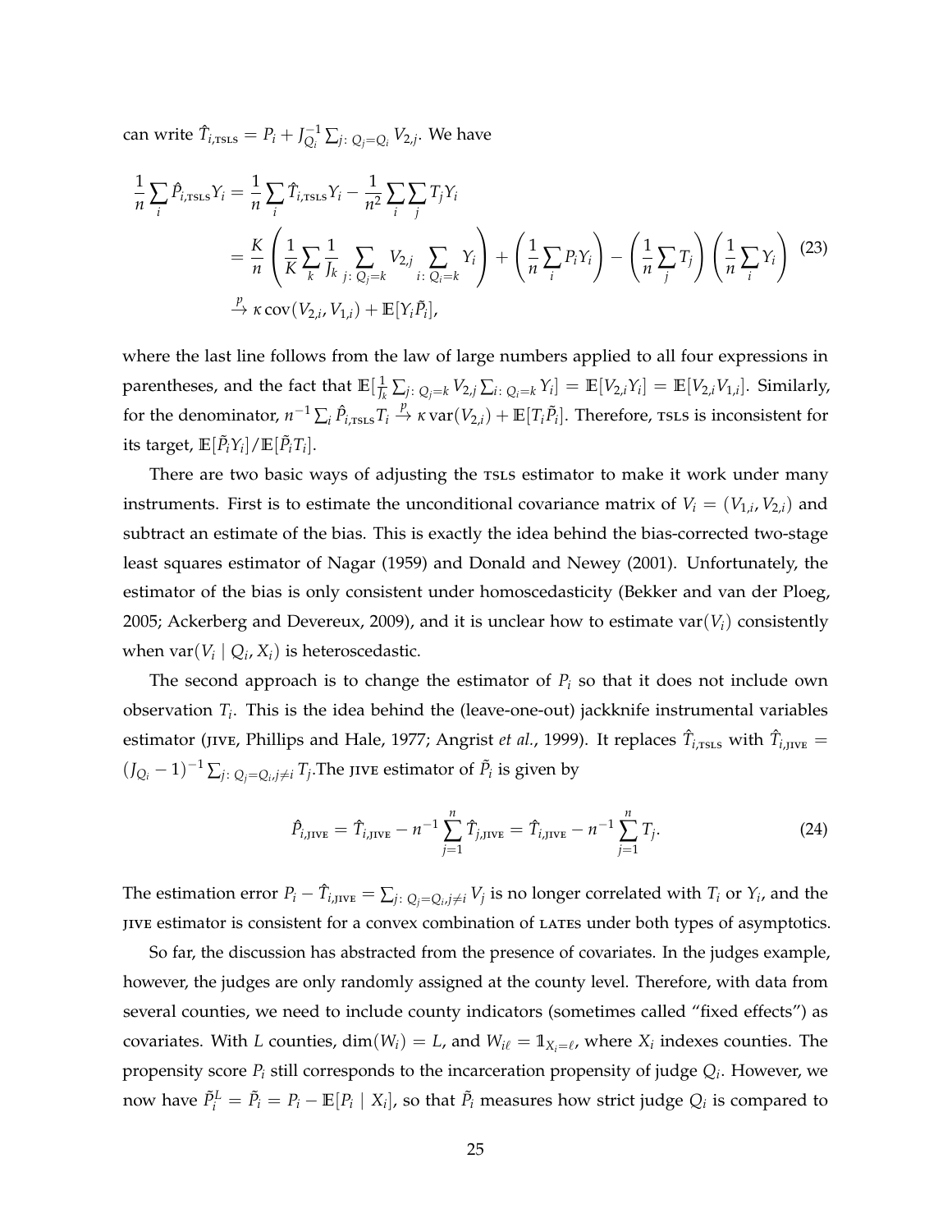can write $\hat{T}_{i,\text{TSLS}} = P_i + J_{Q_i}^{-1} \sum_{j\colon Q_j = Q_i} V_{2,j}$. We have

$$
\begin{aligned}
\frac{1}{n}\sum_i \hat{P}_{i,\text{TSLS}} Y_i &= \frac{1}{n}\sum_i \hat{T}_{i,\text{TSLS}} Y_i - \frac{1}{n^2}\sum_i \sum_j T_j Y_i \\
&= \frac{K}{n}\left(\frac{1}{K}\sum_k \frac{1}{J_k} \sum_{j\colon Q_j = k} V_{2,j} \sum_{i\colon Q_i = k} Y_i\right) + \left(\frac{1}{n}\sum_i P_i Y_i\right) - \left(\frac{1}{n}\sum_j T_j\right)\left(\frac{1}{n}\sum_i Y_i\right) \\
&\xrightarrow{p} \kappa \operatorname{cov}(V_{2,i}, V_{1,i}) + \mathbb{E}[Y_i \tilde{P}_i],
\end{aligned}
\tag{23}
$$

where the last line follows from the law of large numbers applied to all four expressions in parentheses, and the fact that $\mathbb{E}[\frac{1}{J_k}\sum_{j\colon Q_j = k} V_{2,j} \sum_{i\colon Q_i = k} Y_i] = \mathbb{E}[V_{2,i} Y_i] = \mathbb{E}[V_{2,i} V_{1,i}]$. Similarly, for the denominator, $n^{-1}\sum_i \hat{P}_{i,\text{TSLS}} T_i \xrightarrow{p} \kappa \operatorname{var}(V_{2,i}) + \mathbb{E}[T_i \tilde{P}_i]$. Therefore, TSLS is inconsistent for its target, $\mathbb{E}[\tilde{P}_i Y_i]/\mathbb{E}[\tilde{P}_i T_i]$.

There are two basic ways of adjusting the TSLS estimator to make it work under many instruments. First is to estimate the unconditional covariance matrix of $V_i = (V_{1,i}, V_{2,i})$ and subtract an estimate of the bias. This is exactly the idea behind the bias-corrected two-stage least squares estimator of Nagar (1959) and Donald and Newey (2001). Unfortunately, the estimator of the bias is only consistent under homoscedasticity (Bekker and van der Ploeg, 2005; Ackerberg and Devereux, 2009), and it is unclear how to estimate $\operatorname{var}(V_i)$ consistently when $\operatorname{var}(V_i \mid Q_i, X_i)$ is heteroscedastic.

The second approach is to change the estimator of $P_i$ so that it does not include own observation $T_i$. This is the idea behind the (leave-one-out) jackknife instrumental variables estimator (JIVE, Phillips and Hale, 1977; Angrist *et al.*, 1999). It replaces $\hat{T}_{i,\text{TSLS}}$ with $\hat{T}_{i,\text{JIVE}} = (J_{Q_i} - 1)^{-1} \sum_{j\colon Q_j = Q_i, j \neq i} T_j$.The JIVE estimator of $\tilde{P}_i$ is given by

$$
\hat{P}_{i,\text{JIVE}} = \hat{T}_{i,\text{JIVE}} - n^{-1} \sum_{j=1}^{n} \hat{T}_{j,\text{JIVE}} = \hat{T}_{i,\text{JIVE}} - n^{-1} \sum_{j=1}^{n} T_j. \tag{24}
$$

The estimation error $P_i - \hat{T}_{i,\text{JIVE}} = \sum_{j\colon Q_j = Q_i, j \neq i} V_j$ is no longer correlated with $T_i$ or $Y_i$, and the JIVE estimator is consistent for a convex combination of LATEs under both types of asymptotics.

So far, the discussion has abstracted from the presence of covariates. In the judges example, however, the judges are only randomly assigned at the county level. Therefore, with data from several counties, we need to include county indicators (sometimes called "fixed effects") as covariates. With $L$ counties, $\dim(W_i) = L$, and $W_{i\ell} = \mathbb{1}_{X_i = \ell}$, where $X_i$ indexes counties. The propensity score $P_i$ still corresponds to the incarceration propensity of judge $Q_i$. However, we now have $\tilde{P}_i^L = \tilde{P}_i = P_i - \mathbb{E}[P_i \mid X_i]$, so that $\tilde{P}_i$ measures how strict judge $Q_i$ is compared to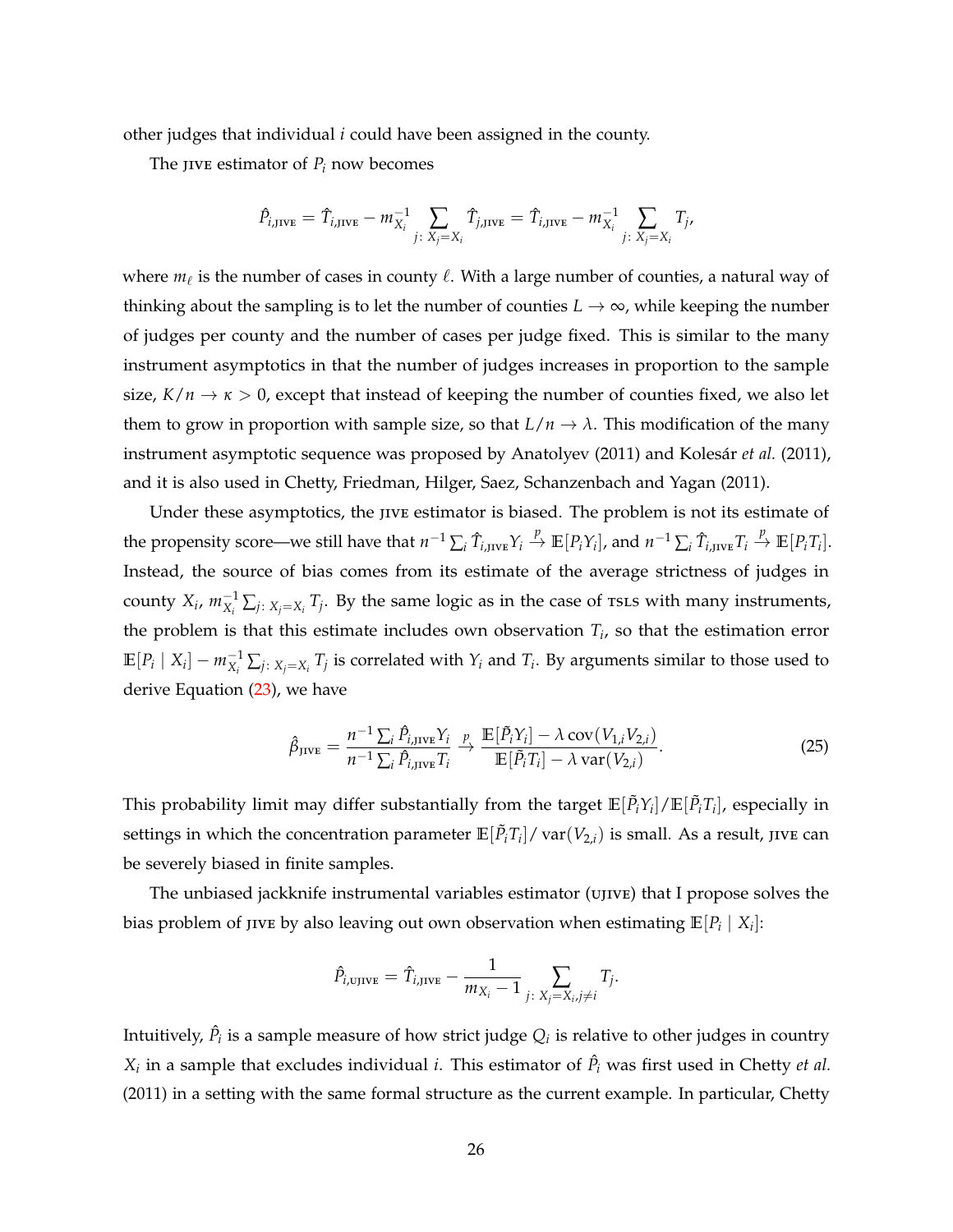other judges that individual $i$ could have been assigned in the county.

The JIVE estimator of $P_i$ now becomes

$$\hat{P}_{i,\text{JIVE}} = \hat{T}_{i,\text{JIVE}} - m_{X_i}^{-1} \sum_{j\colon X_j = X_i} \hat{T}_{j,\text{JIVE}} = \hat{T}_{i,\text{JIVE}} - m_{X_i}^{-1} \sum_{j\colon X_j = X_i} T_j,$$

where $m_\ell$ is the number of cases in county $\ell$. With a large number of counties, a natural way of thinking about the sampling is to let the number of counties $L \to \infty$, while keeping the number of judges per county and the number of cases per judge fixed. This is similar to the many instrument asymptotics in that the number of judges increases in proportion to the sample size, $K/n \to \kappa > 0$, except that instead of keeping the number of counties fixed, we also let them to grow in proportion with sample size, so that $L/n \to \lambda$. This modification of the many instrument asymptotic sequence was proposed by Anatolyev (2011) and Kolesár *et al.* (2011), and it is also used in Chetty, Friedman, Hilger, Saez, Schanzenbach and Yagan (2011).

Under these asymptotics, the JIVE estimator is biased. The problem is not its estimate of the propensity score—we still have that $n^{-1} \sum_i \hat{T}_{i,\text{JIVE}} Y_i \xrightarrow{p} \mathbb{E}[P_i Y_i]$, and $n^{-1} \sum_i \hat{T}_{i,\text{JIVE}} T_i \xrightarrow{p} \mathbb{E}[P_i T_i]$. Instead, the source of bias comes from its estimate of the average strictness of judges in county $X_i$, $m_{X_i}^{-1} \sum_{j\colon X_j = X_i} T_j$. By the same logic as in the case of TSLS with many instruments, the problem is that this estimate includes own observation $T_i$, so that the estimation error $\mathbb{E}[P_i \mid X_i] - m_{X_i}^{-1} \sum_{j\colon X_j = X_i} T_j$ is correlated with $Y_i$ and $T_i$. By arguments similar to those used to derive Equation (23), we have

$$\hat{\beta}_{\text{JIVE}} = \frac{n^{-1} \sum_i \hat{P}_{i,\text{JIVE}} Y_i}{n^{-1} \sum_i \hat{P}_{i,\text{JIVE}} T_i} \xrightarrow{p} \frac{\mathbb{E}[\tilde{P}_i Y_i] - \lambda \operatorname{cov}(V_{1,i} V_{2,i})}{\mathbb{E}[\tilde{P}_i T_i] - \lambda \operatorname{var}(V_{2,i})}. \tag{25}$$

This probability limit may differ substantially from the target $\mathbb{E}[\tilde{P}_i Y_i] / \mathbb{E}[\tilde{P}_i T_i]$, especially in settings in which the concentration parameter $\mathbb{E}[\tilde{P}_i T_i] / \operatorname{var}(V_{2,i})$ is small. As a result, JIVE can be severely biased in finite samples.

The unbiased jackknife instrumental variables estimator (UJIVE) that I propose solves the bias problem of JIVE by also leaving out own observation when estimating $\mathbb{E}[P_i \mid X_i]$:

$$\hat{P}_{i,\text{UJIVE}} = \hat{T}_{i,\text{JIVE}} - \frac{1}{m_{X_i} - 1} \sum_{j\colon X_j = X_i, j \neq i} T_j.$$

Intuitively, $\hat{P}_i$ is a sample measure of how strict judge $Q_i$ is relative to other judges in country $X_i$ in a sample that excludes individual $i$. This estimator of $\hat{P}_i$ was first used in Chetty *et al.* (2011) in a setting with the same formal structure as the current example. In particular, Chetty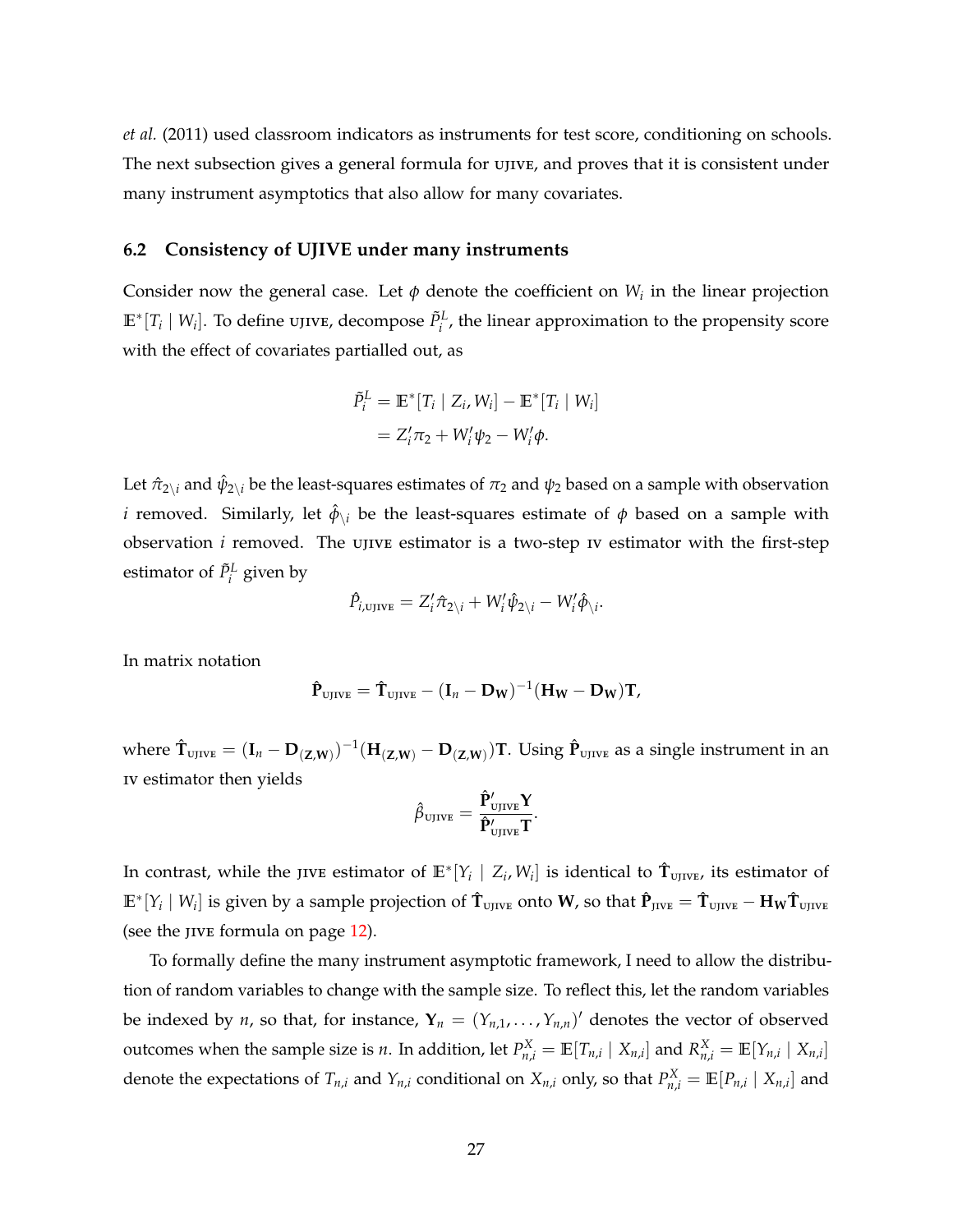*et al.* (2011) used classroom indicators as instruments for test score, conditioning on schools. The next subsection gives a general formula for UJIVE, and proves that it is consistent under many instrument asymptotics that also allow for many covariates.

### 6.2 Consistency of UJIVE under many instruments

Consider now the general case. Let $\phi$ denote the coefficient on $W_i$ in the linear projection $\mathbb{E}^*[T_i \mid W_i]$. To define UJIVE, decompose $\tilde{P}_i^L$, the linear approximation to the propensity score with the effect of covariates partialled out, as

$$
\begin{aligned}
\tilde{P}_i^L &= \mathbb{E}^*[T_i \mid Z_i, W_i] - \mathbb{E}^*[T_i \mid W_i] \\
&= Z_i'\pi_2 + W_i'\psi_2 - W_i'\phi.
\end{aligned}
$$

Let $\hat{\pi}_{2\setminus i}$ and $\hat{\psi}_{2\setminus i}$ be the least-squares estimates of $\pi_2$ and $\psi_2$ based on a sample with observation $i$ removed. Similarly, let $\hat{\phi}_{\setminus i}$ be the least-squares estimate of $\phi$ based on a sample with observation $i$ removed. The UJIVE estimator is a two-step IV estimator with the first-step estimator of $\tilde{P}_i^L$ given by

$$
\hat{P}_{i,\text{UJIVE}} = Z_i'\hat{\pi}_{2\setminus i} + W_i'\hat{\psi}_{2\setminus i} - W_i'\hat{\phi}_{\setminus i}.
$$

In matrix notation

$$
\hat{\mathbf{P}}_{\text{UJIVE}} = \hat{\mathbf{T}}_{\text{UJIVE}} - (\mathbf{I}_n - \mathbf{D}_{\mathbf{W}})^{-1}(\mathbf{H}_{\mathbf{W}} - \mathbf{D}_{\mathbf{W}})\mathbf{T},
$$

where $\hat{\mathbf{T}}_{\text{UJIVE}} = (\mathbf{I}_n - \mathbf{D}_{(\mathbf{Z},\mathbf{W})})^{-1}(\mathbf{H}_{(\mathbf{Z},\mathbf{W})} - \mathbf{D}_{(\mathbf{Z},\mathbf{W})})\mathbf{T}$. Using $\hat{\mathbf{P}}_{\text{UJIVE}}$ as a single instrument in an IV estimator then yields

$$
\hat{\beta}_{\text{UJIVE}} = \frac{\hat{\mathbf{P}}_{\text{UJIVE}}'\mathbf{Y}}{\hat{\mathbf{P}}_{\text{UJIVE}}'\mathbf{T}}.
$$

In contrast, while the JIVE estimator of $\mathbb{E}^*[Y_i \mid Z_i, W_i]$ is identical to $\hat{\mathbf{T}}_{\text{UJIVE}}$, its estimator of $\mathbb{E}^*[Y_i \mid W_i]$ is given by a sample projection of $\hat{\mathbf{T}}_{\text{UJIVE}}$ onto $\mathbf{W}$, so that $\hat{\mathbf{P}}_{\text{JIVE}} = \hat{\mathbf{T}}_{\text{UJIVE}} - \mathbf{H}_{\mathbf{W}}\hat{\mathbf{T}}_{\text{UJIVE}}$ (see the JIVE formula on page 12).

To formally define the many instrument asymptotic framework, I need to allow the distribution of random variables to change with the sample size. To reflect this, let the random variables be indexed by $n$, so that, for instance, $\mathbf{Y}_n = (Y_{n,1}, \ldots, Y_{n,n})'$ denotes the vector of observed outcomes when the sample size is $n$. In addition, let $P_{n,i}^X = \mathbb{E}[T_{n,i} \mid X_{n,i}]$ and $R_{n,i}^X = \mathbb{E}[Y_{n,i} \mid X_{n,i}]$ denote the expectations of $T_{n,i}$ and $Y_{n,i}$ conditional on $X_{n,i}$ only, so that $P_{n,i}^X = \mathbb{E}[P_{n,i} \mid X_{n,i}]$ and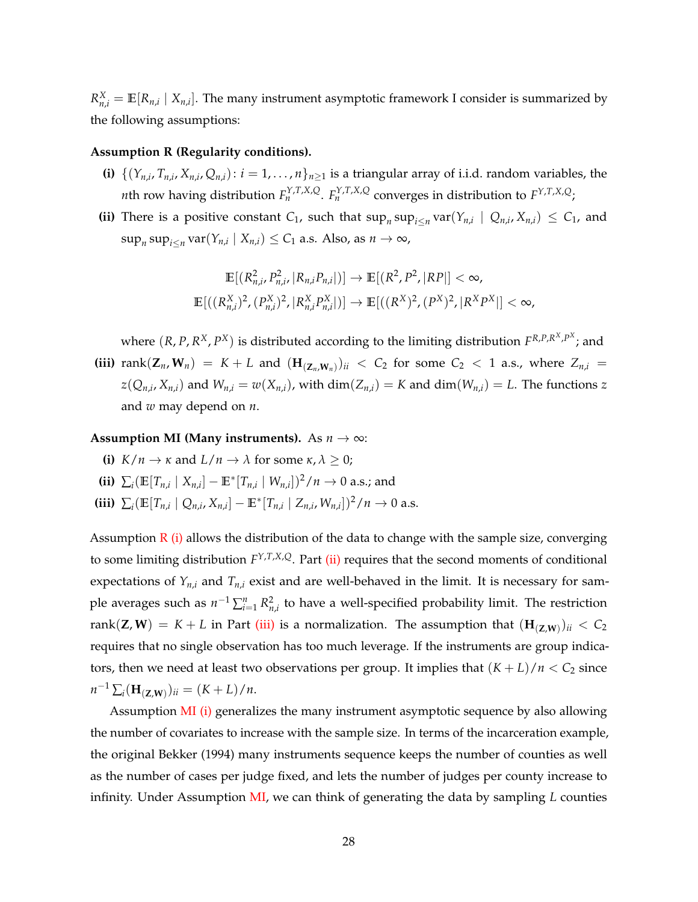$R^X_{n,i} = \mathbb{E}[R_{n,i} \mid X_{n,i}]$. The many instrument asymptotic framework I consider is summarized by the following assumptions:

**Assumption R (Regularity conditions).**

**(i)** $\{(Y_{n,i}, T_{n,i}, X_{n,i}, Q_{n,i}) : i = 1, \dots, n\}_{n \geq 1}$ is a triangular array of i.i.d. random variables, the $n$th row having distribution $F^{Y,T,X,Q}_n$. $F^{Y,T,X,Q}_n$ converges in distribution to $F^{Y,T,X,Q}$;

**(ii)** There is a positive constant $C_1$, such that $\sup_n \sup_{i \leq n} \operatorname{var}(Y_{n,i} \mid Q_{n,i}, X_{n,i}) \leq C_1$, and $\sup_n \sup_{i \leq n} \operatorname{var}(Y_{n,i} \mid X_{n,i}) \leq C_1$ a.s. Also, as $n \to \infty$,

$$\mathbb{E}[(R^2_{n,i}, P^2_{n,i}, |R_{n,i} P_{n,i}|)] \to \mathbb{E}[(R^2, P^2, |RP|] < \infty,$$
$$\mathbb{E}[((R^X_{n,i})^2, (P^X_{n,i})^2, |R^X_{n,i} P^X_{n,i}|)] \to \mathbb{E}[((R^X)^2, (P^X)^2, |R^X P^X|] < \infty,$$

where $(R, P, R^X, P^X)$ is distributed according to the limiting distribution $F^{R,P,R^X,P^X}$; and

**(iii)** $\operatorname{rank}(\mathbf{Z}_n, \mathbf{W}_n) = K + L$ and $(\mathbf{H}_{(\mathbf{Z}_n, \mathbf{W}_n)})_{ii} < C_2$ for some $C_2 < 1$ a.s., where $Z_{n,i} = z(Q_{n,i}, X_{n,i})$ and $W_{n,i} = w(X_{n,i})$, with $\dim(Z_{n,i}) = K$ and $\dim(W_{n,i}) = L$. The functions $z$ and $w$ may depend on $n$.

**Assumption MI (Many instruments).** As $n \to \infty$:

**(i)** $K/n \to \kappa$ and $L/n \to \lambda$ for some $\kappa, \lambda \geq 0$;

**(ii)** $\sum_i (\mathbb{E}[T_{n,i} \mid X_{n,i}] - \mathbb{E}^*[T_{n,i} \mid W_{n,i}])^2/n \to 0$ a.s.; and

**(iii)** $\sum_i (\mathbb{E}[T_{n,i} \mid Q_{n,i}, X_{n,i}] - \mathbb{E}^*[T_{n,i} \mid Z_{n,i}, W_{n,i}])^2/n \to 0$ a.s.

Assumption R (i) allows the distribution of the data to change with the sample size, converging to some limiting distribution $F^{Y,T,X,Q}$. Part (ii) requires that the second moments of conditional expectations of $Y_{n,i}$ and $T_{n,i}$ exist and are well-behaved in the limit. It is necessary for sample averages such as $n^{-1} \sum_{i=1}^n R^2_{n,i}$ to have a well-specified probability limit. The restriction $\operatorname{rank}(\mathbf{Z}, \mathbf{W}) = K + L$ in Part (iii) is a normalization. The assumption that $(\mathbf{H}_{(\mathbf{Z},\mathbf{W})})_{ii} < C_2$ requires that no single observation has too much leverage. If the instruments are group indicators, then we need at least two observations per group. It implies that $(K + L)/n < C_2$ since $n^{-1} \sum_i (\mathbf{H}_{(\mathbf{Z},\mathbf{W})})_{ii} = (K + L)/n$.

Assumption MI (i) generalizes the many instrument asymptotic sequence by also allowing the number of covariates to increase with the sample size. In terms of the incarceration example, the original Bekker (1994) many instruments sequence keeps the number of counties as well as the number of cases per judge fixed, and lets the number of judges per county increase to infinity. Under Assumption MI, we can think of generating the data by sampling $L$ counties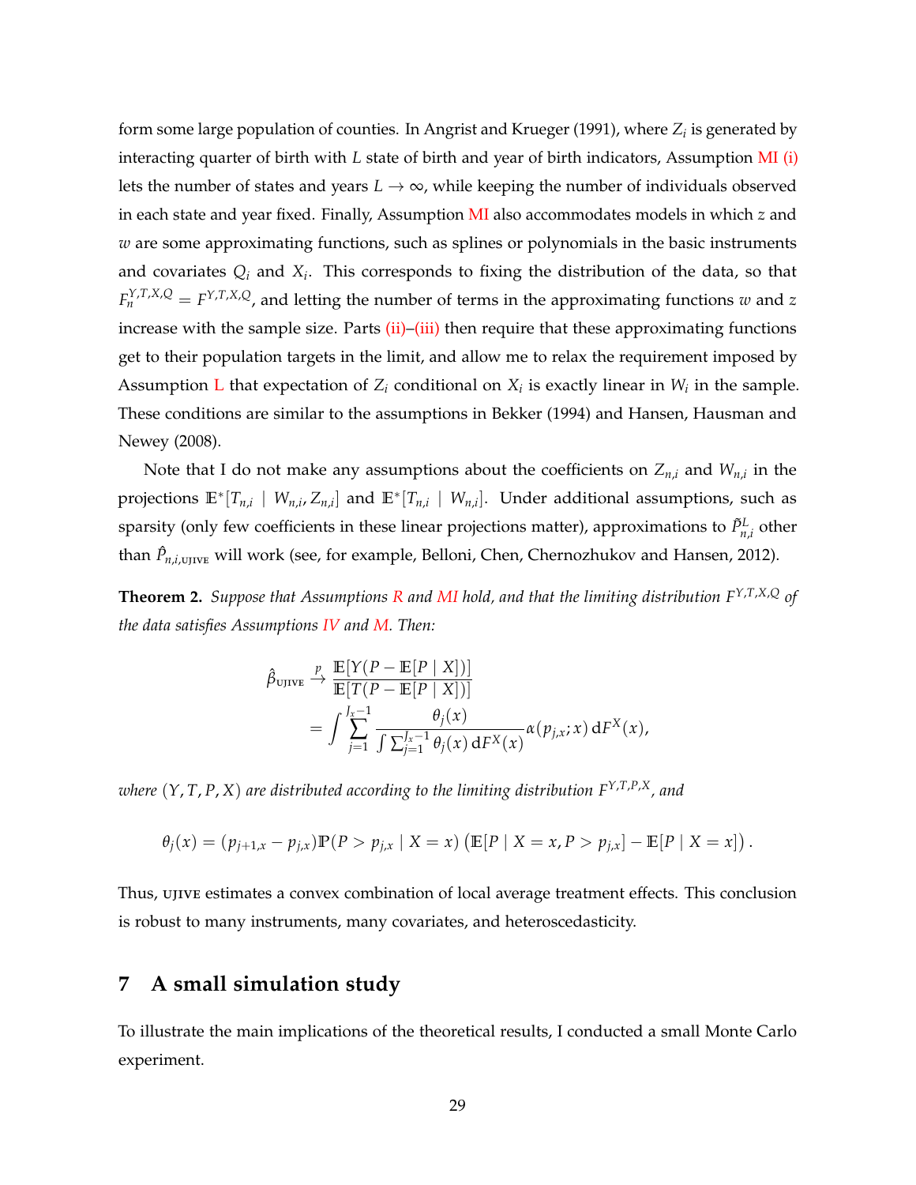form some large population of counties. In Angrist and Krueger (1991), where $Z_i$ is generated by interacting quarter of birth with $L$ state of birth and year of birth indicators, Assumption MI (i) lets the number of states and years $L \to \infty$, while keeping the number of individuals observed in each state and year fixed. Finally, Assumption MI also accommodates models in which $z$ and $w$ are some approximating functions, such as splines or polynomials in the basic instruments and covariates $Q_i$ and $X_i$. This corresponds to fixing the distribution of the data, so that $F_n^{Y,T,X,Q} = F^{Y,T,X,Q}$, and letting the number of terms in the approximating functions $w$ and $z$ increase with the sample size. Parts (ii)–(iii) then require that these approximating functions get to their population targets in the limit, and allow me to relax the requirement imposed by Assumption L that expectation of $Z_i$ conditional on $X_i$ is exactly linear in $W_i$ in the sample. These conditions are similar to the assumptions in Bekker (1994) and Hansen, Hausman and Newey (2008).

Note that I do not make any assumptions about the coefficients on $Z_{n,i}$ and $W_{n,i}$ in the projections $\mathbb{E}^*[T_{n,i} \mid W_{n,i}, Z_{n,i}]$ and $\mathbb{E}^*[T_{n,i} \mid W_{n,i}]$. Under additional assumptions, such as sparsity (only few coefficients in these linear projections matter), approximations to $\tilde{P}_{n,i}^L$ other than $\hat{P}_{n,i,\text{UJIVE}}$ will work (see, for example, Belloni, Chen, Chernozhukov and Hansen, 2012).

**Theorem 2.** *Suppose that Assumptions R and MI hold, and that the limiting distribution $F^{Y,T,X,Q}$ of the data satisfies Assumptions IV and M. Then:*

$$
\begin{aligned}
\hat{\beta}_{\text{UJIVE}} &\xrightarrow{p} \frac{\mathbb{E}[Y(P - \mathbb{E}[P \mid X])]}{\mathbb{E}[T(P - \mathbb{E}[P \mid X])]} \\
&= \int \sum_{j=1}^{J_x - 1} \frac{\theta_j(x)}{\int \sum_{j=1}^{J_x-1} \theta_j(x)\, \mathrm{d}F^X(x)} \alpha(p_{j,x}; x)\, \mathrm{d}F^X(x),
\end{aligned}
$$

*where $(Y, T, P, X)$ are distributed according to the limiting distribution $F^{Y,T,P,X}$, and*

$$
\theta_j(x) = (p_{j+1,x} - p_{j,x})\mathbb{P}(P > p_{j,x} \mid X = x)\left(\mathbb{E}[P \mid X = x, P > p_{j,x}] - \mathbb{E}[P \mid X = x]\right).
$$

Thus, UJIVE estimates a convex combination of local average treatment effects. This conclusion is robust to many instruments, many covariates, and heteroscedasticity.

## 7 A small simulation study

To illustrate the main implications of the theoretical results, I conducted a small Monte Carlo experiment.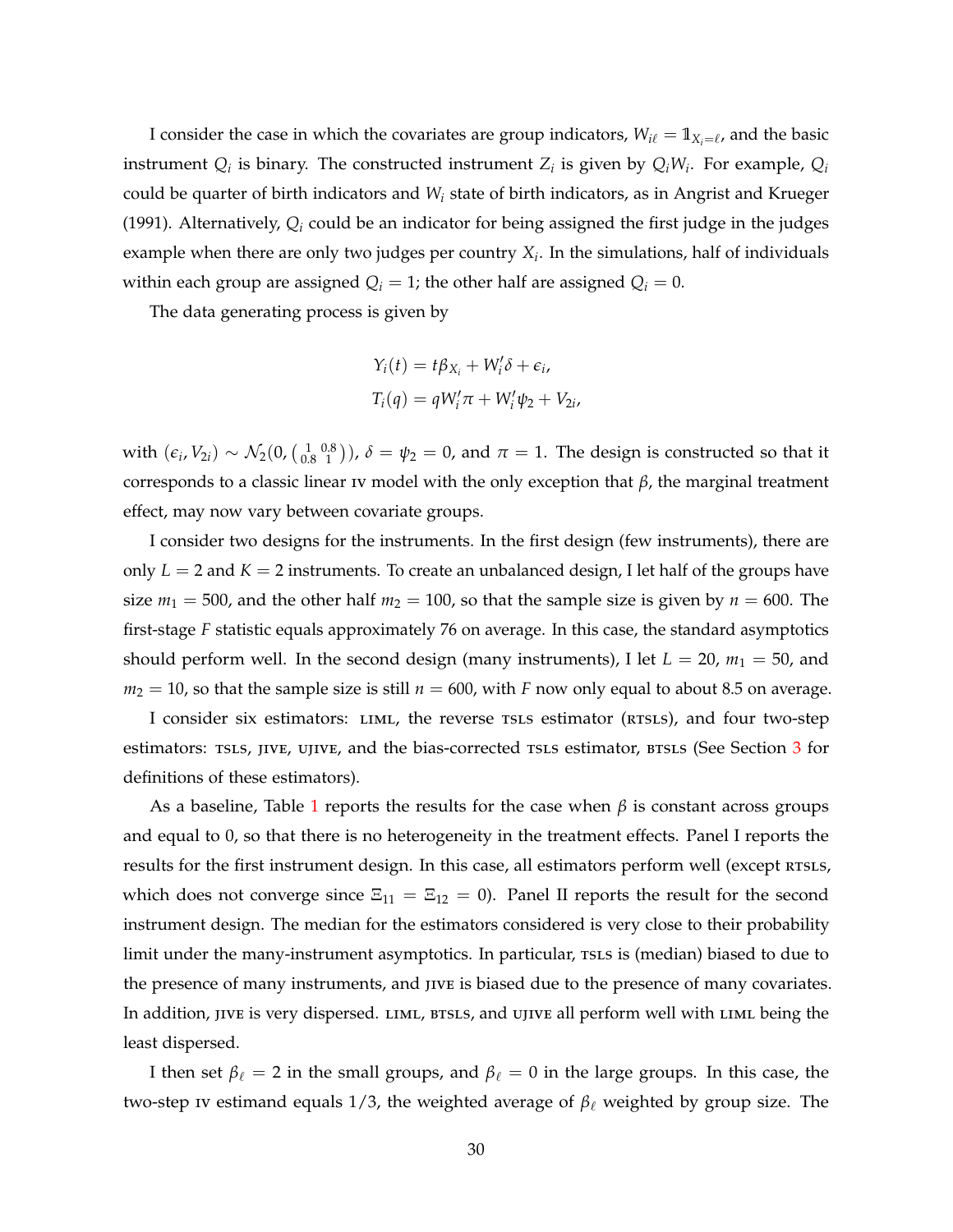I consider the case in which the covariates are group indicators, $W_{i\ell} = \mathbb{1}_{X_i=\ell}$, and the basic instrument $Q_i$ is binary. The constructed instrument $Z_i$ is given by $Q_i W_i$. For example, $Q_i$ could be quarter of birth indicators and $W_i$ state of birth indicators, as in Angrist and Krueger (1991). Alternatively, $Q_i$ could be an indicator for being assigned the first judge in the judges example when there are only two judges per country $X_i$. In the simulations, half of individuals within each group are assigned $Q_i = 1$; the other half are assigned $Q_i = 0$.

The data generating process is given by

$$
\begin{aligned}
Y_i(t) &= t\beta_{X_i} + W_i'\delta + \epsilon_i, \\
T_i(q) &= qW_i'\pi + W_i'\psi_2 + V_{2i},
\end{aligned}
$$

with $(\epsilon_i, V_{2i}) \sim \mathcal{N}_2(0, \left(\begin{smallmatrix} 1 & 0.8 \\ 0.8 & 1 \end{smallmatrix}\right))$, $\delta = \psi_2 = 0$, and $\pi = 1$. The design is constructed so that it corresponds to a classic linear IV model with the only exception that $\beta$, the marginal treatment effect, may now vary between covariate groups.

I consider two designs for the instruments. In the first design (few instruments), there are only $L = 2$ and $K = 2$ instruments. To create an unbalanced design, I let half of the groups have size $m_1 = 500$, and the other half $m_2 = 100$, so that the sample size is given by $n = 600$. The first-stage $F$ statistic equals approximately 76 on average. In this case, the standard asymptotics should perform well. In the second design (many instruments), I let $L = 20$, $m_1 = 50$, and $m_2 = 10$, so that the sample size is still $n = 600$, with $F$ now only equal to about 8.5 on average.

I consider six estimators: LIML, the reverse TSLS estimator (RTSLS), and four two-step estimators: TSLS, JIVE, UJIVE, and the bias-corrected TSLS estimator, BTSLS (See Section 3 for definitions of these estimators).

As a baseline, Table 1 reports the results for the case when $\beta$ is constant across groups and equal to 0, so that there is no heterogeneity in the treatment effects. Panel I reports the results for the first instrument design. In this case, all estimators perform well (except RTSLS, which does not converge since $\Xi_{11} = \Xi_{12} = 0$). Panel II reports the result for the second instrument design. The median for the estimators considered is very close to their probability limit under the many-instrument asymptotics. In particular, TSLS is (median) biased to due to the presence of many instruments, and JIVE is biased due to the presence of many covariates. In addition, JIVE is very dispersed. LIML, BTSLS, and UJIVE all perform well with LIML being the least dispersed.

I then set $\beta_\ell = 2$ in the small groups, and $\beta_\ell = 0$ in the large groups. In this case, the two-step IV estimand equals $1/3$, the weighted average of $\beta_\ell$ weighted by group size. The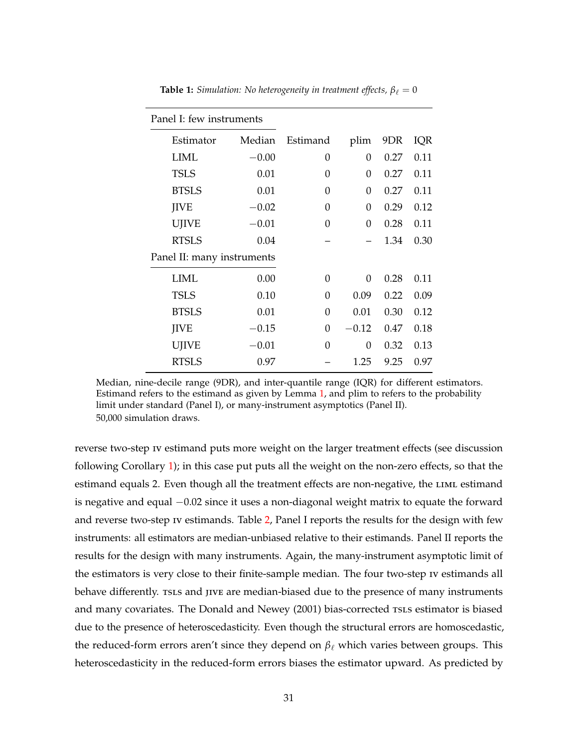**Table 1:** *Simulation: No heterogeneity in treatment effects, $\beta_\ell = 0$*

| Estimator | Median | Estimand | plim | 9DR | IQR |
|---|---|---|---|---|---|
| **Panel I: few instruments** | | | | | |
| LIML | $-0.00$ | 0 | 0 | 0.27 | 0.11 |
| TSLS | 0.01 | 0 | 0 | 0.27 | 0.11 |
| BTSLS | 0.01 | 0 | 0 | 0.27 | 0.11 |
| JIVE | $-0.02$ | 0 | 0 | 0.29 | 0.12 |
| UJIVE | $-0.01$ | 0 | 0 | 0.28 | 0.11 |
| RTSLS | 0.04 | – | – | 1.34 | 0.30 |
| **Panel II: many instruments** | | | | | |
| LIML | 0.00 | 0 | 0 | 0.28 | 0.11 |
| TSLS | 0.10 | 0 | 0.09 | 0.22 | 0.09 |
| BTSLS | 0.01 | 0 | 0.01 | 0.30 | 0.12 |
| JIVE | $-0.15$ | 0 | $-0.12$ | 0.47 | 0.18 |
| UJIVE | $-0.01$ | 0 | 0 | 0.32 | 0.13 |
| RTSLS | 0.97 | – | 1.25 | 9.25 | 0.97 |

Median, nine-decile range (9DR), and inter-quantile range (IQR) for different estimators. Estimand refers to the estimand as given by Lemma 1, and plim to refers to the probability limit under standard (Panel I), or many-instrument asymptotics (Panel II).
50,000 simulation draws.

reverse two-step IV estimand puts more weight on the larger treatment effects (see discussion following Corollary 1); in this case put puts all the weight on the non-zero effects, so that the estimand equals 2. Even though all the treatment effects are non-negative, the LIML estimand is negative and equal $-0.02$ since it uses a non-diagonal weight matrix to equate the forward and reverse two-step IV estimands. Table 2, Panel I reports the results for the design with few instruments: all estimators are median-unbiased relative to their estimands. Panel II reports the results for the design with many instruments. Again, the many-instrument asymptotic limit of the estimators is very close to their finite-sample median. The four two-step IV estimands all behave differently. TSLS and JIVE are median-biased due to the presence of many instruments and many covariates. The Donald and Newey (2001) bias-corrected TSLS estimator is biased due to the presence of heteroscedasticity. Even though the structural errors are homoscedastic, the reduced-form errors aren't since they depend on $\beta_\ell$ which varies between groups. This heteroscedasticity in the reduced-form errors biases the estimator upward. As predicted by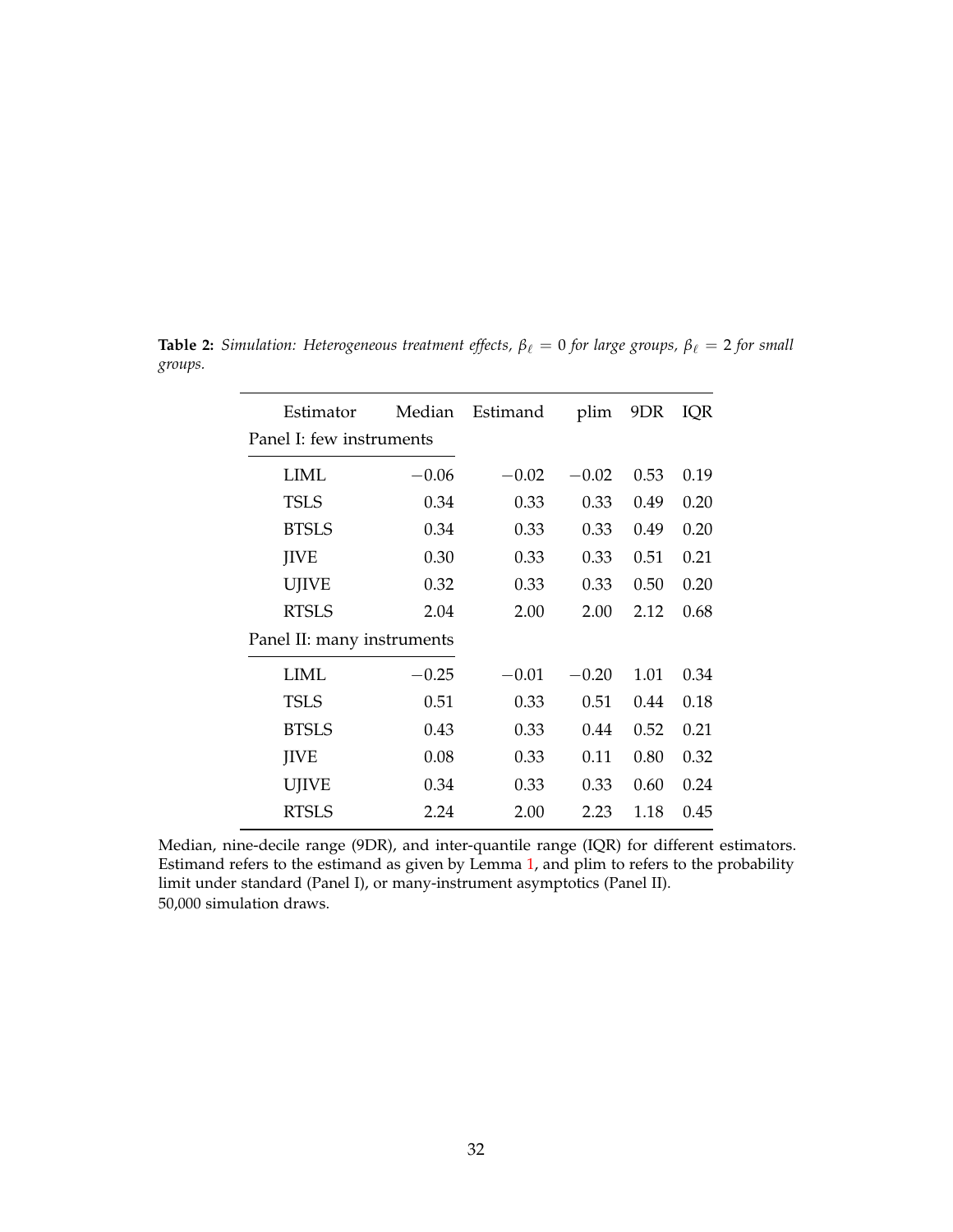**Table 2:** *Simulation: Heterogeneous treatment effects, $\beta_\ell = 0$ for large groups, $\beta_\ell = 2$ for small groups.*

| Estimator | Median | Estimand | plim | 9DR | IQR |
|---|---|---|---|---|---|
| Panel I: few instruments | | | | | |
| LIML | $-0.06$ | $-0.02$ | $-0.02$ | 0.53 | 0.19 |
| TSLS | 0.34 | 0.33 | 0.33 | 0.49 | 0.20 |
| BTSLS | 0.34 | 0.33 | 0.33 | 0.49 | 0.20 |
| JIVE | 0.30 | 0.33 | 0.33 | 0.51 | 0.21 |
| UJIVE | 0.32 | 0.33 | 0.33 | 0.50 | 0.20 |
| RTSLS | 2.04 | 2.00 | 2.00 | 2.12 | 0.68 |
| Panel II: many instruments | | | | | |
| LIML | $-0.25$ | $-0.01$ | $-0.20$ | 1.01 | 0.34 |
| TSLS | 0.51 | 0.33 | 0.51 | 0.44 | 0.18 |
| BTSLS | 0.43 | 0.33 | 0.44 | 0.52 | 0.21 |
| JIVE | 0.08 | 0.33 | 0.11 | 0.80 | 0.32 |
| UJIVE | 0.34 | 0.33 | 0.33 | 0.60 | 0.24 |
| RTSLS | 2.24 | 2.00 | 2.23 | 1.18 | 0.45 |

Median, nine-decile range (9DR), and inter-quantile range (IQR) for different estimators. Estimand refers to the estimand as given by Lemma 1, and plim to refers to the probability limit under standard (Panel I), or many-instrument asymptotics (Panel II).
50,000 simulation draws.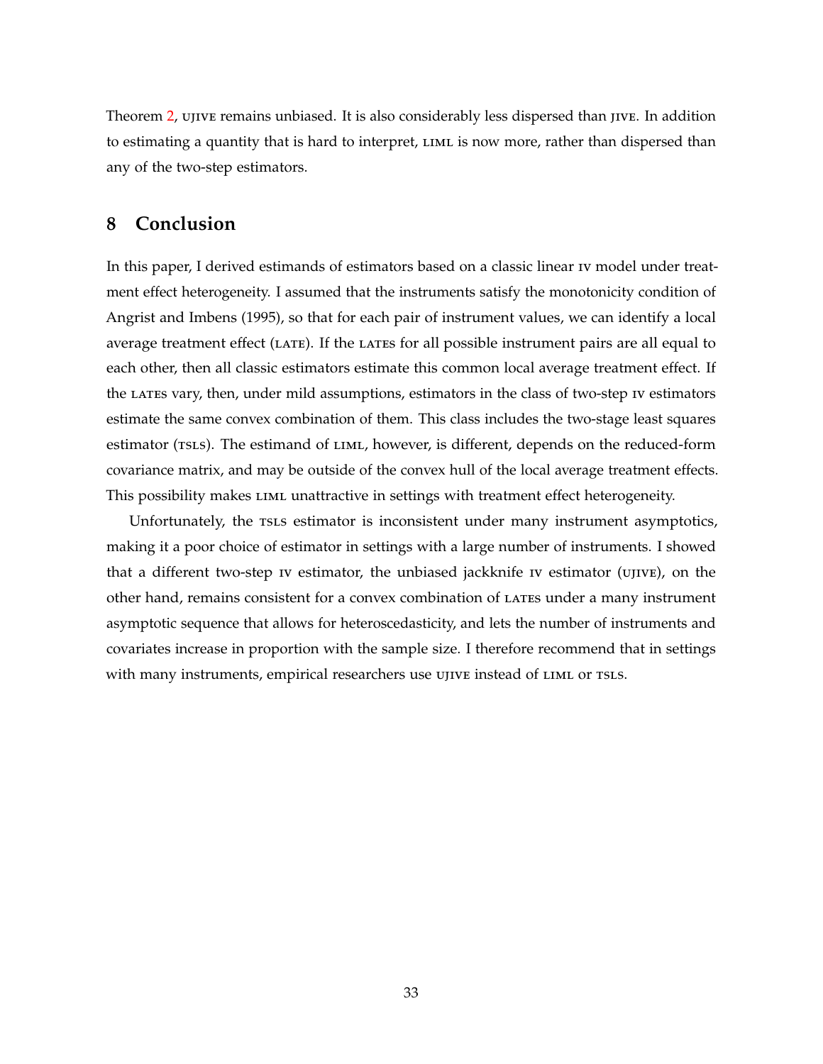Theorem 2, UJIVE remains unbiased. It is also considerably less dispersed than JIVE. In addition to estimating a quantity that is hard to interpret, LIML is now more, rather than dispersed than any of the two-step estimators.

## 8 Conclusion

In this paper, I derived estimands of estimators based on a classic linear IV model under treatment effect heterogeneity. I assumed that the instruments satisfy the monotonicity condition of Angrist and Imbens (1995), so that for each pair of instrument values, we can identify a local average treatment effect (LATE). If the LATEs for all possible instrument pairs are all equal to each other, then all classic estimators estimate this common local average treatment effect. If the LATEs vary, then, under mild assumptions, estimators in the class of two-step IV estimators estimate the same convex combination of them. This class includes the two-stage least squares estimator (TSLS). The estimand of LIML, however, is different, depends on the reduced-form covariance matrix, and may be outside of the convex hull of the local average treatment effects. This possibility makes LIML unattractive in settings with treatment effect heterogeneity.

Unfortunately, the TSLS estimator is inconsistent under many instrument asymptotics, making it a poor choice of estimator in settings with a large number of instruments. I showed that a different two-step IV estimator, the unbiased jackknife IV estimator (UJIVE), on the other hand, remains consistent for a convex combination of LATEs under a many instrument asymptotic sequence that allows for heteroscedasticity, and lets the number of instruments and covariates increase in proportion with the sample size. I therefore recommend that in settings with many instruments, empirical researchers use UJIVE instead of LIML or TSLS.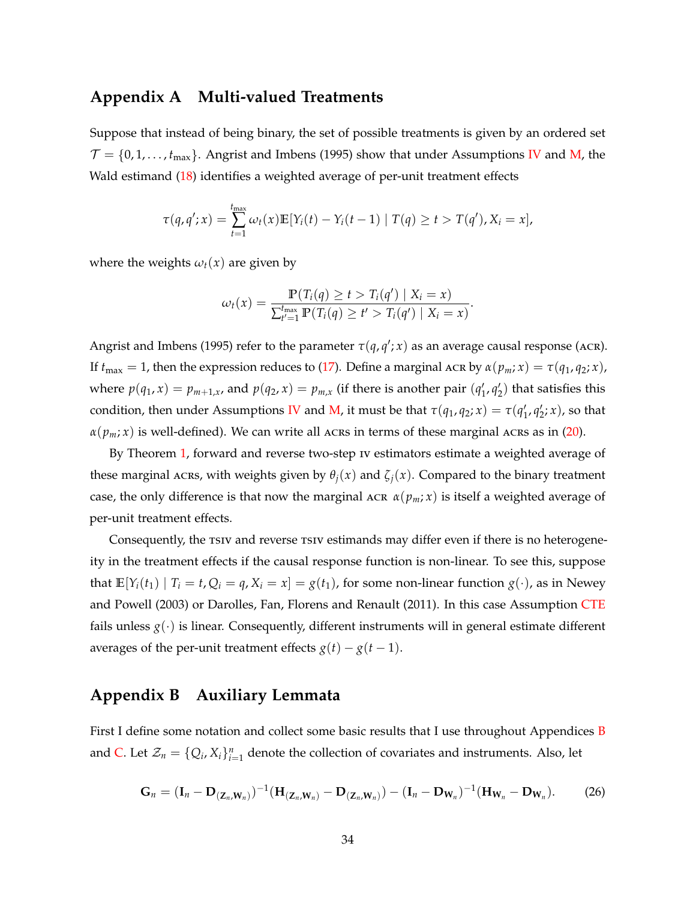## Appendix A Multi-valued Treatments

Suppose that instead of being binary, the set of possible treatments is given by an ordered set $\mathcal{T} = \{0, 1, \dots, t_{\max}\}$. Angrist and Imbens (1995) show that under Assumptions IV and M, the Wald estimand (18) identifies a weighted average of per-unit treatment effects

$$\tau(q, q'; x) = \sum_{t=1}^{t_{\max}} \omega_t(x) \mathbb{E}[Y_i(t) - Y_i(t-1) \mid T(q) \geq t > T(q'), X_i = x],$$

where the weights $\omega_t(x)$ are given by

$$\omega_t(x) = \frac{\mathbb{P}(T_i(q) \geq t > T_i(q') \mid X_i = x)}{\sum_{t'=1}^{t_{\max}} \mathbb{P}(T_i(q) \geq t' > T_i(q') \mid X_i = x)}.$$

Angrist and Imbens (1995) refer to the parameter $\tau(q, q'; x)$ as an average causal response (ACR). If $t_{\max} = 1$, then the expression reduces to (17). Define a marginal ACR by $\alpha(p_m; x) = \tau(q_1, q_2; x)$, where $p(q_1, x) = p_{m+1,x}$, and $p(q_2, x) = p_{m,x}$ (if there is another pair $(q_1', q_2')$ that satisfies this condition, then under Assumptions IV and M, it must be that $\tau(q_1, q_2; x) = \tau(q_1', q_2'; x)$, so that $\alpha(p_m; x)$ is well-defined). We can write all ACRs in terms of these marginal ACRs as in (20).

By Theorem 1, forward and reverse two-step IV estimators estimate a weighted average of these marginal ACRs, with weights given by $\theta_j(x)$ and $\zeta_j(x)$. Compared to the binary treatment case, the only difference is that now the marginal ACR $\alpha(p_m; x)$ is itself a weighted average of per-unit treatment effects.

Consequently, the TSIV and reverse TSIV estimands may differ even if there is no heterogeneity in the treatment effects if the causal response function is non-linear. To see this, suppose that $\mathbb{E}[Y_i(t_1) \mid T_i = t, Q_i = q, X_i = x] = g(t_1)$, for some non-linear function $g(\cdot)$, as in Newey and Powell (2003) or Darolles, Fan, Florens and Renault (2011). In this case Assumption CTE fails unless $g(\cdot)$ is linear. Consequently, different instruments will in general estimate different averages of the per-unit treatment effects $g(t) - g(t-1)$.

## Appendix B Auxiliary Lemmata

First I define some notation and collect some basic results that I use throughout Appendices B and C. Let $\mathcal{Z}_n = \{Q_i, X_i\}_{i=1}^n$ denote the collection of covariates and instruments. Also, let

$$\mathbf{G}_n = (\mathbf{I}_n - \mathbf{D}_{(\mathbf{Z}_n, \mathbf{W}_n)})^{-1}(\mathbf{H}_{(\mathbf{Z}_n, \mathbf{W}_n)} - \mathbf{D}_{(\mathbf{Z}_n, \mathbf{W}_n)}) - (\mathbf{I}_n - \mathbf{D}_{\mathbf{W}_n})^{-1}(\mathbf{H}_{\mathbf{W}_n} - \mathbf{D}_{\mathbf{W}_n}). \tag{26}$$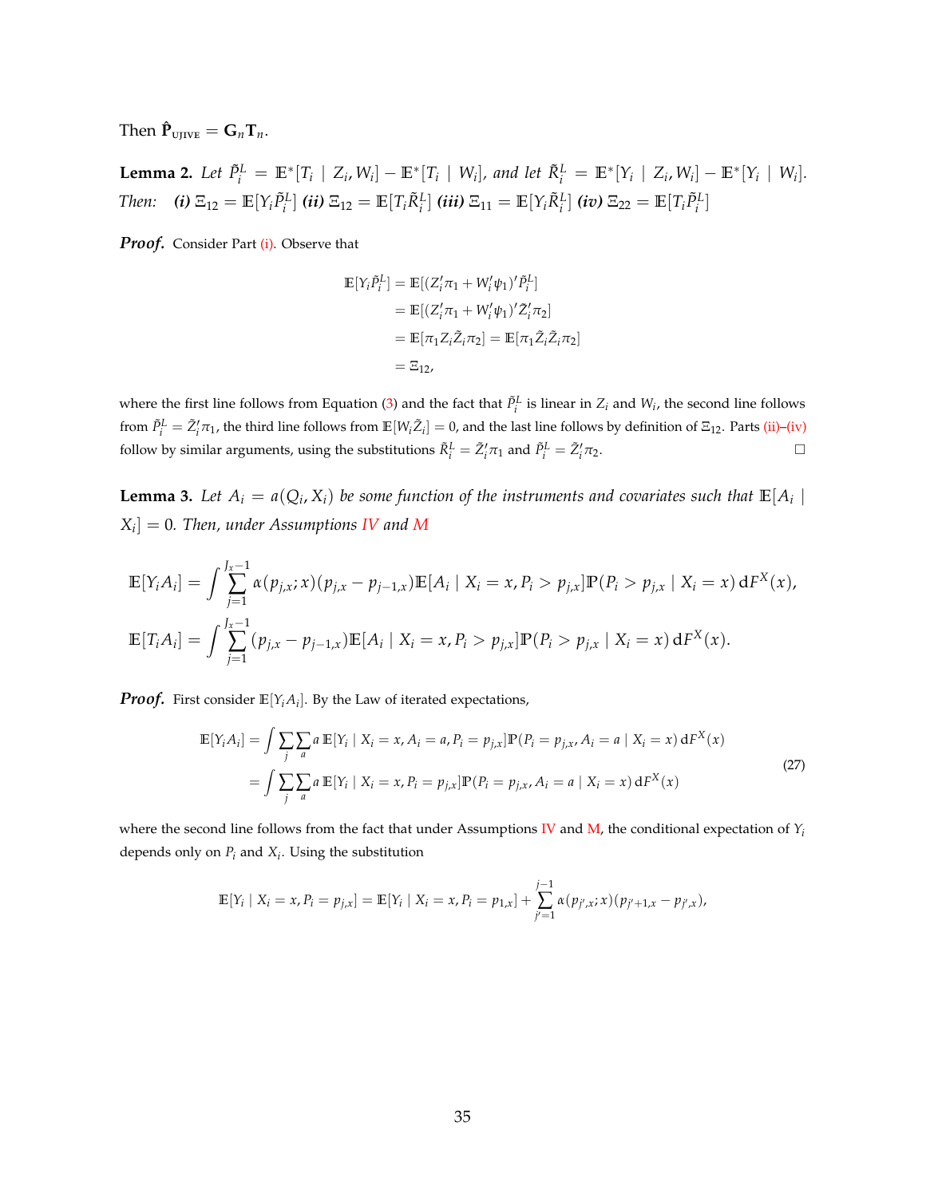Then $\hat{\mathbf{P}}_{\text{UJIVE}} = \mathbf{G}_n \mathbf{T}_n$.

**Lemma 2.** *Let $\tilde{P}_i^L = \mathbb{E}^*[T_i \mid Z_i, W_i] - \mathbb{E}^*[T_i \mid W_i]$, and let $\tilde{R}_i^L = \mathbb{E}^*[Y_i \mid Z_i, W_i] - \mathbb{E}^*[Y_i \mid W_i]$. Then:* ***(i)*** $\Xi_{12} = \mathbb{E}[Y_i \tilde{P}_i^L]$ ***(ii)*** $\Xi_{12} = \mathbb{E}[T_i \tilde{R}_i^L]$ ***(iii)*** $\Xi_{11} = \mathbb{E}[Y_i \tilde{R}_i^L]$ ***(iv)*** $\Xi_{22} = \mathbb{E}[T_i \tilde{P}_i^L]$

***Proof.*** Consider Part (i). Observe that

$$
\begin{aligned}
\mathbb{E}[Y_i \tilde{P}_i^L] &= \mathbb{E}[(Z_i'\pi_1 + W_i'\psi_1)'\tilde{P}_i^L] \\
&= \mathbb{E}[(Z_i'\pi_1 + W_i'\psi_1)'\tilde{Z}_i'\pi_2] \\
&= \mathbb{E}[\pi_1 Z_i \tilde{Z}_i \pi_2] = \mathbb{E}[\pi_1 \tilde{Z}_i \tilde{Z}_i \pi_2] \\
&= \Xi_{12},
\end{aligned}
$$

where the first line follows from Equation (3) and the fact that $\tilde{P}_i^L$ is linear in $Z_i$ and $W_i$, the second line follows from $\tilde{P}_i^L = \tilde{Z}_i'\pi_1$, the third line follows from $\mathbb{E}[W_i \tilde{Z}_i] = 0$, and the last line follows by definition of $\Xi_{12}$. Parts (ii)–(iv) follow by similar arguments, using the substitutions $\tilde{R}_i^L = \tilde{Z}_i'\pi_1$ and $\tilde{P}_i^L = \tilde{Z}_i'\pi_2$. □

**Lemma 3.** *Let $A_i = a(Q_i, X_i)$ be some function of the instruments and covariates such that $\mathbb{E}[A_i \mid X_i] = 0$. Then, under Assumptions IV and M*

$$
\mathbb{E}[Y_i A_i] = \int \sum_{j=1}^{J_x - 1} \alpha(p_{j,x}; x)(p_{j,x} - p_{j-1,x}) \mathbb{E}[A_i \mid X_i = x, P_i > p_{j,x}] \mathbb{P}(P_i > p_{j,x} \mid X_i = x) \, \mathrm{d}F^X(x),
$$

$$
\mathbb{E}[T_i A_i] = \int \sum_{j=1}^{J_x - 1} (p_{j,x} - p_{j-1,x}) \mathbb{E}[A_i \mid X_i = x, P_i > p_{j,x}] \mathbb{P}(P_i > p_{j,x} \mid X_i = x) \, \mathrm{d}F^X(x).
$$

***Proof.*** First consider $\mathbb{E}[Y_i A_i]$. By the Law of iterated expectations,

$$
\begin{aligned}
\mathbb{E}[Y_i A_i] &= \int \sum_j \sum_a a \, \mathbb{E}[Y_i \mid X_i = x, A_i = a, P_i = p_{j,x}] \mathbb{P}(P_i = p_{j,x}, A_i = a \mid X_i = x) \, \mathrm{d}F^X(x) \\
&= \int \sum_j \sum_a a \, \mathbb{E}[Y_i \mid X_i = x, P_i = p_{j,x}] \mathbb{P}(P_i = p_{j,x}, A_i = a \mid X_i = x) \, \mathrm{d}F^X(x)
\end{aligned}
\tag{27}
$$

where the second line follows from the fact that under Assumptions IV and M, the conditional expectation of $Y_i$ depends only on $P_i$ and $X_i$. Using the substitution

$$
\mathbb{E}[Y_i \mid X_i = x, P_i = p_{j,x}] = \mathbb{E}[Y_i \mid X_i = x, P_i = p_{1,x}] + \sum_{j'=1}^{j-1} \alpha(p_{j',x}; x)(p_{j'+1,x} - p_{j',x}),
$$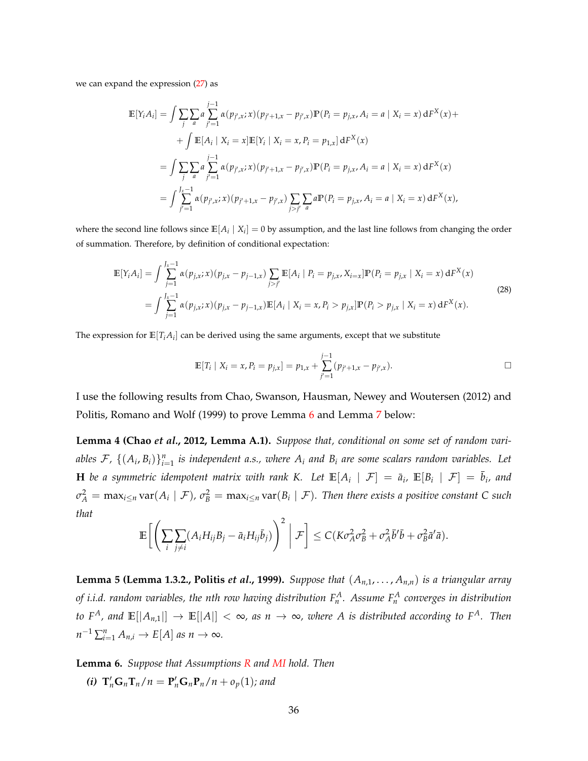we can expand the expression (27) as

$$
\begin{aligned}
\mathbb{E}[Y_i A_i] &= \int \sum_j \sum_a a \sum_{j'=1}^{j-1} \alpha(p_{j',x}; x)(p_{j'+1,x} - p_{j',x}) \mathbb{P}(P_i = p_{j,x}, A_i = a \mid X_i = x)\, \mathrm{d}F^X(x) + \\
&\quad + \int \mathbb{E}[A_i \mid X_i = x] \mathbb{E}[Y_i \mid X_i = x, P_i = p_{1,x}]\, \mathrm{d}F^X(x) \\
&= \int \sum_j \sum_a a \sum_{j'=1}^{j-1} \alpha(p_{j',x}; x)(p_{j'+1,x} - p_{j',x}) \mathbb{P}(P_i = p_{j,x}, A_i = a \mid X_i = x)\, \mathrm{d}F^X(x) \\
&= \int \sum_{j'=1}^{J_x - 1} \alpha(p_{j',x}; x)(p_{j'+1,x} - p_{j',x}) \sum_{j > j'} \sum_a a \mathbb{P}(P_i = p_{j,x}, A_i = a \mid X_i = x)\, \mathrm{d}F^X(x),
\end{aligned}
$$

where the second line follows since $\mathbb{E}[A_i \mid X_i] = 0$ by assumption, and the last line follows from changing the order of summation. Therefore, by definition of conditional expectation:

$$
\begin{aligned}
\mathbb{E}[Y_i A_i] &= \int \sum_{j=1}^{J_x - 1} \alpha(p_{j,x}; x)(p_{j,x} - p_{j-1,x}) \sum_{j > j'} \mathbb{E}[A_i \mid P_i = p_{j,x}, X_{i=x}] \mathbb{P}(P_i = p_{j,x} \mid X_i = x)\, \mathrm{d}F^X(x) \\
&= \int \sum_{j=1}^{J_x - 1} \alpha(p_{j,x}; x)(p_{j,x} - p_{j-1,x}) \mathbb{E}[A_i \mid X_i = x, P_i > p_{j,x}] \mathbb{P}(P_i > p_{j,x} \mid X_i = x)\, \mathrm{d}F^X(x).
\end{aligned}
\tag{28}
$$

The expression for $\mathbb{E}[T_i A_i]$ can be derived using the same arguments, except that we substitute

$$
\mathbb{E}[T_i \mid X_i = x, P_i = p_{j,x}] = p_{1,x} + \sum_{j'=1}^{j-1} (p_{j'+1,x} - p_{j',x}). \qquad \square
$$

I use the following results from Chao, Swanson, Hausman, Newey and Woutersen (2012) and Politis, Romano and Wolf (1999) to prove Lemma 6 and Lemma 7 below:

**Lemma 4 (Chao *et al.*, 2012, Lemma A.1).** *Suppose that, conditional on some set of random variables $\mathcal{F}$, $\{(A_i, B_i)\}_{i=1}^n$ is independent a.s., where $A_i$ and $B_i$ are some scalars random variables. Let $\mathbf{H}$ be a symmetric idempotent matrix with rank $K$. Let $\mathbb{E}[A_i \mid \mathcal{F}] = \bar{a}_i$, $\mathbb{E}[B_i \mid \mathcal{F}] = \bar{b}_i$, and $\sigma_A^2 = \max_{i \le n} \operatorname{var}(A_i \mid \mathcal{F})$, $\sigma_B^2 = \max_{i \le n} \operatorname{var}(B_i \mid \mathcal{F})$. Then there exists a positive constant $C$ such that*

$$
\mathbb{E}\left[ \left( \sum_i \sum_{j \neq i} (A_i H_{ij} B_j - \bar{a}_i H_{ij} \bar{b}_j) \right)^2 \;\middle|\; \mathcal{F} \right] \le C(K \sigma_A^2 \sigma_B^2 + \sigma_A^2 \bar{b}' \bar{b} + \sigma_B^2 \bar{a}' \bar{a}).
$$

**Lemma 5 (Lemma 1.3.2., Politis *et al.*, 1999).** *Suppose that $(A_{n,1}, \ldots, A_{n,n})$ is a triangular array of i.i.d. random variables, the nth row having distribution $F_n^A$. Assume $F_n^A$ converges in distribution to $F^A$, and $\mathbb{E}[|A_{n,1}|] \to \mathbb{E}[|A|] < \infty$, as $n \to \infty$, where $A$ is distributed according to $F^A$. Then $n^{-1} \sum_{i=1}^n A_{n,i} \to E[A]$ as $n \to \infty$.*

**Lemma 6.** *Suppose that Assumptions R and MI hold. Then*

***(i)*** *$\mathbf{T}_n' \mathbf{G}_n \mathbf{T}_n / n = \mathbf{P}_n' \mathbf{G}_n \mathbf{P}_n / n + o_p(1)$; and*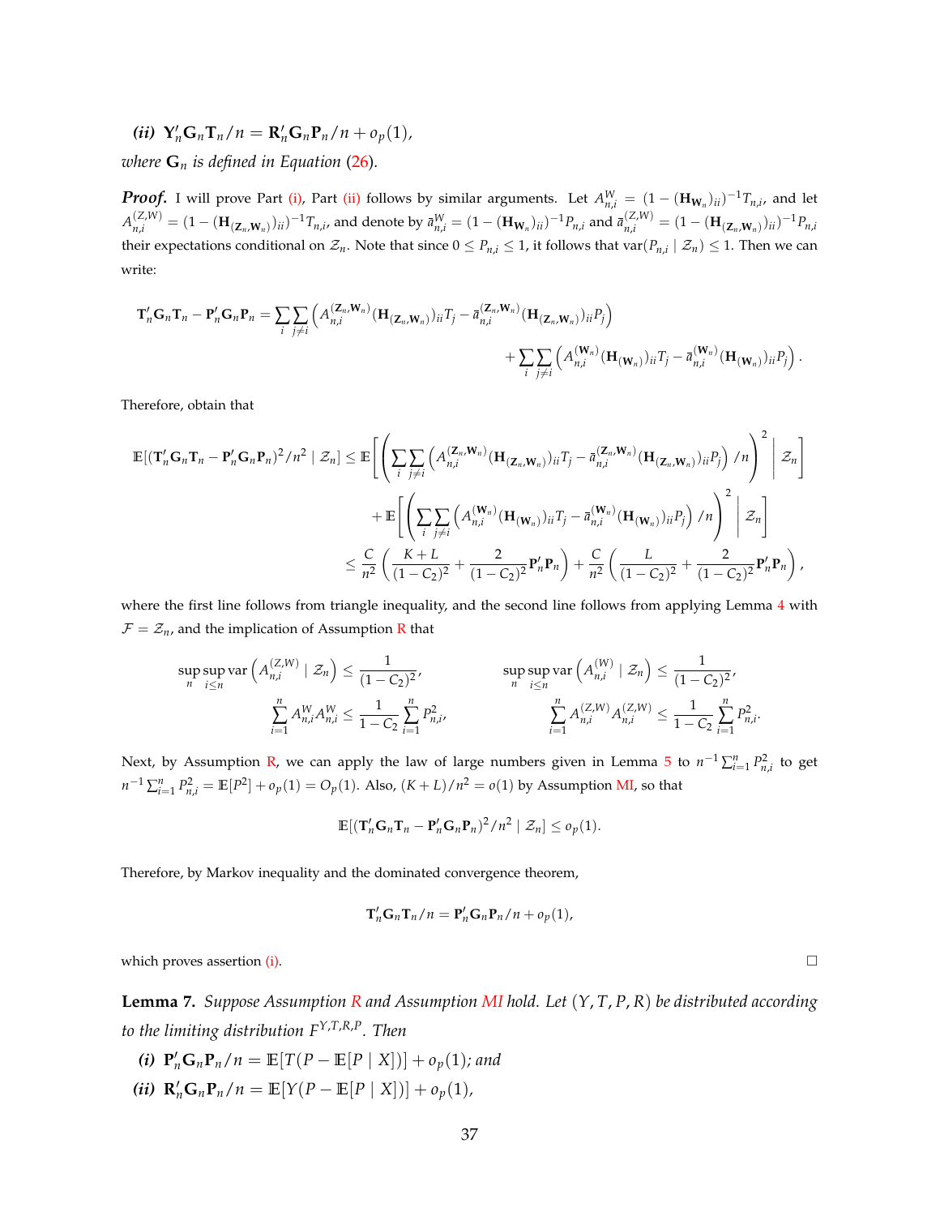***(ii)*** $\mathbf{Y}_n'\mathbf{G}_n\mathbf{T}_n/n = \mathbf{R}_n'\mathbf{G}_n\mathbf{P}_n/n + o_p(1)$,

*where* $\mathbf{G}_n$ *is defined in Equation (26).*

***Proof.*** I will prove Part (i), Part (ii) follows by similar arguments. Let $A_{n,i}^W = (1 - (\mathbf{H}_{\mathbf{W}_n})_{ii})^{-1}T_{n,i}$, and let $A_{n,i}^{(Z,W)} = (1 - (\mathbf{H}_{(\mathbf{Z}_n,\mathbf{W}_n)})_{ii})^{-1}T_{n,i}$, and denote by $\bar{a}_{n,i}^W = (1 - (\mathbf{H}_{\mathbf{W}_n})_{ii})^{-1}P_{n,i}$ and $\bar{a}_{n,i}^{(Z,W)} = (1 - (\mathbf{H}_{(\mathbf{Z}_n,\mathbf{W}_n)})_{ii})^{-1}P_{n,i}$ their expectations conditional on $\mathcal{Z}_n$. Note that since $0 \le P_{n,i} \le 1$, it follows that $\text{var}(P_{n,i} \mid \mathcal{Z}_n) \le 1$. Then we can write:

$$
\mathbf{T}_n'\mathbf{G}_n\mathbf{T}_n - \mathbf{P}_n'\mathbf{G}_n\mathbf{P}_n = \sum_i \sum_{j \ne i} \left( A_{n,i}^{(\mathbf{Z}_n,\mathbf{W}_n)} (\mathbf{H}_{(\mathbf{Z}_n,\mathbf{W}_n)})_{ii} T_j - \bar{a}_{n,i}^{(\mathbf{Z}_n,\mathbf{W}_n)} (\mathbf{H}_{(\mathbf{Z}_n,\mathbf{W}_n)})_{ii} P_j \right) + \sum_i \sum_{j \ne i} \left( A_{n,i}^{(\mathbf{W}_n)} (\mathbf{H}_{(\mathbf{W}_n)})_{ii} T_j - \bar{a}_{n,i}^{(\mathbf{W}_n)} (\mathbf{H}_{(\mathbf{W}_n)})_{ii} P_j \right).
$$

Therefore, obtain that

$$
\begin{aligned}
\mathbb{E}[(\mathbf{T}_n'\mathbf{G}_n\mathbf{T}_n - \mathbf{P}_n'\mathbf{G}_n\mathbf{P}_n)^2/n^2 \mid \mathcal{Z}_n] &\le \mathbb{E}\left[ \left( \sum_i \sum_{j \ne i} \left( A_{n,i}^{(\mathbf{Z}_n,\mathbf{W}_n)} (\mathbf{H}_{(\mathbf{Z}_n,\mathbf{W}_n)})_{ii} T_j - \bar{a}_{n,i}^{(\mathbf{Z}_n,\mathbf{W}_n)} (\mathbf{H}_{(\mathbf{Z}_n,\mathbf{W}_n)})_{ii} P_j \right) /n \right)^2 \Bigg| \mathcal{Z}_n \right] \\
&\quad + \mathbb{E}\left[ \left( \sum_i \sum_{j \ne i} \left( A_{n,i}^{(\mathbf{W}_n)} (\mathbf{H}_{(\mathbf{W}_n)})_{ii} T_j - \bar{a}_{n,i}^{(\mathbf{W}_n)} (\mathbf{H}_{(\mathbf{W}_n)})_{ii} P_j \right) /n \right)^2 \Bigg| \mathcal{Z}_n \right] \\
&\le \frac{C}{n^2} \left( \frac{K+L}{(1-C_2)^2} + \frac{2}{(1-C_2)^2} \mathbf{P}_n'\mathbf{P}_n \right) + \frac{C}{n^2} \left( \frac{L}{(1-C_2)^2} + \frac{2}{(1-C_2)^2} \mathbf{P}_n'\mathbf{P}_n \right),
\end{aligned}
$$

where the first line follows from triangle inequality, and the second line follows from applying Lemma 4 with $\mathcal{F} = \mathcal{Z}_n$, and the implication of Assumption R that

$$
\sup_n \sup_{i \le n} \text{var}\left( A_{n,i}^{(Z,W)} \mid \mathcal{Z}_n \right) \le \frac{1}{(1-C_2)^2}, \qquad \sup_n \sup_{i \le n} \text{var}\left( A_{n,i}^{(W)} \mid \mathcal{Z}_n \right) \le \frac{1}{(1-C_2)^2},
$$

$$
\sum_{i=1}^n A_{n,i}^W A_{n,i}^W \le \frac{1}{1-C_2} \sum_{i=1}^n P_{n,i}^2, \qquad \sum_{i=1}^n A_{n,i}^{(Z,W)} A_{n,i}^{(Z,W)} \le \frac{1}{1-C_2} \sum_{i=1}^n P_{n,i}^2.
$$

Next, by Assumption R, we can apply the law of large numbers given in Lemma 5 to $n^{-1}\sum_{i=1}^n P_{n,i}^2$ to get $n^{-1}\sum_{i=1}^n P_{n,i}^2 = \mathbb{E}[P^2] + o_p(1) = O_p(1)$. Also, $(K+L)/n^2 = o(1)$ by Assumption MI, so that

$$
\mathbb{E}[(\mathbf{T}_n'\mathbf{G}_n\mathbf{T}_n - \mathbf{P}_n'\mathbf{G}_n\mathbf{P}_n)^2/n^2 \mid \mathcal{Z}_n] \le o_p(1).
$$

Therefore, by Markov inequality and the dominated convergence theorem,

$$
\mathbf{T}_n'\mathbf{G}_n\mathbf{T}_n/n = \mathbf{P}_n'\mathbf{G}_n\mathbf{P}_n/n + o_p(1),
$$

which proves assertion (i). □

**Lemma 7.** *Suppose Assumption R and Assumption MI hold. Let $(Y, T, P, R)$ be distributed according to the limiting distribution $F^{Y,T,R,P}$. Then*

***(i)*** $\mathbf{P}_n'\mathbf{G}_n\mathbf{P}_n/n = \mathbb{E}[T(P - \mathbb{E}[P \mid X])] + o_p(1)$*; and*

***(ii)*** $\mathbf{R}_n'\mathbf{G}_n\mathbf{P}_n/n = \mathbb{E}[Y(P - \mathbb{E}[P \mid X])] + o_p(1)$,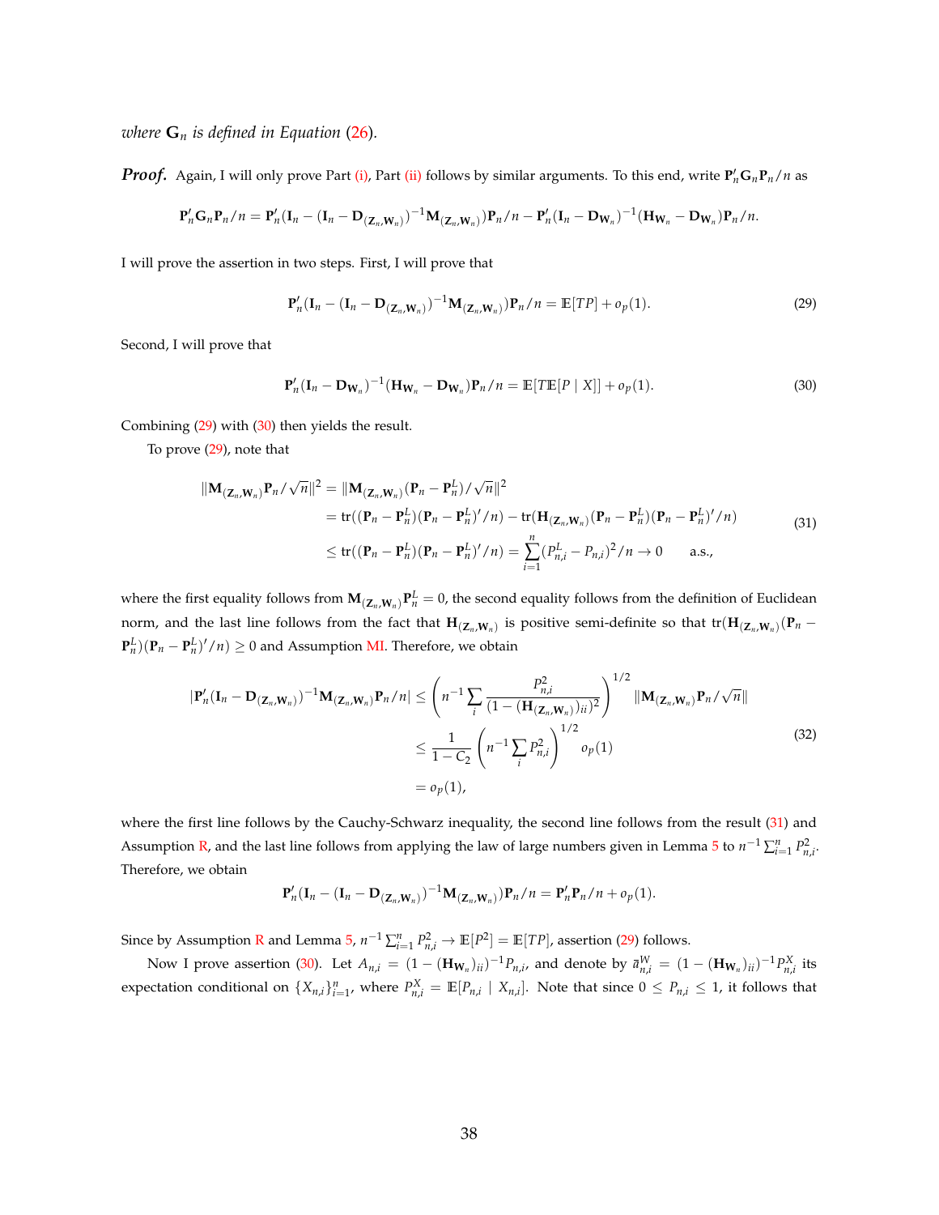*where* $\mathbf{G}_n$ *is defined in Equation* (26).

***Proof.*** Again, I will only prove Part (i), Part (ii) follows by similar arguments. To this end, write $\mathbf{P}_n'\mathbf{G}_n\mathbf{P}_n/n$ as

$$\mathbf{P}_n'\mathbf{G}_n\mathbf{P}_n/n = \mathbf{P}_n'(\mathbf{I}_n - (\mathbf{I}_n - \mathbf{D}_{(\mathbf{Z}_n,\mathbf{W}_n)})^{-1}\mathbf{M}_{(\mathbf{Z}_n,\mathbf{W}_n)})\mathbf{P}_n/n - \mathbf{P}_n'(\mathbf{I}_n - \mathbf{D}_{\mathbf{W}_n})^{-1}(\mathbf{H}_{\mathbf{W}_n} - \mathbf{D}_{\mathbf{W}_n})\mathbf{P}_n/n.$$

I will prove the assertion in two steps. First, I will prove that

$$\mathbf{P}_n'(\mathbf{I}_n - (\mathbf{I}_n - \mathbf{D}_{(\mathbf{Z}_n,\mathbf{W}_n)})^{-1}\mathbf{M}_{(\mathbf{Z}_n,\mathbf{W}_n)})\mathbf{P}_n/n = \mathbb{E}[TP] + o_p(1). \tag{29}$$

Second, I will prove that

$$\mathbf{P}_n'(\mathbf{I}_n - \mathbf{D}_{\mathbf{W}_n})^{-1}(\mathbf{H}_{\mathbf{W}_n} - \mathbf{D}_{\mathbf{W}_n})\mathbf{P}_n/n = \mathbb{E}[T\mathbb{E}[P \mid X]] + o_p(1). \tag{30}$$

Combining (29) with (30) then yields the result.

To prove (29), note that

$$\begin{aligned}
\|\mathbf{M}_{(\mathbf{Z}_n,\mathbf{W}_n)}\mathbf{P}_n/\sqrt{n}\|^2 &= \|\mathbf{M}_{(\mathbf{Z}_n,\mathbf{W}_n)}(\mathbf{P}_n - \mathbf{P}_n^L)/\sqrt{n}\|^2 \\
&= \operatorname{tr}((\mathbf{P}_n - \mathbf{P}_n^L)(\mathbf{P}_n - \mathbf{P}_n^L)'/n) - \operatorname{tr}(\mathbf{H}_{(\mathbf{Z}_n,\mathbf{W}_n)}(\mathbf{P}_n - \mathbf{P}_n^L)(\mathbf{P}_n - \mathbf{P}_n^L)'/n) \\
&\leq \operatorname{tr}((\mathbf{P}_n - \mathbf{P}_n^L)(\mathbf{P}_n - \mathbf{P}_n^L)'/n) = \sum_{i=1}^n (P_{n,i}^L - P_{n,i})^2/n \to 0 \qquad \text{a.s.,}
\end{aligned} \tag{31}$$

where the first equality follows from $\mathbf{M}_{(\mathbf{Z}_n,\mathbf{W}_n)}\mathbf{P}_n^L = 0$, the second equality follows from the definition of Euclidean norm, and the last line follows from the fact that $\mathbf{H}_{(\mathbf{Z}_n,\mathbf{W}_n)}$ is positive semi-definite so that $\operatorname{tr}(\mathbf{H}_{(\mathbf{Z}_n,\mathbf{W}_n)}(\mathbf{P}_n - \mathbf{P}_n^L)(\mathbf{P}_n - \mathbf{P}_n^L)'/n) \geq 0$ and Assumption MI. Therefore, we obtain

$$\begin{aligned}
|\mathbf{P}_n'(\mathbf{I}_n - \mathbf{D}_{(\mathbf{Z}_n,\mathbf{W}_n)})^{-1}\mathbf{M}_{(\mathbf{Z}_n,\mathbf{W}_n)}\mathbf{P}_n/n| &\leq \left(n^{-1}\sum_i \frac{P_{n,i}^2}{(1 - (\mathbf{H}_{(\mathbf{Z}_n,\mathbf{W}_n)})_{ii})^2}\right)^{1/2} \|\mathbf{M}_{(\mathbf{Z}_n,\mathbf{W}_n)}\mathbf{P}_n/\sqrt{n}\| \\
&\leq \frac{1}{1 - C_2}\left(n^{-1}\sum_i P_{n,i}^2\right)^{1/2} o_p(1) \\
&= o_p(1),
\end{aligned} \tag{32}$$

where the first line follows by the Cauchy-Schwarz inequality, the second line follows from the result (31) and Assumption R, and the last line follows from applying the law of large numbers given in Lemma 5 to $n^{-1}\sum_{i=1}^n P_{n,i}^2$. Therefore, we obtain

$$\mathbf{P}_n'(\mathbf{I}_n - (\mathbf{I}_n - \mathbf{D}_{(\mathbf{Z}_n,\mathbf{W}_n)})^{-1}\mathbf{M}_{(\mathbf{Z}_n,\mathbf{W}_n)})\mathbf{P}_n/n = \mathbf{P}_n'\mathbf{P}_n/n + o_p(1).$$

Since by Assumption R and Lemma 5, $n^{-1}\sum_{i=1}^n P_{n,i}^2 \to \mathbb{E}[P^2] = \mathbb{E}[TP]$, assertion (29) follows.

Now I prove assertion (30). Let $A_{n,i} = (1 - (\mathbf{H}_{\mathbf{W}_n})_{ii})^{-1}P_{n,i}$, and denote by $\bar{a}_{n,i}^W = (1 - (\mathbf{H}_{\mathbf{W}_n})_{ii})^{-1}P_{n,i}^X$ its expectation conditional on $\{X_{n,i}\}_{i=1}^n$, where $P_{n,i}^X = \mathbb{E}[P_{n,i} \mid X_{n,i}]$. Note that since $0 \leq P_{n,i} \leq 1$, it follows that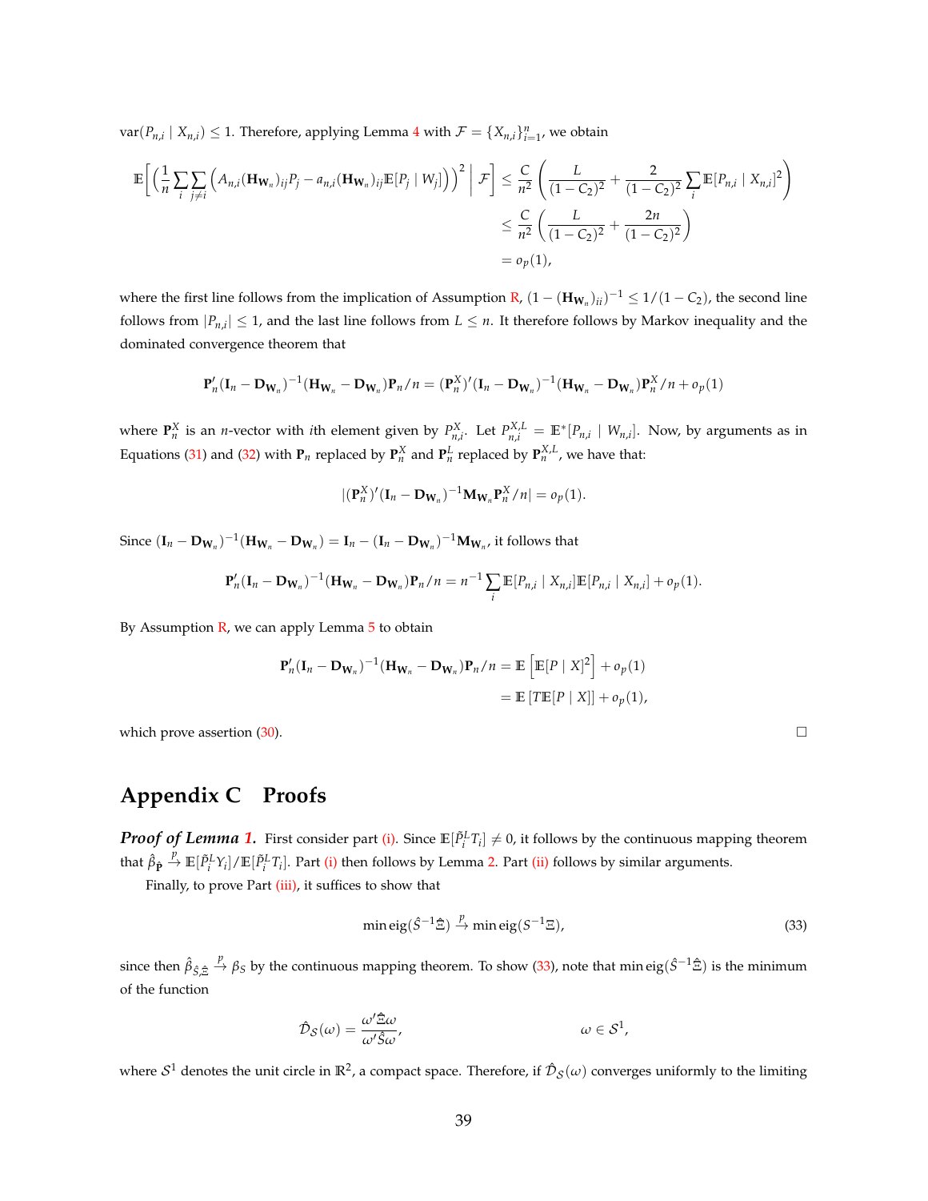$\text{var}(P_{n,i} \mid X_{n,i}) \leq 1$. Therefore, applying Lemma 4 with $\mathcal{F} = \{X_{n,i}\}_{i=1}^n$, we obtain

$$
\begin{aligned}
\mathbb{E}\bigg[ \Big( \frac{1}{n} \sum_i \sum_{j \neq i} \Big( A_{n,i}(\mathbf{H}_{\mathbf{W}_n})_{ij} P_j - a_{n,i}(\mathbf{H}_{\mathbf{W}_n})_{ij} \mathbb{E}[P_j \mid W_j] \Big) \Big)^2 \;\Big|\; \mathcal{F} \bigg] &\leq \frac{C}{n^2} \left( \frac{L}{(1-C_2)^2} + \frac{2}{(1-C_2)^2} \sum_i \mathbb{E}[P_{n,i} \mid X_{n,i}]^2 \right) \\
&\leq \frac{C}{n^2} \left( \frac{L}{(1-C_2)^2} + \frac{2n}{(1-C_2)^2} \right) \\
&= o_p(1),
\end{aligned}
$$

where the first line follows from the implication of Assumption R, $(1 - (\mathbf{H}_{\mathbf{W}_n})_{ii})^{-1} \leq 1/(1-C_2)$, the second line follows from $|P_{n,i}| \leq 1$, and the last line follows from $L \leq n$. It therefore follows by Markov inequality and the dominated convergence theorem that

$$
\mathbf{P}_n'(\mathbf{I}_n - \mathbf{D}_{\mathbf{W}_n})^{-1}(\mathbf{H}_{\mathbf{W}_n} - \mathbf{D}_{\mathbf{W}_n})\mathbf{P}_n/n = (\mathbf{P}_n^X)'(\mathbf{I}_n - \mathbf{D}_{\mathbf{W}_n})^{-1}(\mathbf{H}_{\mathbf{W}_n} - \mathbf{D}_{\mathbf{W}_n})\mathbf{P}_n^X/n + o_p(1)
$$

where $\mathbf{P}_n^X$ is an $n$-vector with $i$th element given by $P_{n,i}^X$. Let $P_{n,i}^{X,L} = \mathbb{E}^*[P_{n,i} \mid W_{n,i}]$. Now, by arguments as in Equations (31) and (32) with $\mathbf{P}_n$ replaced by $\mathbf{P}_n^X$ and $\mathbf{P}_n^L$ replaced by $\mathbf{P}_n^{X,L}$, we have that:

$$
|(\mathbf{P}_n^X)'(\mathbf{I}_n - \mathbf{D}_{\mathbf{W}_n})^{-1}\mathbf{M}_{\mathbf{W}_n}\mathbf{P}_n^X/n| = o_p(1).
$$

Since $(\mathbf{I}_n - \mathbf{D}_{\mathbf{W}_n})^{-1}(\mathbf{H}_{\mathbf{W}_n} - \mathbf{D}_{\mathbf{W}_n}) = \mathbf{I}_n - (\mathbf{I}_n - \mathbf{D}_{\mathbf{W}_n})^{-1}\mathbf{M}_{\mathbf{W}_n}$, it follows that

$$
\mathbf{P}_n'(\mathbf{I}_n - \mathbf{D}_{\mathbf{W}_n})^{-1}(\mathbf{H}_{\mathbf{W}_n} - \mathbf{D}_{\mathbf{W}_n})\mathbf{P}_n/n = n^{-1}\sum_i \mathbb{E}[P_{n,i} \mid X_{n,i}]\mathbb{E}[P_{n,i} \mid X_{n,i}] + o_p(1).
$$

By Assumption R, we can apply Lemma 5 to obtain

$$
\begin{aligned}
\mathbf{P}_n'(\mathbf{I}_n - \mathbf{D}_{\mathbf{W}_n})^{-1}(\mathbf{H}_{\mathbf{W}_n} - \mathbf{D}_{\mathbf{W}_n})\mathbf{P}_n/n &= \mathbb{E}\left[\mathbb{E}[P \mid X]^2\right] + o_p(1) \\
&= \mathbb{E}\left[T\mathbb{E}[P \mid X]\right] + o_p(1),
\end{aligned}
$$

which prove assertion (30). □

# Appendix C Proofs

***Proof of Lemma 1.*** First consider part (i). Since $\mathbb{E}[\tilde{P}_i^L T_i] \neq 0$, it follows by the continuous mapping theorem that $\hat{\beta}_{\hat{\mathbf{P}}} \xrightarrow{p} \mathbb{E}[\tilde{P}_i^L Y_i]/\mathbb{E}[\tilde{P}_i^L T_i]$. Part (i) then follows by Lemma 2. Part (ii) follows by similar arguments.

Finally, to prove Part (iii), it suffices to show that

$$
\min \text{eig}(\hat{S}^{-1}\hat{\Xi}) \xrightarrow{p} \min \text{eig}(S^{-1}\Xi), \tag{33}
$$

since then $\hat{\beta}_{\hat{S},\hat{\Xi}} \xrightarrow{p} \beta_S$ by the continuous mapping theorem. To show (33), note that $\min \text{eig}(\hat{S}^{-1}\hat{\Xi})$ is the minimum of the function

$$
\hat{\mathcal{D}}_{\mathcal{S}}(\omega) = \frac{\omega'\hat{\Xi}\omega}{\omega'\hat{S}\omega}, \qquad \omega \in \mathcal{S}^1,
$$

where $\mathcal{S}^1$ denotes the unit circle in $\mathbb{R}^2$, a compact space. Therefore, if $\hat{\mathcal{D}}_{\mathcal{S}}(\omega)$ converges uniformly to the limiting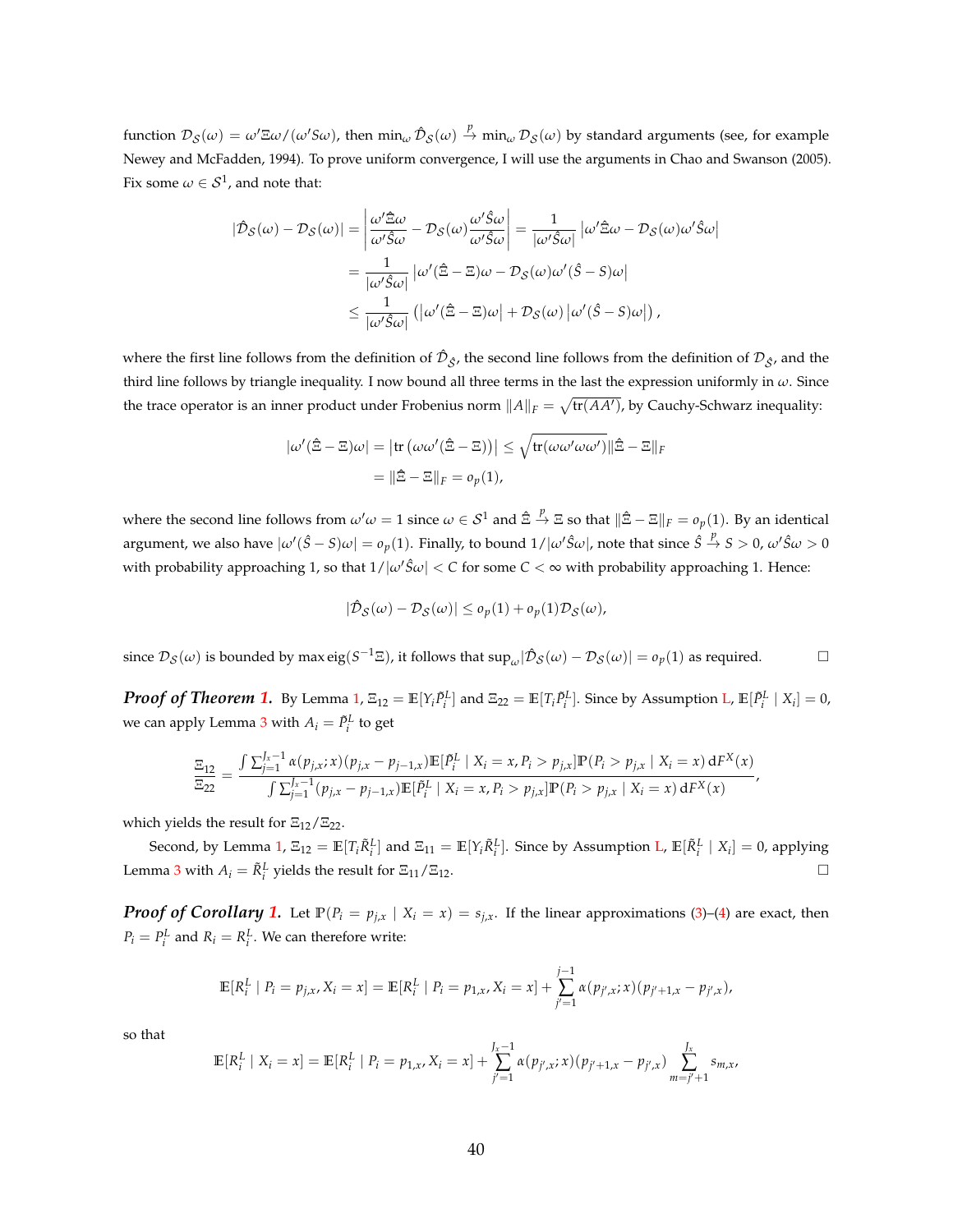function $\mathcal{D}_{\mathcal{S}}(\omega) = \omega'\Xi\omega/(\omega' S\omega)$, then $\min_\omega \hat{\mathcal{D}}_{\mathcal{S}}(\omega) \xrightarrow{p} \min_\omega \mathcal{D}_{\mathcal{S}}(\omega)$ by standard arguments (see, for example Newey and McFadden, 1994). To prove uniform convergence, I will use the arguments in Chao and Swanson (2005). Fix some $\omega \in \mathcal{S}^1$, and note that:

$$
\begin{aligned}
|\hat{\mathcal{D}}_{\mathcal{S}}(\omega) - \mathcal{D}_{\mathcal{S}}(\omega)| &= \left| \frac{\omega'\hat{\Xi}\omega}{\omega'\hat{S}\omega} - \mathcal{D}_{\mathcal{S}}(\omega)\frac{\omega'\hat{S}\omega}{\omega'\hat{S}\omega} \right| = \frac{1}{|\omega'\hat{S}\omega|}\left|\omega'\hat{\Xi}\omega - \mathcal{D}_{\mathcal{S}}(\omega)\omega'\hat{S}\omega\right| \\
&= \frac{1}{|\omega'\hat{S}\omega|}\left|\omega'(\hat{\Xi}-\Xi)\omega - \mathcal{D}_{\mathcal{S}}(\omega)\omega'(\hat{S}-S)\omega\right| \\
&\leq \frac{1}{|\omega'\hat{S}\omega|}\left(\left|\omega'(\hat{\Xi}-\Xi)\omega\right| + \mathcal{D}_{\mathcal{S}}(\omega)\left|\omega'(\hat{S}-S)\omega\right|\right),
\end{aligned}
$$

where the first line follows from the definition of $\hat{\mathcal{D}}_{\hat{\mathcal{S}}}$, the second line follows from the definition of $\mathcal{D}_{\hat{\mathcal{S}}}$, and the third line follows by triangle inequality. I now bound all three terms in the last the expression uniformly in $\omega$. Since the trace operator is an inner product under Frobenius norm $\|A\|_F = \sqrt{\operatorname{tr}(AA')}$, by Cauchy-Schwarz inequality:

$$
\begin{aligned}
|\omega'(\hat{\Xi}-\Xi)\omega| &= \left|\operatorname{tr}\left(\omega\omega'(\hat{\Xi}-\Xi)\right)\right| \leq \sqrt{\operatorname{tr}(\omega\omega'\omega\omega')}\|\hat{\Xi}-\Xi\|_F \\
&= \|\hat{\Xi}-\Xi\|_F = o_p(1),
\end{aligned}
$$

where the second line follows from $\omega'\omega = 1$ since $\omega \in \mathcal{S}^1$ and $\hat{\Xi} \xrightarrow{p} \Xi$ so that $\|\hat{\Xi}-\Xi\|_F = o_p(1)$. By an identical argument, we also have $|\omega'(\hat{S}-S)\omega| = o_p(1)$. Finally, to bound $1/|\omega'\hat{S}\omega|$, note that since $\hat{S} \xrightarrow{p} S > 0$, $\omega'\hat{S}\omega > 0$ with probability approaching 1, so that $1/|\omega'\hat{S}\omega| < C$ for some $C < \infty$ with probability approaching 1. Hence:

$$
|\hat{\mathcal{D}}_{\mathcal{S}}(\omega) - \mathcal{D}_{\mathcal{S}}(\omega)| \leq o_p(1) + o_p(1)\mathcal{D}_{\mathcal{S}}(\omega),
$$

since $\mathcal{D}_{\mathcal{S}}(\omega)$ is bounded by $\max \operatorname{eig}(S^{-1}\Xi)$, it follows that $\sup_\omega |\hat{\mathcal{D}}_{\mathcal{S}}(\omega) - \mathcal{D}_{\mathcal{S}}(\omega)| = o_p(1)$ as required. □

***Proof of Theorem 1.*** By Lemma 1, $\Xi_{12} = \mathbb{E}[Y_i \tilde{P}_i^L]$ and $\Xi_{22} = \mathbb{E}[T_i \tilde{P}_i^L]$. Since by Assumption L, $\mathbb{E}[\tilde{P}_i^L \mid X_i] = 0$, we can apply Lemma 3 with $A_i = \tilde{P}_i^L$ to get

$$
\frac{\Xi_{12}}{\Xi_{22}} = \frac{\int \sum_{j=1}^{J_x - 1} \alpha(p_{j,x}; x)(p_{j,x} - p_{j-1,x})\mathbb{E}[\tilde{P}_i^L \mid X_i = x, P_i > p_{j,x}]\mathbb{P}(P_i > p_{j,x} \mid X_i = x)\,\mathrm{d}F^X(x)}{\int \sum_{j=1}^{J_x - 1}(p_{j,x} - p_{j-1,x})\mathbb{E}[\tilde{P}_i^L \mid X_i = x, P_i > p_{j,x}]\mathbb{P}(P_i > p_{j,x} \mid X_i = x)\,\mathrm{d}F^X(x)},
$$

which yields the result for $\Xi_{12}/\Xi_{22}$.

Second, by Lemma 1, $\Xi_{12} = \mathbb{E}[T_i \tilde{R}_i^L]$ and $\Xi_{11} = \mathbb{E}[Y_i \tilde{R}_i^L]$. Since by Assumption L, $\mathbb{E}[\tilde{R}_i^L \mid X_i] = 0$, applying Lemma 3 with $A_i = \tilde{R}_i^L$ yields the result for $\Xi_{11}/\Xi_{12}$. □

***Proof of Corollary 1.*** Let $\mathbb{P}(P_i = p_{j,x} \mid X_i = x) = s_{j,x}$. If the linear approximations (3)–(4) are exact, then $P_i = P_i^L$ and $R_i = R_i^L$. We can therefore write:

$$
\mathbb{E}[R_i^L \mid P_i = p_{j,x}, X_i = x] = \mathbb{E}[R_i^L \mid P_i = p_{1,x}, X_i = x] + \sum_{j'=1}^{j-1} \alpha(p_{j',x}; x)(p_{j'+1,x} - p_{j',x}),
$$

so that

$$
\mathbb{E}[R_i^L \mid X_i = x] = \mathbb{E}[R_i^L \mid P_i = p_{1,x}, X_i = x] + \sum_{j'=1}^{J_x - 1} \alpha(p_{j',x}; x)(p_{j'+1,x} - p_{j',x}) \sum_{m=j'+1}^{J_x} s_{m,x},
$$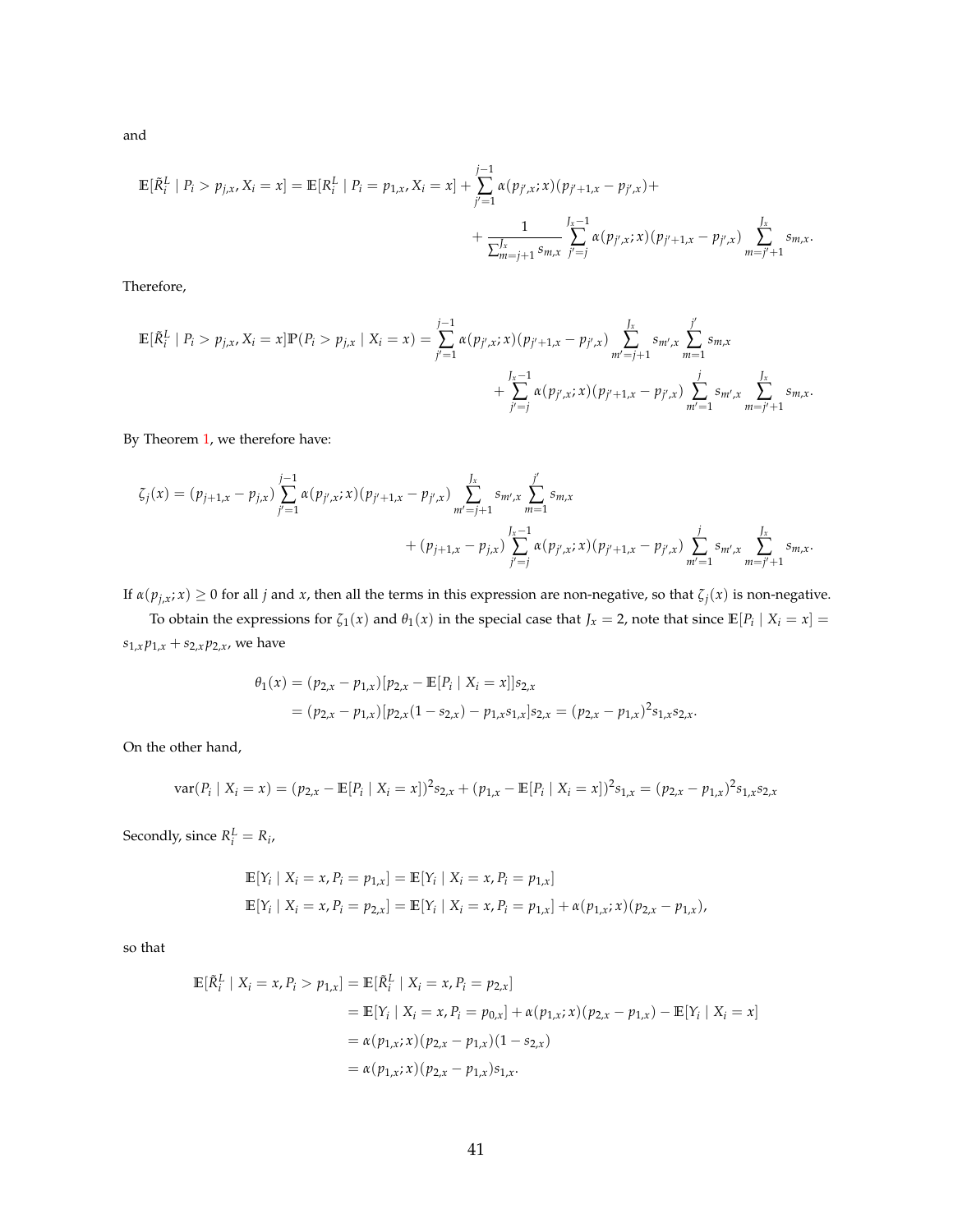and

$$\mathbb{E}[\tilde{R}_i^L \mid P_i > p_{j,x}, X_i = x] = \mathbb{E}[R_i^L \mid P_i = p_{1,x}, X_i = x] + \sum_{j'=1}^{j-1} \alpha(p_{j',x}; x)(p_{j'+1,x} - p_{j',x}) +$$
$$+ \frac{1}{\sum_{m=j+1}^{J_x} s_{m,x}} \sum_{j'=j}^{J_x-1} \alpha(p_{j',x}; x)(p_{j'+1,x} - p_{j',x}) \sum_{m=j'+1}^{J_x} s_{m,x}.$$

Therefore,

$$\mathbb{E}[\tilde{R}_i^L \mid P_i > p_{j,x}, X_i = x]\mathbb{P}(P_i > p_{j,x} \mid X_i = x) = \sum_{j'=1}^{j-1} \alpha(p_{j',x}; x)(p_{j'+1,x} - p_{j',x}) \sum_{m'=j+1}^{J_x} s_{m',x} \sum_{m=1}^{j'} s_{m,x}$$
$$+ \sum_{j'=j}^{J_x-1} \alpha(p_{j',x}; x)(p_{j'+1,x} - p_{j',x}) \sum_{m'=1}^{j} s_{m',x} \sum_{m=j'+1}^{J_x} s_{m,x}.$$

By Theorem 1, we therefore have:

$$\zeta_j(x) = (p_{j+1,x} - p_{j,x}) \sum_{j'=1}^{j-1} \alpha(p_{j',x}; x)(p_{j'+1,x} - p_{j',x}) \sum_{m'=j+1}^{J_x} s_{m',x} \sum_{m=1}^{j'} s_{m,x}$$
$$+ (p_{j+1,x} - p_{j,x}) \sum_{j'=j}^{J_x-1} \alpha(p_{j',x}; x)(p_{j'+1,x} - p_{j',x}) \sum_{m'=1}^{j} s_{m',x} \sum_{m=j'+1}^{J_x} s_{m,x}.$$

If $\alpha(p_{j,x}; x) \geq 0$ for all $j$ and $x$, then all the terms in this expression are non-negative, so that $\zeta_j(x)$ is non-negative.

To obtain the expressions for $\zeta_1(x)$ and $\theta_1(x)$ in the special case that $J_x = 2$, note that since $\mathbb{E}[P_i \mid X_i = x] = s_{1,x}p_{1,x} + s_{2,x}p_{2,x}$, we have

$$\begin{aligned}
\theta_1(x) &= (p_{2,x} - p_{1,x})[p_{2,x} - \mathbb{E}[P_i \mid X_i = x]]s_{2,x} \\
&= (p_{2,x} - p_{1,x})[p_{2,x}(1 - s_{2,x}) - p_{1,x}s_{1,x}]s_{2,x} = (p_{2,x} - p_{1,x})^2 s_{1,x}s_{2,x}.
\end{aligned}$$

On the other hand,

$$\operatorname{var}(P_i \mid X_i = x) = (p_{2,x} - \mathbb{E}[P_i \mid X_i = x])^2 s_{2,x} + (p_{1,x} - \mathbb{E}[P_i \mid X_i = x])^2 s_{1,x} = (p_{2,x} - p_{1,x})^2 s_{1,x}s_{2,x}$$

Secondly, since $R_i^L = R_i$,

$$\begin{aligned}
\mathbb{E}[Y_i \mid X_i = x, P_i = p_{1,x}] &= \mathbb{E}[Y_i \mid X_i = x, P_i = p_{1,x}] \\
\mathbb{E}[Y_i \mid X_i = x, P_i = p_{2,x}] &= \mathbb{E}[Y_i \mid X_i = x, P_i = p_{1,x}] + \alpha(p_{1,x}; x)(p_{2,x} - p_{1,x}),
\end{aligned}$$

so that

$$\begin{aligned}
\mathbb{E}[\tilde{R}_i^L \mid X_i = x, P_i > p_{1,x}] &= \mathbb{E}[\tilde{R}_i^L \mid X_i = x, P_i = p_{2,x}] \\
&= \mathbb{E}[Y_i \mid X_i = x, P_i = p_{0,x}] + \alpha(p_{1,x}; x)(p_{2,x} - p_{1,x}) - \mathbb{E}[Y_i \mid X_i = x] \\
&= \alpha(p_{1,x}; x)(p_{2,x} - p_{1,x})(1 - s_{2,x}) \\
&= \alpha(p_{1,x}; x)(p_{2,x} - p_{1,x})s_{1,x}.
\end{aligned}$$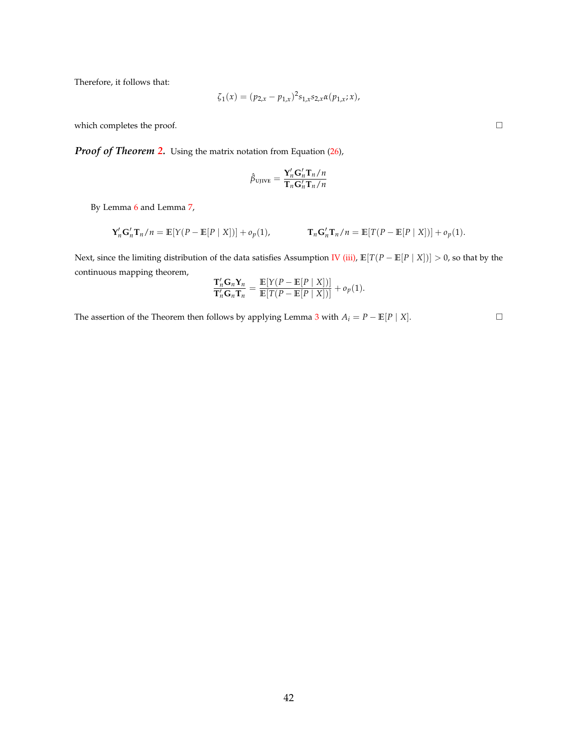Therefore, it follows that:

$$\zeta_1(x) = (p_{2,x} - p_{1,x})^2 s_{1,x} s_{2,x} \alpha(p_{1,x}; x),$$

which completes the proof. □

***Proof of Theorem 2.*** Using the matrix notation from Equation (26),

$$\hat{\beta}_{\text{UJIVE}} = \frac{\mathbf{Y}_n' \mathbf{G}_n' \mathbf{T}_n / n}{\mathbf{T}_n \mathbf{G}_n' \mathbf{T}_n / n}$$

By Lemma 6 and Lemma 7,

$$\mathbf{Y}_n' \mathbf{G}_n' \mathbf{T}_n / n = \mathbb{E}[Y(P - \mathbb{E}[P \mid X])] + o_p(1), \qquad \mathbf{T}_n \mathbf{G}_n' \mathbf{T}_n / n = \mathbb{E}[T(P - \mathbb{E}[P \mid X])] + o_p(1).$$

Next, since the limiting distribution of the data satisfies Assumption IV (iii), $\mathbb{E}[T(P - \mathbb{E}[P \mid X])] > 0$, so that by the continuous mapping theorem,

$$\frac{\mathbf{T}_n' \mathbf{G}_n \mathbf{Y}_n}{\mathbf{T}_n' \mathbf{G}_n \mathbf{T}_n} = \frac{\mathbb{E}[Y(P - \mathbb{E}[P \mid X])]}{\mathbb{E}[T(P - \mathbb{E}[P \mid X])]} + o_p(1).$$

The assertion of the Theorem then follows by applying Lemma 3 with $A_i = P - \mathbb{E}[P \mid X]$. □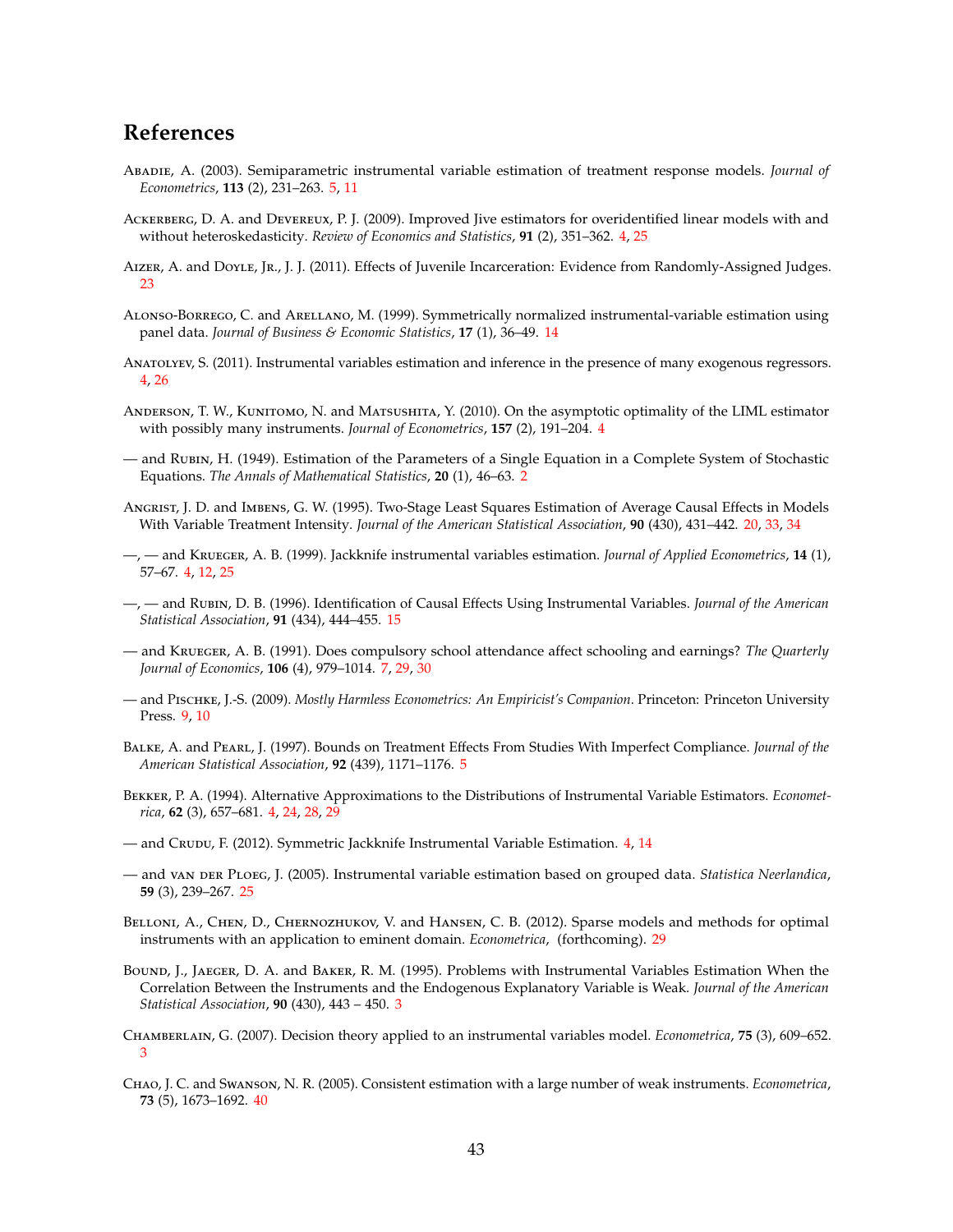## References

Abadie, A. (2003). Semiparametric instrumental variable estimation of treatment response models. *Journal of Econometrics*, **113** (2), 231–263. 5, 11

Ackerberg, D. A. and Devereux, P. J. (2009). Improved Jive estimators for overidentified linear models with and without heteroskedasticity. *Review of Economics and Statistics*, **91** (2), 351–362. 4, 25

Aizer, A. and Doyle, Jr., J. J. (2011). Effects of Juvenile Incarceration: Evidence from Randomly-Assigned Judges. 23

Alonso-Borrego, C. and Arellano, M. (1999). Symmetrically normalized instrumental-variable estimation using panel data. *Journal of Business & Economic Statistics*, **17** (1), 36–49. 14

Anatolyev, S. (2011). Instrumental variables estimation and inference in the presence of many exogenous regressors. 4, 26

Anderson, T. W., Kunitomo, N. and Matsushita, Y. (2010). On the asymptotic optimality of the LIML estimator with possibly many instruments. *Journal of Econometrics*, **157** (2), 191–204. 4

— and Rubin, H. (1949). Estimation of the Parameters of a Single Equation in a Complete System of Stochastic Equations. *The Annals of Mathematical Statistics*, **20** (1), 46–63. 2

Angrist, J. D. and Imbens, G. W. (1995). Two-Stage Least Squares Estimation of Average Causal Effects in Models With Variable Treatment Intensity. *Journal of the American Statistical Association*, **90** (430), 431–442. 20, 33, 34

—, — and Krueger, A. B. (1999). Jackknife instrumental variables estimation. *Journal of Applied Econometrics*, **14** (1), 57–67. 4, 12, 25

—, — and Rubin, D. B. (1996). Identification of Causal Effects Using Instrumental Variables. *Journal of the American Statistical Association*, **91** (434), 444–455. 15

— and Krueger, A. B. (1991). Does compulsory school attendance affect schooling and earnings? *The Quarterly Journal of Economics*, **106** (4), 979–1014. 7, 29, 30

— and Pischke, J.-S. (2009). *Mostly Harmless Econometrics: An Empiricist's Companion*. Princeton: Princeton University Press. 9, 10

Balke, A. and Pearl, J. (1997). Bounds on Treatment Effects From Studies With Imperfect Compliance. *Journal of the American Statistical Association*, **92** (439), 1171–1176. 5

Bekker, P. A. (1994). Alternative Approximations to the Distributions of Instrumental Variable Estimators. *Econometrica*, **62** (3), 657–681. 4, 24, 28, 29

— and Crudu, F. (2012). Symmetric Jackknife Instrumental Variable Estimation. 4, 14

— and van der Ploeg, J. (2005). Instrumental variable estimation based on grouped data. *Statistica Neerlandica*, **59** (3), 239–267. 25

Belloni, A., Chen, D., Chernozhukov, V. and Hansen, C. B. (2012). Sparse models and methods for optimal instruments with an application to eminent domain. *Econometrica*, (forthcoming). 29

Bound, J., Jaeger, D. A. and Baker, R. M. (1995). Problems with Instrumental Variables Estimation When the Correlation Between the Instruments and the Endogenous Explanatory Variable is Weak. *Journal of the American Statistical Association*, **90** (430), 443 – 450. 3

Chamberlain, G. (2007). Decision theory applied to an instrumental variables model. *Econometrica*, **75** (3), 609–652. 3

Chao, J. C. and Swanson, N. R. (2005). Consistent estimation with a large number of weak instruments. *Econometrica*, **73** (5), 1673–1692. 40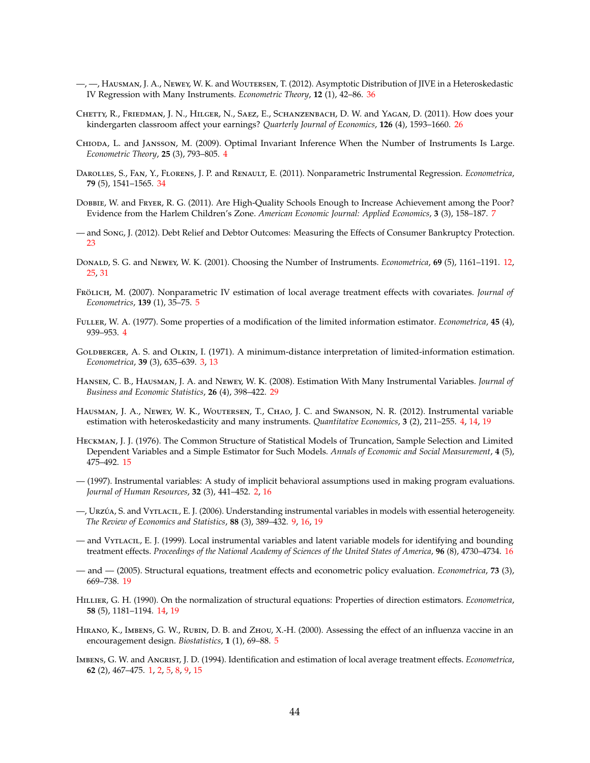—, —, Hausman, J. A., Newey, W. K. and Woutersen, T. (2012). Asymptotic Distribution of JIVE in a Heteroskedastic IV Regression with Many Instruments. *Econometric Theory*, **12** (1), 42–86. 36

Chetty, R., Friedman, J. N., Hilger, N., Saez, E., Schanzenbach, D. W. and Yagan, D. (2011). How does your kindergarten classroom affect your earnings? *Quarterly Journal of Economics*, **126** (4), 1593–1660. 26

Chioda, L. and Jansson, M. (2009). Optimal Invariant Inference When the Number of Instruments Is Large. *Econometric Theory*, **25** (3), 793–805. 4

Darolles, S., Fan, Y., Florens, J. P. and Renault, E. (2011). Nonparametric Instrumental Regression. *Econometrica*, **79** (5), 1541–1565. 34

Dobbie, W. and Fryer, R. G. (2011). Are High-Quality Schools Enough to Increase Achievement among the Poor? Evidence from the Harlem Children's Zone. *American Economic Journal: Applied Economics*, **3** (3), 158–187. 7

— and Song, J. (2012). Debt Relief and Debtor Outcomes: Measuring the Effects of Consumer Bankruptcy Protection. 23

Donald, S. G. and Newey, W. K. (2001). Choosing the Number of Instruments. *Econometrica*, **69** (5), 1161–1191. 12, 25, 31

Frölich, M. (2007). Nonparametric IV estimation of local average treatment effects with covariates. *Journal of Econometrics*, **139** (1), 35–75. 5

Fuller, W. A. (1977). Some properties of a modification of the limited information estimator. *Econometrica*, **45** (4), 939–953. 4

Goldberger, A. S. and Olkin, I. (1971). A minimum-distance interpretation of limited-information estimation. *Econometrica*, **39** (3), 635–639. 3, 13

Hansen, C. B., Hausman, J. A. and Newey, W. K. (2008). Estimation With Many Instrumental Variables. *Journal of Business and Economic Statistics*, **26** (4), 398–422. 29

Hausman, J. A., Newey, W. K., Woutersen, T., Chao, J. C. and Swanson, N. R. (2012). Instrumental variable estimation with heteroskedasticity and many instruments. *Quantitative Economics*, **3** (2), 211–255. 4, 14, 19

Heckman, J. J. (1976). The Common Structure of Statistical Models of Truncation, Sample Selection and Limited Dependent Variables and a Simple Estimator for Such Models. *Annals of Economic and Social Measurement*, **4** (5), 475–492. 15

— (1997). Instrumental variables: A study of implicit behavioral assumptions used in making program evaluations. *Journal of Human Resources*, **32** (3), 441–452. 2, 16

—, Urzúa, S. and Vytlacil, E. J. (2006). Understanding instrumental variables in models with essential heterogeneity. *The Review of Economics and Statistics*, **88** (3), 389–432. 9, 16, 19

— and Vytlacil, E. J. (1999). Local instrumental variables and latent variable models for identifying and bounding treatment effects. *Proceedings of the National Academy of Sciences of the United States of America*, **96** (8), 4730–4734. 16

— and — (2005). Structural equations, treatment effects and econometric policy evaluation. *Econometrica*, **73** (3), 669–738. 19

Hillier, G. H. (1990). On the normalization of structural equations: Properties of direction estimators. *Econometrica*, **58** (5), 1181–1194. 14, 19

Hirano, K., Imbens, G. W., Rubin, D. B. and Zhou, X.-H. (2000). Assessing the effect of an influenza vaccine in an encouragement design. *Biostatistics*, **1** (1), 69–88. 5

Imbens, G. W. and Angrist, J. D. (1994). Identification and estimation of local average treatment effects. *Econometrica*, **62** (2), 467–475. 1, 2, 5, 8, 9, 15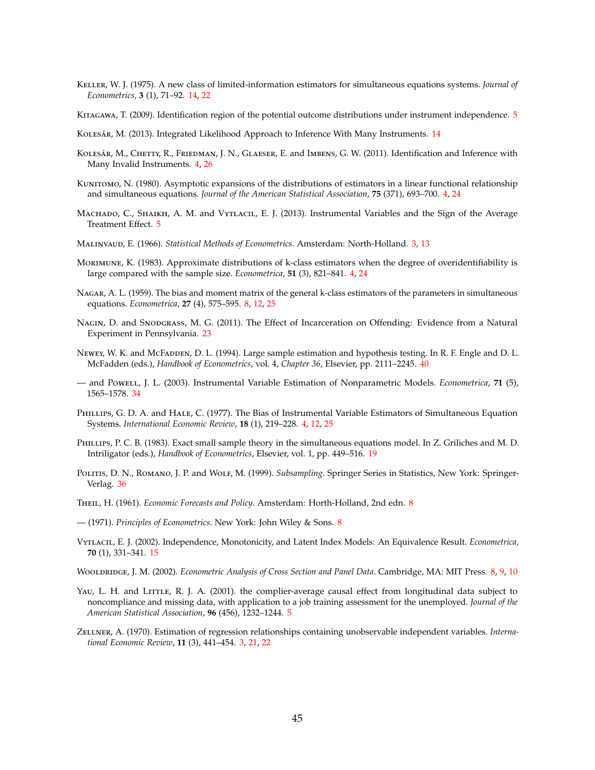Keller, W. J. (1975). A new class of limited-information estimators for simultaneous equations systems. *Journal of Econometrics*, **3** (1), 71–92. 14, 22

Kitagawa, T. (2009). Identification region of the potential outcome distributions under instrument independence. 5

Kolesár, M. (2013). Integrated Likelihood Approach to Inference With Many Instruments. 14

Kolesár, M., Chetty, R., Friedman, J. N., Glaeser, E. and Imbens, G. W. (2011). Identification and Inference with Many Invalid Instruments. 4, 26

Kunitomo, N. (1980). Asymptotic expansions of the distributions of estimators in a linear functional relationship and simultaneous equations. *Journal of the American Statistical Association*, **75** (371), 693–700. 4, 24

Machado, C., Shaikh, A. M. and Vytlacil, E. J. (2013). Instrumental Variables and the Sign of the Average Treatment Effect. 5

Malinvaud, E. (1966). *Statistical Methods of Econometrics*. Amsterdam: North-Holland. 3, 13

Morimune, K. (1983). Approximate distributions of k-class estimators when the degree of overidentifiability is large compared with the sample size. *Econometrica*, **51** (3), 821–841. 4, 24

Nagar, A. L. (1959). The bias and moment matrix of the general k-class estimators of the parameters in simultaneous equations. *Econometrica*, **27** (4), 575–595. 8, 12, 25

Nagin, D. and Snodgrass, M. G. (2011). The Effect of Incarceration on Offending: Evidence from a Natural Experiment in Pennsylvania. 23

Newey, W. K. and McFadden, D. L. (1994). Large sample estimation and hypothesis testing. In R. F. Engle and D. L. McFadden (eds.), *Handbook of Econometrics*, vol. 4, *Chapter 36*, Elsevier, pp. 2111–2245. 40

— and Powell, J. L. (2003). Instrumental Variable Estimation of Nonparametric Models. *Econometrica*, **71** (5), 1565–1578. 34

Phillips, G. D. A. and Hale, C. (1977). The Bias of Instrumental Variable Estimators of Simultaneous Equation Systems. *International Economic Review*, **18** (1), 219–228. 4, 12, 25

Phillips, P. C. B. (1983). Exact small sample theory in the simultaneous equations model. In Z. Griliches and M. D. Intriligator (eds.), *Handbook of Econometrics*, Elsevier, vol. 1, pp. 449–516. 19

Politis, D. N., Romano, J. P. and Wolf, M. (1999). *Subsampling*. Springer Series in Statistics, New York: Springer-Verlag. 36

Theil, H. (1961). *Economic Forecasts and Policy*. Amsterdam: Horth-Holland, 2nd edn. 8

— (1971). *Principles of Econometrics*. New York: John Wiley & Sons. 8

Vytlacil, E. J. (2002). Independence, Monotonicity, and Latent Index Models: An Equivalence Result. *Econometrica*, **70** (1), 331–341. 15

Wooldridge, J. M. (2002). *Econometric Analysis of Cross Section and Panel Data*. Cambridge, MA: MIT Press. 8, 9, 10

Yau, L. H. and Little, R. J. A. (2001). the complier-average causal effect from longitudinal data subject to noncompliance and missing data, with application to a job training assessment for the unemployed. *Journal of the American Statistical Association*, **96** (456), 1232–1244. 5

Zellner, A. (1970). Estimation of regression relationships containing unobservable independent variables. *International Economic Review*, **11** (3), 441–454. 3, 21, 22